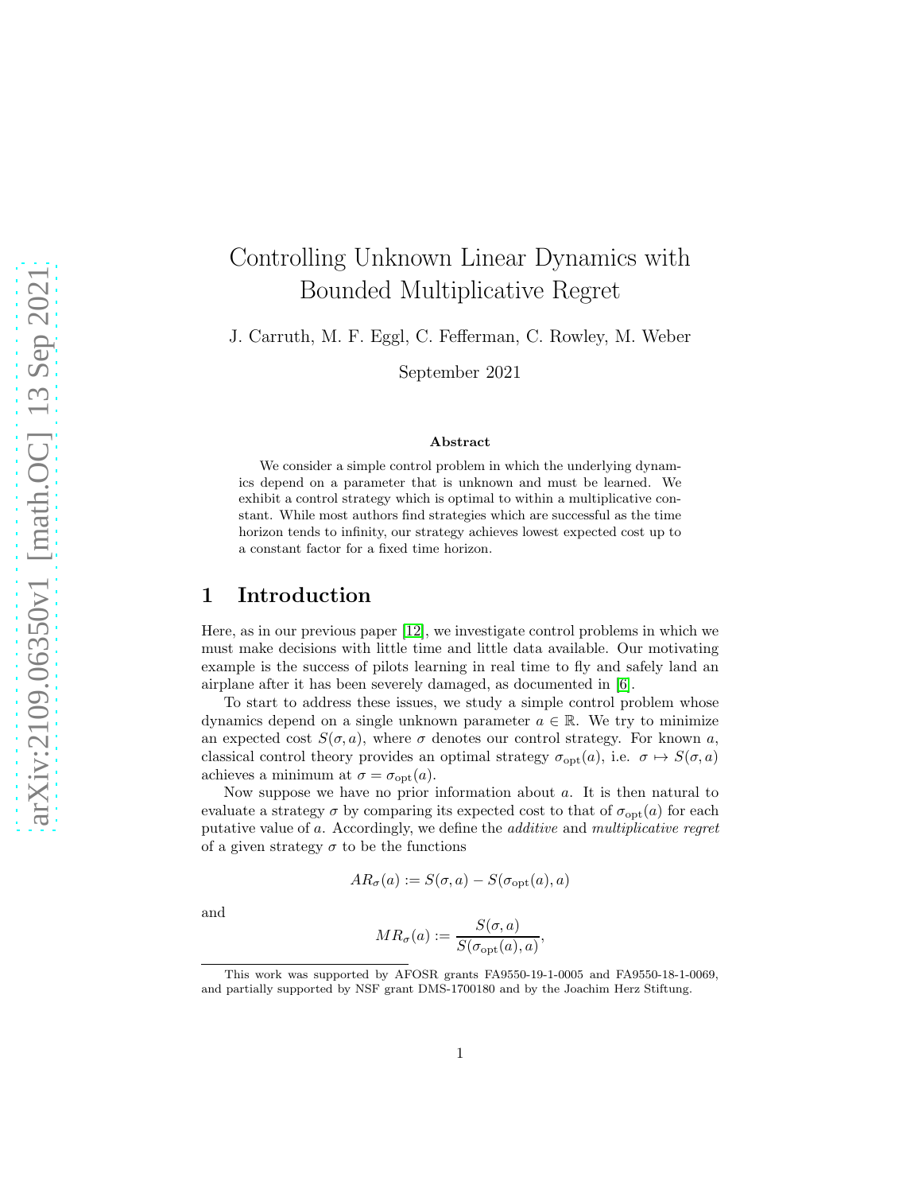# Controlling Unknown Linear Dynamics with Bounded Multiplicative Regret

J. Carruth, M. F. Eggl, C. Fefferman, C. Rowley, M. Weber

September 2021

**Abstract**

We consider a simple control problem in which the underlying dynamics depend on a parameter that is unknown and must be learned. We exhibit a control strategy which is optimal to within a multiplicative constant. While most authors find strategies which are successful as the time horizon tends to infinity, our strategy achieves lowest expected cost up to a constant factor for a fixed time horizon.

## 1 Introduction

Here, as in our previous paper [12], we investigate control problems in which we must make decisions with little time and little data available. Our motivating example is the success of pilots learning in real time to fly and safely land an airplane after it has been severely damaged, as documented in [6].

To start to address these issues, we study a simple control problem whose dynamics depend on a single unknown parameter $a \in \mathbb{R}$. We try to minimize an expected cost $S(\sigma, a)$, where $\sigma$ denotes our control strategy. For known $a$, classical control theory provides an optimal strategy $\sigma_{\text{opt}}(a)$, i.e. $\sigma \mapsto S(\sigma, a)$ achieves a minimum at $\sigma = \sigma_{\text{opt}}(a)$.

Now suppose we have no prior information about $a$. It is then natural to evaluate a strategy $\sigma$ by comparing its expected cost to that of $\sigma_{\text{opt}}(a)$ for each putative value of $a$. Accordingly, we define the *additive* and *multiplicative regret* of a given strategy $\sigma$ to be the functions

$$AR_\sigma(a) := S(\sigma, a) - S(\sigma_{\text{opt}}(a), a)$$

and

$$MR_\sigma(a) := \frac{S(\sigma, a)}{S(\sigma_{\text{opt}}(a), a)},$$

This work was supported by AFOSR grants FA9550-19-1-0005 and FA9550-18-1-0069, and partially supported by NSF grant DMS-1700180 and by the Joachim Herz Stiftung.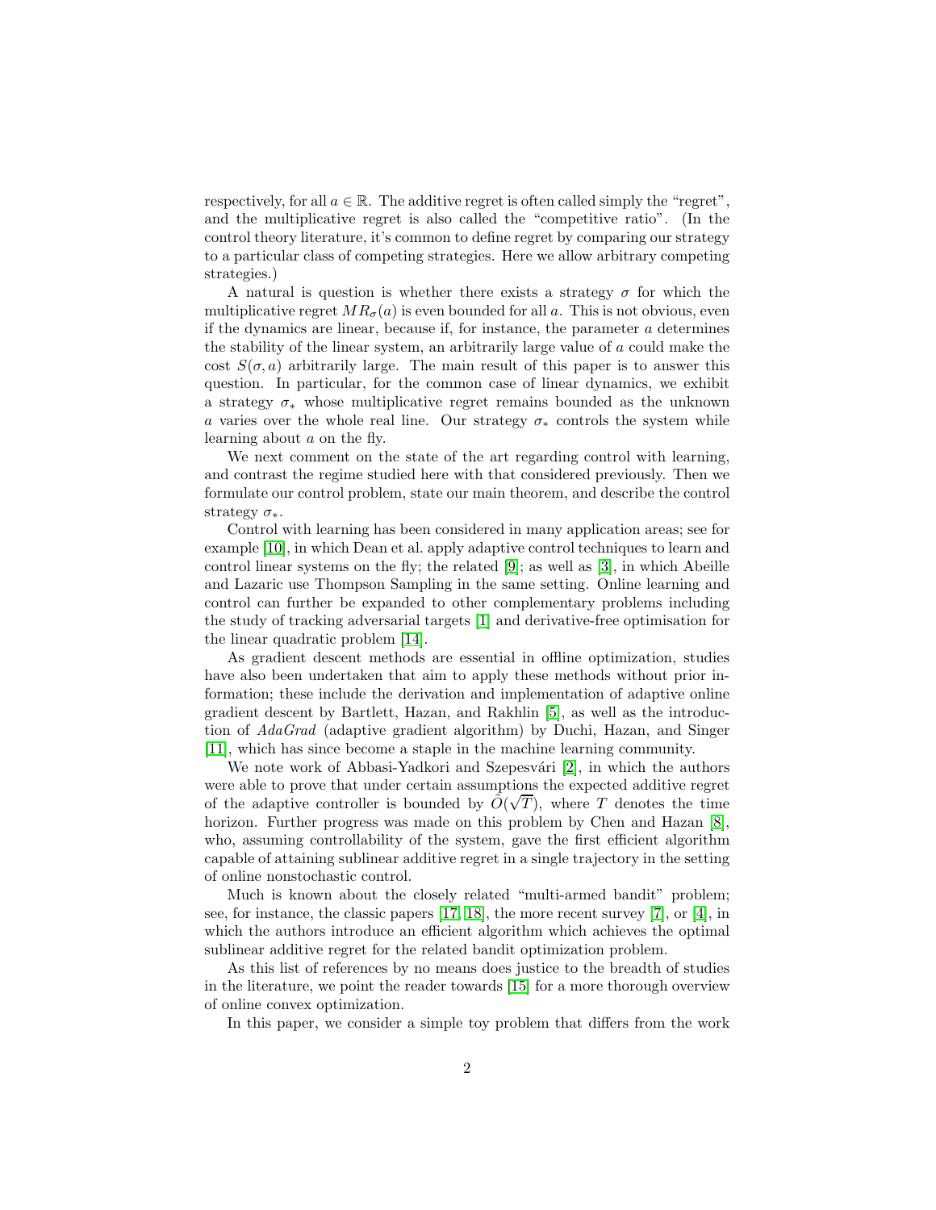respectively, for all $a \in \mathbb{R}$. The additive regret is often called simply the "regret", and the multiplicative regret is also called the "competitive ratio". (In the control theory literature, it's common to define regret by comparing our strategy to a particular class of competing strategies. Here we allow arbitrary competing strategies.)

A natural is question is whether there exists a strategy $\sigma$ for which the multiplicative regret $MR_\sigma(a)$ is even bounded for all $a$. This is not obvious, even if the dynamics are linear, because if, for instance, the parameter $a$ determines the stability of the linear system, an arbitrarily large value of $a$ could make the cost $S(\sigma, a)$ arbitrarily large. The main result of this paper is to answer this question. In particular, for the common case of linear dynamics, we exhibit a strategy $\sigma_*$ whose multiplicative regret remains bounded as the unknown $a$ varies over the whole real line. Our strategy $\sigma_*$ controls the system while learning about $a$ on the fly.

We next comment on the state of the art regarding control with learning, and contrast the regime studied here with that considered previously. Then we formulate our control problem, state our main theorem, and describe the control strategy $\sigma_*$.

Control with learning has been considered in many application areas; see for example [10], in which Dean et al. apply adaptive control techniques to learn and control linear systems on the fly; the related [9]; as well as [3], in which Abeille and Lazaric use Thompson Sampling in the same setting. Online learning and control can further be expanded to other complementary problems including the study of tracking adversarial targets [1] and derivative-free optimisation for the linear quadratic problem [14].

As gradient descent methods are essential in offline optimization, studies have also been undertaken that aim to apply these methods without prior information; these include the derivation and implementation of adaptive online gradient descent by Bartlett, Hazan, and Rakhlin [5], as well as the introduction of *AdaGrad* (adaptive gradient algorithm) by Duchi, Hazan, and Singer [11], which has since become a staple in the machine learning community.

We note work of Abbasi-Yadkori and Szepesvári [2], in which the authors were able to prove that under certain assumptions the expected additive regret of the adaptive controller is bounded by $\tilde{O}(\sqrt{T})$, where $T$ denotes the time horizon. Further progress was made on this problem by Chen and Hazan [8], who, assuming controllability of the system, gave the first efficient algorithm capable of attaining sublinear additive regret in a single trajectory in the setting of online nonstochastic control.

Much is known about the closely related "multi-armed bandit" problem; see, for instance, the classic papers [17, 18], the more recent survey [7], or [4], in which the authors introduce an efficient algorithm which achieves the optimal sublinear additive regret for the related bandit optimization problem.

As this list of references by no means does justice to the breadth of studies in the literature, we point the reader towards [15] for a more thorough overview of online convex optimization.

In this paper, we consider a simple toy problem that differs from the work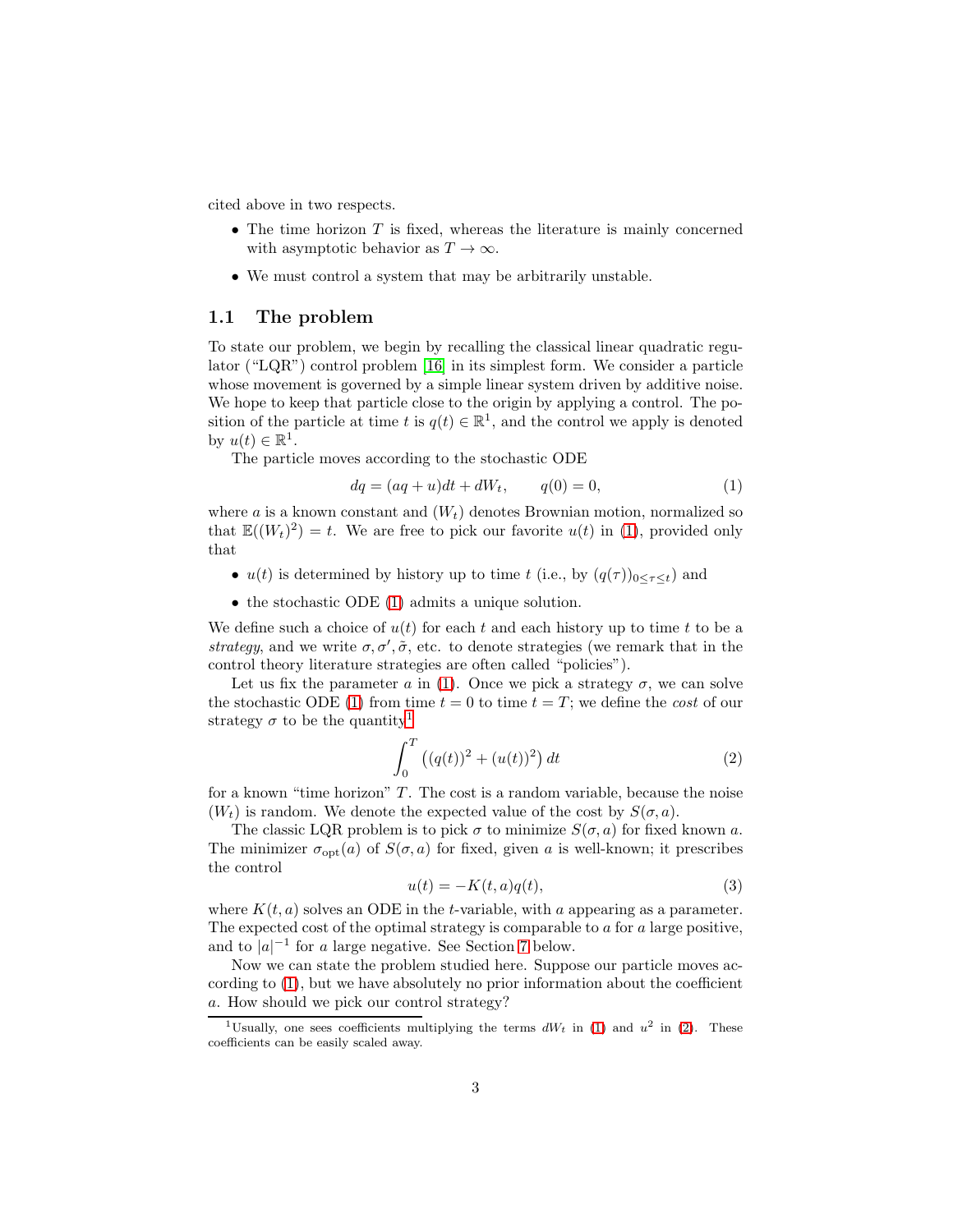cited above in two respects.

- The time horizon $T$ is fixed, whereas the literature is mainly concerned with asymptotic behavior as $T \to \infty$.
- We must control a system that may be arbitrarily unstable.

## 1.1 The problem

To state our problem, we begin by recalling the classical linear quadratic regulator ("LQR") control problem [16] in its simplest form. We consider a particle whose movement is governed by a simple linear system driven by additive noise. We hope to keep that particle close to the origin by applying a control. The position of the particle at time $t$ is $q(t) \in \mathbb{R}^1$, and the control we apply is denoted by $u(t) \in \mathbb{R}^1$.

The particle moves according to the stochastic ODE

$$dq = (aq + u)dt + dW_t, \qquad q(0) = 0, \tag{1}$$

where $a$ is a known constant and $(W_t)$ denotes Brownian motion, normalized so that $\mathbb{E}((W_t)^2) = t$. We are free to pick our favorite $u(t)$ in (1), provided only that

- $u(t)$ is determined by history up to time $t$ (i.e., by $(q(\tau))_{0 \leq \tau \leq t}$) and
- the stochastic ODE (1) admits a unique solution.

We define such a choice of $u(t)$ for each $t$ and each history up to time $t$ to be a *strategy*, and we write $\sigma, \sigma', \tilde{\sigma}$, etc. to denote strategies (we remark that in the control theory literature strategies are often called "policies").

Let us fix the parameter $a$ in (1). Once we pick a strategy $\sigma$, we can solve the stochastic ODE (1) from time $t = 0$ to time $t = T$; we define the *cost* of our strategy $\sigma$ to be the quantity[1]

$$\int_0^T \left( (q(t))^2 + (u(t))^2 \right) dt \tag{2}$$

for a known "time horizon" $T$. The cost is a random variable, because the noise $(W_t)$ is random. We denote the expected value of the cost by $S(\sigma, a)$.

The classic LQR problem is to pick $\sigma$ to minimize $S(\sigma, a)$ for fixed known $a$. The minimizer $\sigma_{\text{opt}}(a)$ of $S(\sigma, a)$ for fixed, given $a$ is well-known; it prescribes the control

$$u(t) = -K(t, a)q(t), \tag{3}$$

where $K(t, a)$ solves an ODE in the $t$-variable, with $a$ appearing as a parameter. The expected cost of the optimal strategy is comparable to $a$ for $a$ large positive, and to $|a|^{-1}$ for $a$ large negative. See Section 7 below.

Now we can state the problem studied here. Suppose our particle moves according to (1), but we have absolutely no prior information about the coefficient $a$. How should we pick our control strategy?

[1] Usually, one sees coefficients multiplying the terms $dW_t$ in (1) and $u^2$ in (2). These coefficients can be easily scaled away.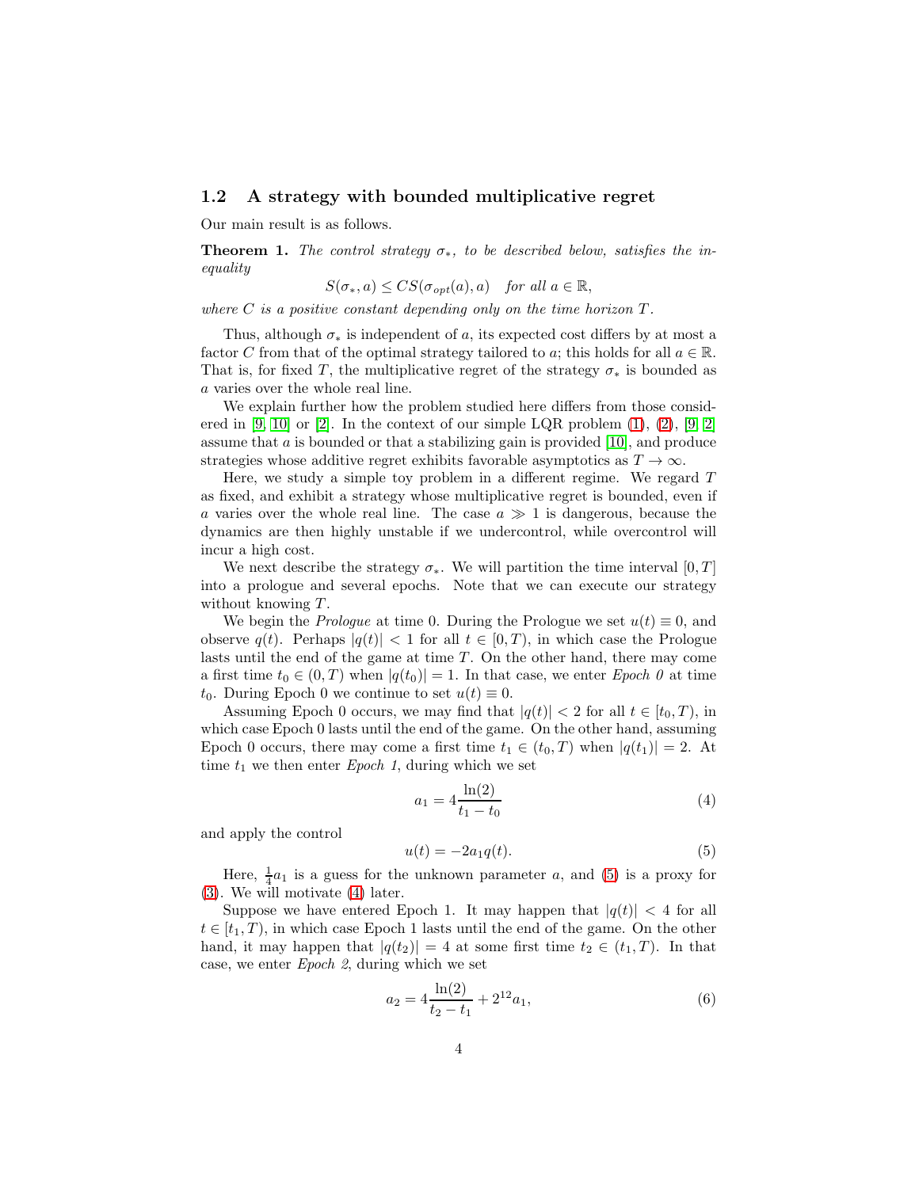## 1.2 A strategy with bounded multiplicative regret

Our main result is as follows.

**Theorem 1.** *The control strategy $\sigma_*$, to be described below, satisfies the inequality*

$$S(\sigma_*, a) \leq CS(\sigma_{opt}(a), a) \quad \text{for all } a \in \mathbb{R},$$

*where $C$ is a positive constant depending only on the time horizon $T$.*

Thus, although $\sigma_*$ is independent of $a$, its expected cost differs by at most a factor $C$ from that of the optimal strategy tailored to $a$; this holds for all $a \in \mathbb{R}$. That is, for fixed $T$, the multiplicative regret of the strategy $\sigma_*$ is bounded as $a$ varies over the whole real line.

We explain further how the problem studied here differs from those considered in [9, 10] or [2]. In the context of our simple LQR problem (1), (2), [9, 2] assume that $a$ is bounded or that a stabilizing gain is provided [10], and produce strategies whose additive regret exhibits favorable asymptotics as $T \to \infty$.

Here, we study a simple toy problem in a different regime. We regard $T$ as fixed, and exhibit a strategy whose multiplicative regret is bounded, even if $a$ varies over the whole real line. The case $a \gg 1$ is dangerous, because the dynamics are then highly unstable if we undercontrol, while overcontrol will incur a high cost.

We next describe the strategy $\sigma_*$. We will partition the time interval $[0, T]$ into a prologue and several epochs. Note that we can execute our strategy without knowing $T$.

We begin the *Prologue* at time 0. During the Prologue we set $u(t) \equiv 0$, and observe $q(t)$. Perhaps $|q(t)| < 1$ for all $t \in [0, T)$, in which case the Prologue lasts until the end of the game at time $T$. On the other hand, there may come a first time $t_0 \in (0, T)$ when $|q(t_0)| = 1$. In that case, we enter *Epoch 0* at time $t_0$. During Epoch 0 we continue to set $u(t) \equiv 0$.

Assuming Epoch 0 occurs, we may find that $|q(t)| < 2$ for all $t \in [t_0, T)$, in which case Epoch 0 lasts until the end of the game. On the other hand, assuming Epoch 0 occurs, there may come a first time $t_1 \in (t_0, T)$ when $|q(t_1)| = 2$. At time $t_1$ we then enter *Epoch 1*, during which we set

$$a_1 = 4\frac{\ln(2)}{t_1 - t_0} \tag{4}$$

and apply the control

$$u(t) = -2a_1 q(t). \tag{5}$$

Here, $\frac{1}{4}a_1$ is a guess for the unknown parameter $a$, and (5) is a proxy for (3). We will motivate (4) later.

Suppose we have entered Epoch 1. It may happen that $|q(t)| < 4$ for all $t \in [t_1, T)$, in which case Epoch 1 lasts until the end of the game. On the other hand, it may happen that $|q(t_2)| = 4$ at some first time $t_2 \in (t_1, T)$. In that case, we enter *Epoch 2*, during which we set

$$a_2 = 4\frac{\ln(2)}{t_2 - t_1} + 2^{12}a_1, \tag{6}$$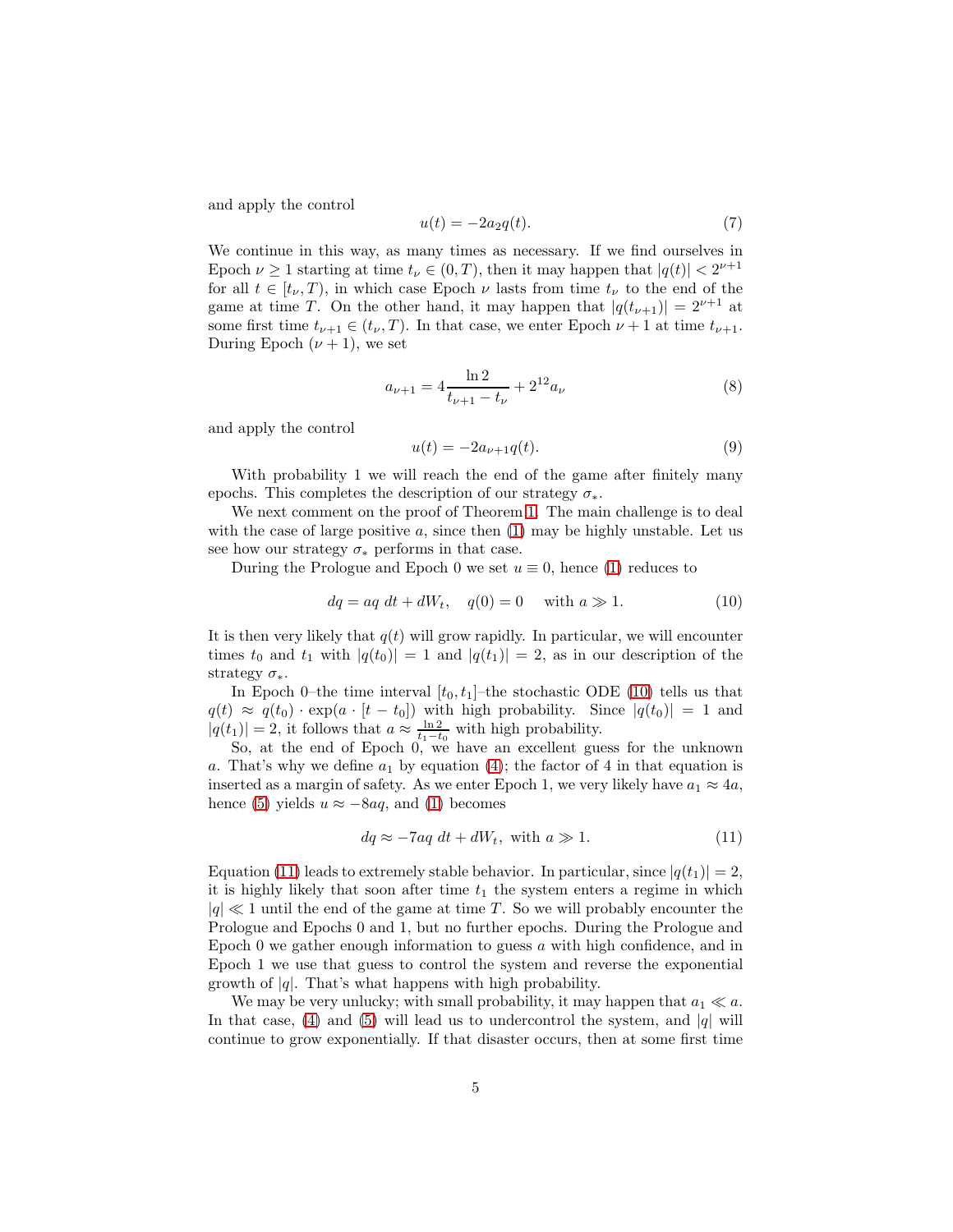and apply the control

$$u(t) = -2a_2 q(t). \tag{7}$$

We continue in this way, as many times as necessary. If we find ourselves in Epoch $\nu \geq 1$ starting at time $t_\nu \in (0, T)$, then it may happen that $|q(t)| < 2^{\nu+1}$ for all $t \in [t_\nu, T)$, in which case Epoch $\nu$ lasts from time $t_\nu$ to the end of the game at time $T$. On the other hand, it may happen that $|q(t_{\nu+1})| = 2^{\nu+1}$ at some first time $t_{\nu+1} \in (t_\nu, T)$. In that case, we enter Epoch $\nu + 1$ at time $t_{\nu+1}$. During Epoch $(\nu + 1)$, we set

$$a_{\nu+1} = 4\frac{\ln 2}{t_{\nu+1} - t_\nu} + 2^{12} a_\nu \tag{8}$$

and apply the control

$$u(t) = -2a_{\nu+1} q(t). \tag{9}$$

With probability 1 we will reach the end of the game after finitely many epochs. This completes the description of our strategy $\sigma_*$.

We next comment on the proof of Theorem 1. The main challenge is to deal with the case of large positive $a$, since then (1) may be highly unstable. Let us see how our strategy $\sigma_*$ performs in that case.

During the Prologue and Epoch 0 we set $u \equiv 0$, hence (1) reduces to

$$dq = aq \; dt + dW_t, \quad q(0) = 0 \quad \text{with } a \gg 1. \tag{10}$$

It is then very likely that $q(t)$ will grow rapidly. In particular, we will encounter times $t_0$ and $t_1$ with $|q(t_0)| = 1$ and $|q(t_1)| = 2$, as in our description of the strategy $\sigma_*$.

In Epoch 0–the time interval $[t_0, t_1]$–the stochastic ODE (10) tells us that $q(t) \approx q(t_0) \cdot \exp(a \cdot [t - t_0])$ with high probability. Since $|q(t_0)| = 1$ and $|q(t_1)| = 2$, it follows that $a \approx \frac{\ln 2}{t_1 - t_0}$ with high probability.

So, at the end of Epoch 0, we have an excellent guess for the unknown $a$. That's why we define $a_1$ by equation (4); the factor of 4 in that equation is inserted as a margin of safety. As we enter Epoch 1, we very likely have $a_1 \approx 4a$, hence (5) yields $u \approx -8aq$, and (1) becomes

$$dq \approx -7aq \; dt + dW_t, \text{ with } a \gg 1. \tag{11}$$

Equation (11) leads to extremely stable behavior. In particular, since $|q(t_1)| = 2$, it is highly likely that soon after time $t_1$ the system enters a regime in which $|q| \ll 1$ until the end of the game at time $T$. So we will probably encounter the Prologue and Epochs 0 and 1, but no further epochs. During the Prologue and Epoch 0 we gather enough information to guess $a$ with high confidence, and in Epoch 1 we use that guess to control the system and reverse the exponential growth of $|q|$. That's what happens with high probability.

We may be very unlucky; with small probability, it may happen that $a_1 \ll a$. In that case, (4) and (5) will lead us to undercontrol the system, and $|q|$ will continue to grow exponentially. If that disaster occurs, then at some first time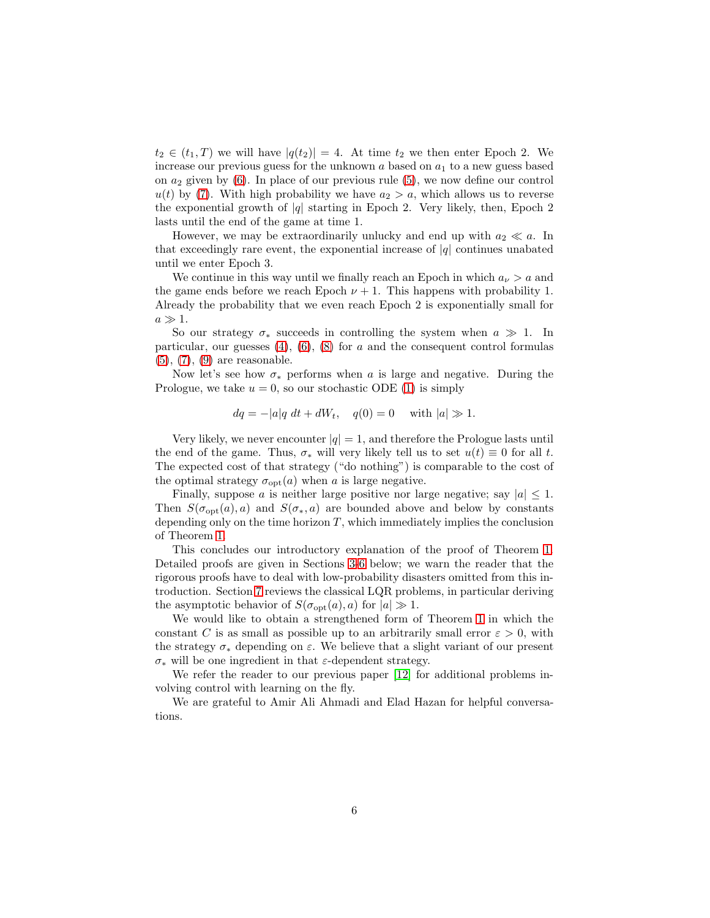$t_2 \in (t_1, T)$ we will have $|q(t_2)| = 4$. At time $t_2$ we then enter Epoch 2. We increase our previous guess for the unknown $a$ based on $a_1$ to a new guess based on $a_2$ given by (6). In place of our previous rule (5), we now define our control $u(t)$ by (7). With high probability we have $a_2 > a$, which allows us to reverse the exponential growth of $|q|$ starting in Epoch 2. Very likely, then, Epoch 2 lasts until the end of the game at time 1.

However, we may be extraordinarily unlucky and end up with $a_2 \ll a$. In that exceedingly rare event, the exponential increase of $|q|$ continues unabated until we enter Epoch 3.

We continue in this way until we finally reach an Epoch in which $a_\nu > a$ and the game ends before we reach Epoch $\nu + 1$. This happens with probability 1. Already the probability that we even reach Epoch 2 is exponentially small for $a \gg 1$.

So our strategy $\sigma_*$ succeeds in controlling the system when $a \gg 1$. In particular, our guesses (4), (6), (8) for $a$ and the consequent control formulas (5), (7), (9) are reasonable.

Now let's see how $\sigma_*$ performs when $a$ is large and negative. During the Prologue, we take $u = 0$, so our stochastic ODE (1) is simply

$$dq = -|a|q \; dt + dW_t, \quad q(0) = 0 \quad \text{with } |a| \gg 1.$$

Very likely, we never encounter $|q| = 1$, and therefore the Prologue lasts until the end of the game. Thus, $\sigma_*$ will very likely tell us to set $u(t) \equiv 0$ for all $t$. The expected cost of that strategy ("do nothing") is comparable to the cost of the optimal strategy $\sigma_{\text{opt}}(a)$ when $a$ is large negative.

Finally, suppose $a$ is neither large positive nor large negative; say $|a| \leq 1$. Then $S(\sigma_{\text{opt}}(a), a)$ and $S(\sigma_*, a)$ are bounded above and below by constants depending only on the time horizon $T$, which immediately implies the conclusion of Theorem 1.

This concludes our introductory explanation of the proof of Theorem 1. Detailed proofs are given in Sections 3-6 below; we warn the reader that the rigorous proofs have to deal with low-probability disasters omitted from this introduction. Section 7 reviews the classical LQR problems, in particular deriving the asymptotic behavior of $S(\sigma_{\text{opt}}(a), a)$ for $|a| \gg 1$.

We would like to obtain a strengthened form of Theorem 1 in which the constant $C$ is as small as possible up to an arbitrarily small error $\varepsilon > 0$, with the strategy $\sigma_*$ depending on $\varepsilon$. We believe that a slight variant of our present $\sigma_*$ will be one ingredient in that $\varepsilon$-dependent strategy.

We refer the reader to our previous paper [12] for additional problems involving control with learning on the fly.

We are grateful to Amir Ali Ahmadi and Elad Hazan for helpful conversations.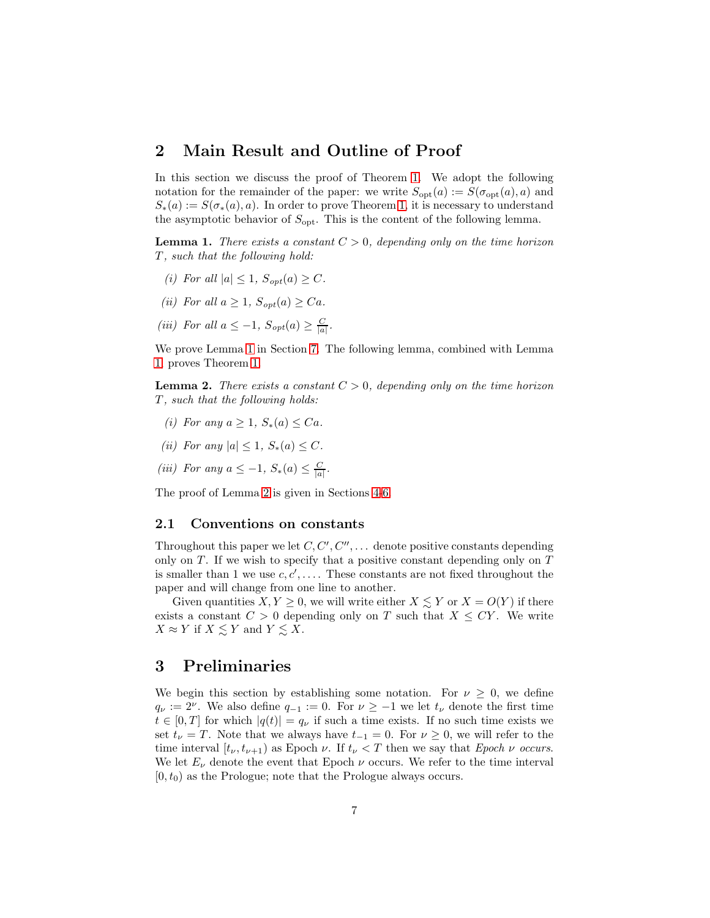## 2 Main Result and Outline of Proof

In this section we discuss the proof of Theorem 1. We adopt the following notation for the remainder of the paper: we write $S_{\text{opt}}(a) := S(\sigma_{\text{opt}}(a), a)$ and $S_*(a) := S(\sigma_*(a), a)$. In order to prove Theorem 1, it is necessary to understand the asymptotic behavior of $S_{\text{opt}}$. This is the content of the following lemma.

**Lemma 1.** *There exists a constant $C > 0$, depending only on the time horizon $T$, such that the following hold:*

*(i) For all $|a| \le 1$, $S_{opt}(a) \ge C$.*

*(ii) For all $a \ge 1$, $S_{opt}(a) \ge Ca$.*

*(iii) For all $a \le -1$, $S_{opt}(a) \ge \frac{C}{|a|}$.*

We prove Lemma 1 in Section 7. The following lemma, combined with Lemma 1, proves Theorem 1.

**Lemma 2.** *There exists a constant $C > 0$, depending only on the time horizon $T$, such that the following holds:*

*(i) For any $a \ge 1$, $S_*(a) \le Ca$.*

*(ii) For any $|a| \le 1$, $S_*(a) \le C$.*

*(iii) For any $a \le -1$, $S_*(a) \le \frac{C}{|a|}$.*

The proof of Lemma 2 is given in Sections 4-6.

### 2.1 Conventions on constants

Throughout this paper we let $C, C', C'', \ldots$ denote positive constants depending only on $T$. If we wish to specify that a positive constant depending only on $T$ is smaller than 1 we use $c, c', \ldots$. These constants are not fixed throughout the paper and will change from one line to another.

Given quantities $X, Y \ge 0$, we will write either $X \lesssim Y$ or $X = O(Y)$ if there exists a constant $C > 0$ depending only on $T$ such that $X \le CY$. We write $X \approx Y$ if $X \lesssim Y$ and $Y \lesssim X$.

## 3 Preliminaries

We begin this section by establishing some notation. For $\nu \ge 0$, we define $q_\nu := 2^\nu$. We also define $q_{-1} := 0$. For $\nu \ge -1$ we let $t_\nu$ denote the first time $t \in [0, T]$ for which $|q(t)| = q_\nu$ if such a time exists. If no such time exists we set $t_\nu = T$. Note that we always have $t_{-1} = 0$. For $\nu \ge 0$, we will refer to the time interval $[t_\nu, t_{\nu+1})$ as Epoch $\nu$. If $t_\nu < T$ then we say that *Epoch $\nu$ occurs*. We let $E_\nu$ denote the event that Epoch $\nu$ occurs. We refer to the time interval $[0, t_0)$ as the Prologue; note that the Prologue always occurs.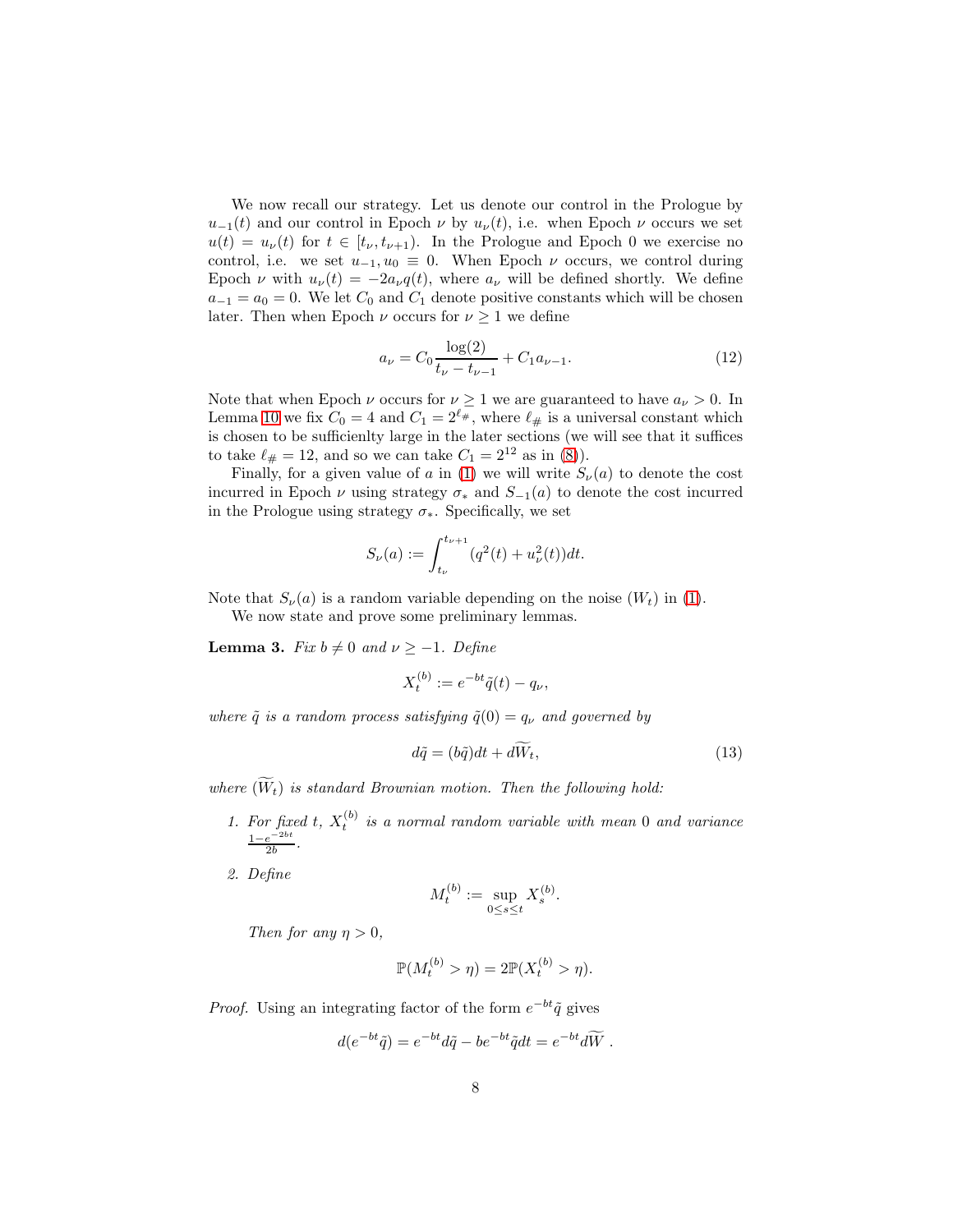We now recall our strategy. Let us denote our control in the Prologue by $u_{-1}(t)$ and our control in Epoch $\nu$ by $u_\nu(t)$, i.e. when Epoch $\nu$ occurs we set $u(t) = u_\nu(t)$ for $t \in [t_\nu, t_{\nu+1})$. In the Prologue and Epoch 0 we exercise no control, i.e. we set $u_{-1}, u_0 \equiv 0$. When Epoch $\nu$ occurs, we control during Epoch $\nu$ with $u_\nu(t) = -2a_\nu q(t)$, where $a_\nu$ will be defined shortly. We define $a_{-1} = a_0 = 0$. We let $C_0$ and $C_1$ denote positive constants which will be chosen later. Then when Epoch $\nu$ occurs for $\nu \geq 1$ we define

$$a_\nu = C_0 \frac{\log(2)}{t_\nu - t_{\nu-1}} + C_1 a_{\nu-1}. \tag{12}$$

Note that when Epoch $\nu$ occurs for $\nu \geq 1$ we are guaranteed to have $a_\nu > 0$. In Lemma 10 we fix $C_0 = 4$ and $C_1 = 2^{\ell_\#}$, where $\ell_\#$ is a universal constant which is chosen to be sufficienlty large in the later sections (we will see that it suffices to take $\ell_\# = 12$, and so we can take $C_1 = 2^{12}$ as in (8)).

Finally, for a given value of $a$ in (1) we will write $S_\nu(a)$ to denote the cost incurred in Epoch $\nu$ using strategy $\sigma_*$ and $S_{-1}(a)$ to denote the cost incurred in the Prologue using strategy $\sigma_*$. Specifically, we set

$$S_\nu(a) := \int_{t_\nu}^{t_{\nu+1}} (q^2(t) + u_\nu^2(t))dt.$$

Note that $S_\nu(a)$ is a random variable depending on the noise $(W_t)$ in (1).

We now state and prove some preliminary lemmas.

**Lemma 3.** *Fix $b \neq 0$ and $\nu \geq -1$. Define*

$$X_t^{(b)} := e^{-bt}\tilde{q}(t) - q_\nu,$$

*where $\tilde{q}$ is a random process satisfying $\tilde{q}(0) = q_\nu$ and governed by*

$$d\tilde{q} = (b\tilde{q})dt + d\widetilde{W}_t, \tag{13}$$

*where $(\widetilde{W}_t)$ is standard Brownian motion. Then the following hold:*

1. *For fixed $t$, $X_t^{(b)}$ is a normal random variable with mean 0 and variance $\frac{1-e^{-2bt}}{2b}$.*
2. *Define*

$$M_t^{(b)} := \sup_{0 \leq s \leq t} X_s^{(b)}.$$

*Then for any $\eta > 0$,*

$$\mathbb{P}(M_t^{(b)} > \eta) = 2\mathbb{P}(X_t^{(b)} > \eta).$$

*Proof.* Using an integrating factor of the form $e^{-bt}\tilde{q}$ gives

$$d(e^{-bt}\tilde{q}) = e^{-bt}d\tilde{q} - be^{-bt}\tilde{q}dt = e^{-bt}d\widetilde{W}.$$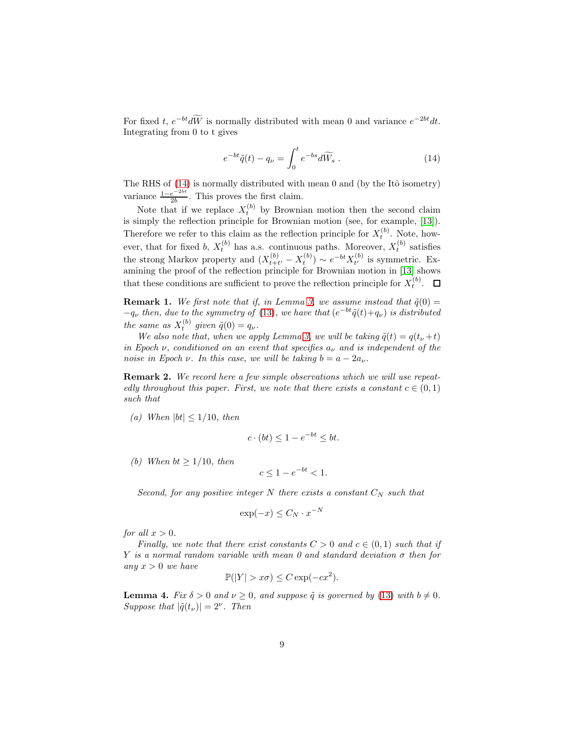For fixed $t$, $e^{-bt}d\widetilde{W}$ is normally distributed with mean 0 and variance $e^{-2bt}dt$. Integrating from 0 to t gives

$$e^{-bt}\tilde{q}(t) - q_\nu = \int_0^t e^{-bs} d\widetilde{W}_s \,. \tag{14}$$

The RHS of (14) is normally distributed with mean 0 and (by the Itô isometry) variance $\frac{1-e^{-2bt}}{2b}$. This proves the first claim.

Note that if we replace $X_t^{(b)}$ by Brownian motion then the second claim is simply the reflection principle for Brownian motion (see, for example, [13]). Therefore we refer to this claim as the reflection principle for $X_t^{(b)}$. Note, however, that for fixed $b$, $X_t^{(b)}$ has a.s. continuous paths. Moreover, $X_t^{(b)}$ satisfies the strong Markov property and $(X_{t+t'}^{(b)} - X_t^{(b)}) \sim e^{-bt} X_{t'}^{(b)}$ is symmetric. Examining the proof of the reflection principle for Brownian motion in [13] shows that these conditions are sufficient to prove the reflection principle for $X_t^{(b)}$. $\square$

**Remark 1.** *We first note that if, in Lemma 3, we assume instead that $\tilde{q}(0) = -q_\nu$ then, due to the symmetry of (13), we have that $(e^{-bt}\tilde{q}(t)+q_\nu)$ is distributed the same as $X_t^{(b)}$ given $\tilde{q}(0) = q_\nu$.*

*We also note that, when we apply Lemma 3, we will be taking $\tilde{q}(t) = q(t_\nu + t)$ in Epoch $\nu$, conditioned on an event that specifies $a_\nu$ and is independent of the noise in Epoch $\nu$. In this case, we will be taking $b = a - 2a_\nu$.*

**Remark 2.** *We record here a few simple observations which we will use repeatedly throughout this paper. First, we note that there exists a constant $c \in (0,1)$ such that*

*(a) When $|bt| \leq 1/10$, then*

$$c \cdot (bt) \leq 1 - e^{-bt} \leq bt.$$

*(b) When $bt \geq 1/10$, then*

$$c \leq 1 - e^{-bt} < 1.$$

*Second, for any positive integer $N$ there exists a constant $C_N$ such that*

$$\exp(-x) \leq C_N \cdot x^{-N}$$

*for all $x > 0$.*

*Finally, we note that there exist constants $C > 0$ and $c \in (0,1)$ such that if $Y$ is a normal random variable with mean 0 and standard deviation $\sigma$ then for any $x > 0$ we have*

$$\mathbb{P}(|Y| > x\sigma) \leq C \exp(-cx^2).$$

**Lemma 4.** *Fix $\delta > 0$ and $\nu \geq 0$, and suppose $\tilde{q}$ is governed by (13) with $b \neq 0$. Suppose that $|\tilde{q}(t_\nu)| = 2^\nu$. Then*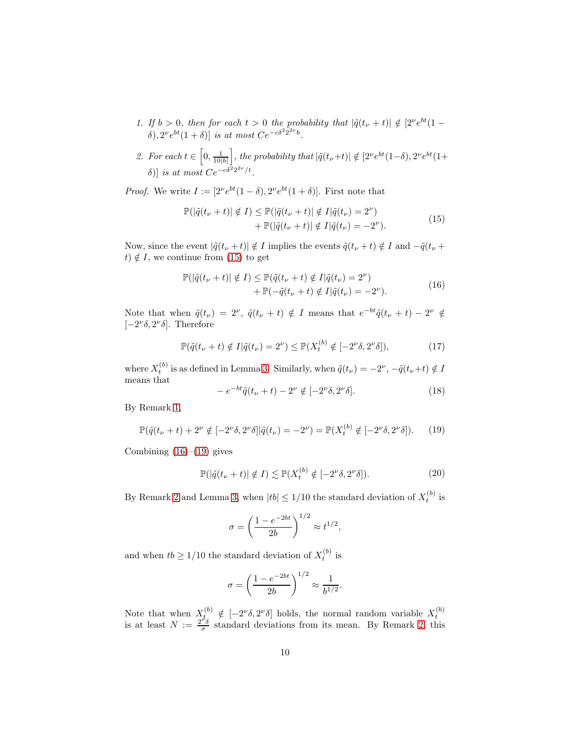1. *If $b > 0$, then for each $t > 0$ the probability that $|\tilde{q}(t_\nu + t)| \notin [2^\nu e^{bt}(1 - \delta), 2^\nu e^{bt}(1 + \delta)]$ is at most $Ce^{-c\delta^2 2^{2\nu} b}$.*

2. *For each $t \in \left[0, \frac{1}{10|b|}\right]$, the probability that $|\tilde{q}(t_\nu+t)| \notin [2^\nu e^{bt}(1-\delta), 2^\nu e^{bt}(1+\delta)]$ is at most $Ce^{-c\delta^2 2^{2\nu}/t}$.*

*Proof.* We write $I := [2^\nu e^{bt}(1 - \delta), 2^\nu e^{bt}(1 + \delta)]$. First note that

$$\begin{aligned}\mathbb{P}(|\tilde{q}(t_\nu + t)| \notin I) \leq \mathbb{P}(&|\tilde{q}(t_\nu + t)| \notin I|\tilde{q}(t_\nu) = 2^\nu) \\ &+ \mathbb{P}(|\tilde{q}(t_\nu + t)| \notin I|\tilde{q}(t_\nu) = -2^\nu).\end{aligned} \tag{15}$$

Now, since the event $|\tilde{q}(t_\nu + t)| \notin I$ implies the events $\tilde{q}(t_\nu + t) \notin I$ and $-\tilde{q}(t_\nu + t) \notin I$, we continue from (15) to get

$$\begin{aligned}\mathbb{P}(|\tilde{q}(t_\nu + t)| \notin I) \leq \mathbb{P}(&\tilde{q}(t_\nu + t) \notin I|\tilde{q}(t_\nu) = 2^\nu) \\ &+ \mathbb{P}(-\tilde{q}(t_\nu + t) \notin I|\tilde{q}(t_\nu) = -2^\nu).\end{aligned} \tag{16}$$

Note that when $\tilde{q}(t_\nu) = 2^\nu$, $\tilde{q}(t_\nu + t) \notin I$ means that $e^{-bt}\tilde{q}(t_\nu + t) - 2^\nu \notin [-2^\nu\delta, 2^\nu\delta]$. Therefore

$$\mathbb{P}(\tilde{q}(t_\nu + t) \notin I|\tilde{q}(t_\nu) = 2^\nu) \leq \mathbb{P}(X_t^{(b)} \notin [-2^\nu\delta, 2^\nu\delta]), \tag{17}$$

where $X_t^{(b)}$ is as defined in Lemma 3. Similarly, when $\tilde{q}(t_\nu) = -2^\nu$, $-\tilde{q}(t_\nu+t) \notin I$ means that

$$-e^{-bt}\tilde{q}(t_\nu + t) - 2^\nu \notin [-2^\nu\delta, 2^\nu\delta]. \tag{18}$$

By Remark 1,

$$\mathbb{P}(\tilde{q}(t_\nu + t) + 2^\nu \notin [-2^\nu\delta, 2^\nu\delta]|\tilde{q}(t_\nu) = -2^\nu) = \mathbb{P}(X_t^{(b)} \notin [-2^\nu\delta, 2^\nu\delta]). \tag{19}$$

Combining (16)–(19) gives

$$\mathbb{P}(|\tilde{q}(t_\nu + t)| \notin I) \lesssim \mathbb{P}(X_t^{(b)} \notin [-2^\nu\delta, 2^\nu\delta]). \tag{20}$$

By Remark 2 and Lemma 3, when $|tb| \leq 1/10$ the standard deviation of $X_t^{(b)}$ is

$$\sigma = \left(\frac{1 - e^{-2bt}}{2b}\right)^{1/2} \approx t^{1/2},$$

and when $tb \geq 1/10$ the standard deviation of $X_t^{(b)}$ is

$$\sigma = \left(\frac{1 - e^{-2bt}}{2b}\right)^{1/2} \approx \frac{1}{b^{1/2}}.$$

Note that when $X_t^{(b)} \notin [-2^\nu\delta, 2^\nu\delta]$ holds, the normal random variable $X_t^{(b)}$ is at least $N := \frac{2^\nu\delta}{\sigma}$ standard deviations from its mean. By Remark 2, this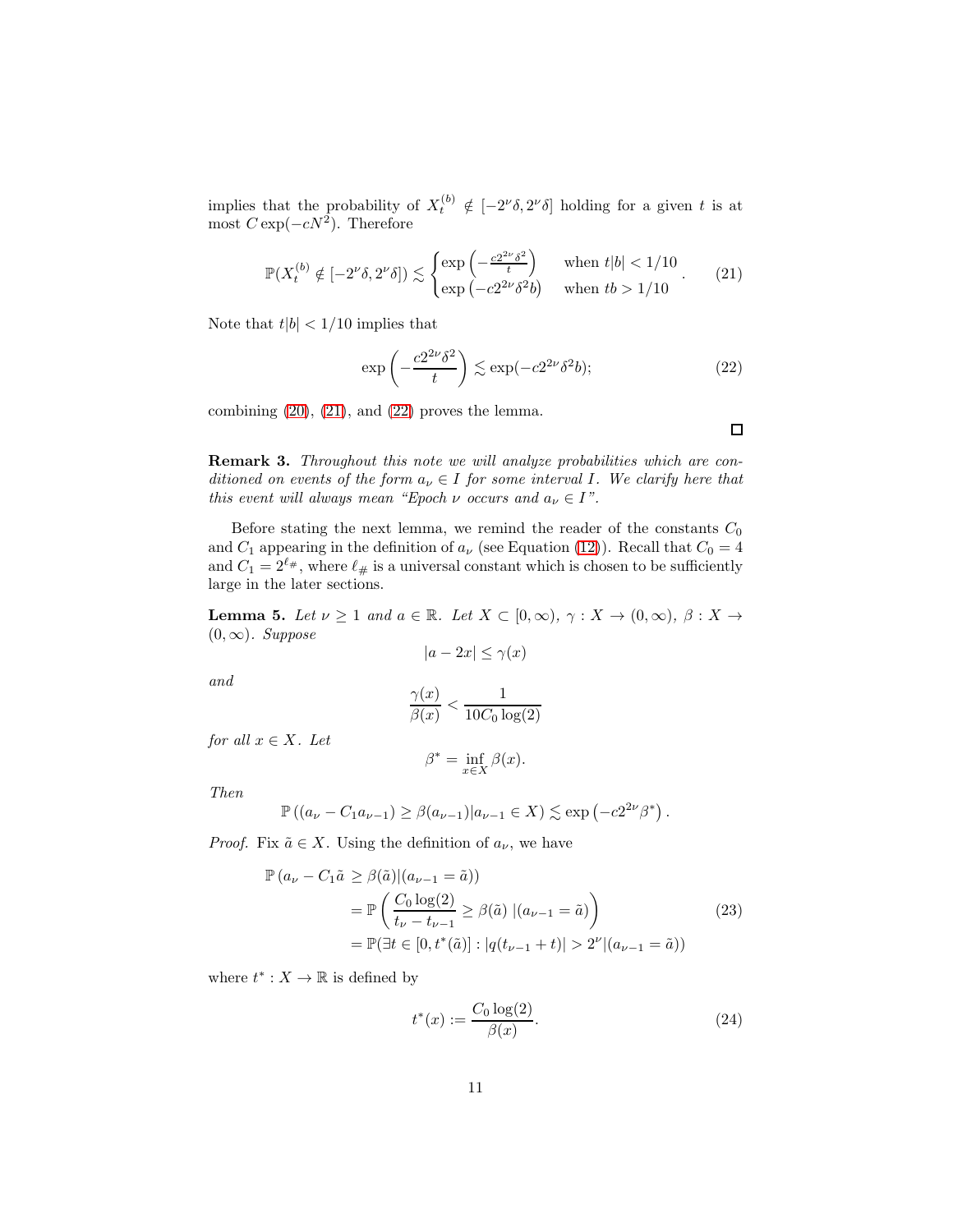implies that the probability of $X_t^{(b)} \notin [-2^\nu \delta, 2^\nu \delta]$ holding for a given $t$ is at most $C \exp(-cN^2)$. Therefore

$$
\mathbb{P}(X_t^{(b)} \notin [-2^\nu \delta, 2^\nu \delta]) \lesssim \begin{cases} \exp\left(-\frac{c2^{2\nu}\delta^2}{t}\right) & \text{when } t|b| < 1/10 \\ \exp\left(-c2^{2\nu}\delta^2 b\right) & \text{when } tb > 1/10 \end{cases}. \tag{21}
$$

Note that $t|b| < 1/10$ implies that

$$
\exp\left(-\frac{c2^{2\nu}\delta^2}{t}\right) \lesssim \exp(-c2^{2\nu}\delta^2 b); \tag{22}
$$

combining (20), (21), and (22) proves the lemma.

□

**Remark 3.** *Throughout this note we will analyze probabilities which are conditioned on events of the form $a_\nu \in I$ for some interval $I$. We clarify here that this event will always mean "Epoch $\nu$ occurs and $a_\nu \in I$".*

Before stating the next lemma, we remind the reader of the constants $C_0$ and $C_1$ appearing in the definition of $a_\nu$ (see Equation (12)). Recall that $C_0 = 4$ and $C_1 = 2^{\ell_\#}$, where $\ell_\#$ is a universal constant which is chosen to be sufficiently large in the later sections.

**Lemma 5.** *Let $\nu \geq 1$ and $a \in \mathbb{R}$. Let $X \subset [0, \infty)$, $\gamma : X \to (0, \infty)$, $\beta : X \to (0, \infty)$. Suppose*

$$
|a - 2x| \leq \gamma(x)
$$

*and*

$$
\frac{\gamma(x)}{\beta(x)} < \frac{1}{10 C_0 \log(2)}
$$

*for all $x \in X$. Let*

$$
\beta^* = \inf_{x \in X} \beta(x).
$$

*Then*

$$
\mathbb{P}\left((a_\nu - C_1 a_{\nu-1}) \geq \beta(a_{\nu-1}) | a_{\nu-1} \in X\right) \lesssim \exp\left(-c2^{2\nu}\beta^*\right).
$$

*Proof.* Fix $\tilde{a} \in X$. Using the definition of $a_\nu$, we have

$$
\begin{aligned}
\mathbb{P}\left(a_\nu - C_1 \tilde{a} \geq \beta(\tilde{a}) | (a_{\nu-1} = \tilde{a})\right) & \\
&= \mathbb{P}\left(\frac{C_0 \log(2)}{t_\nu - t_{\nu-1}} \geq \beta(\tilde{a}) \;|(a_{\nu-1} = \tilde{a})\right) \\
&= \mathbb{P}(\exists t \in [0, t^*(\tilde{a})] : |q(t_{\nu-1} + t)| > 2^\nu | (a_{\nu-1} = \tilde{a}))
\end{aligned} \tag{23}
$$

where $t^* : X \to \mathbb{R}$ is defined by

$$
t^*(x) := \frac{C_0 \log(2)}{\beta(x)}. \tag{24}
$$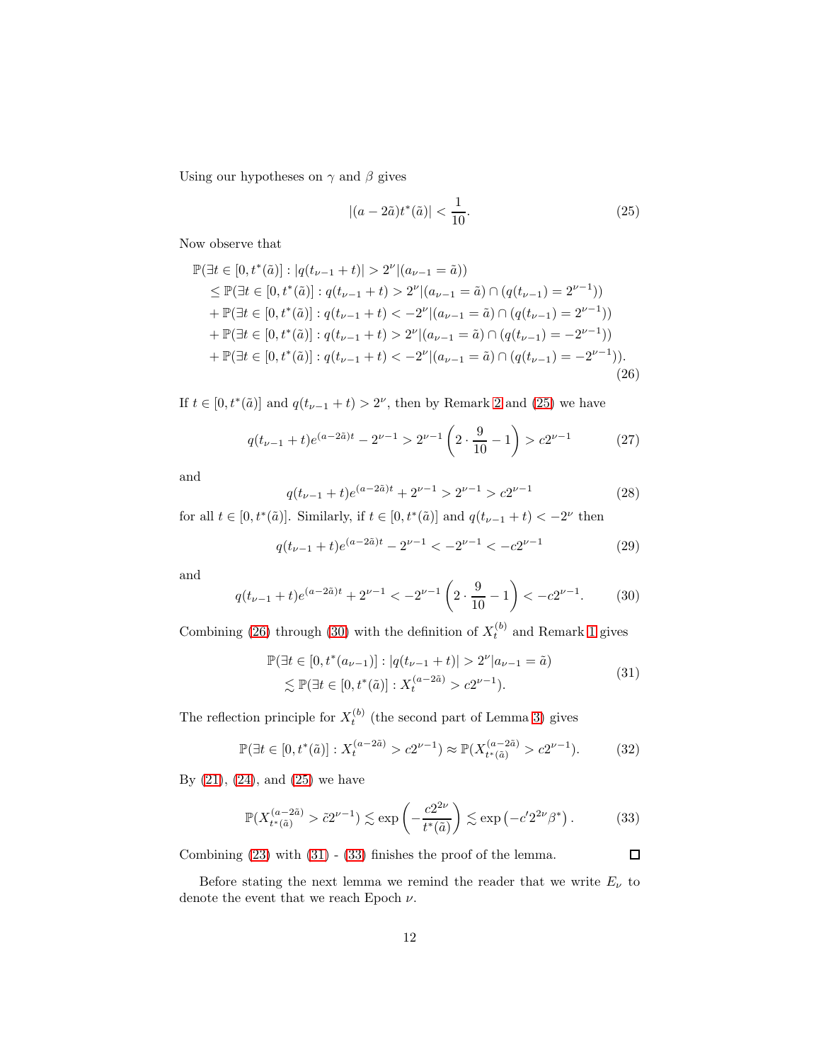Using our hypotheses on $\gamma$ and $\beta$ gives

$$|(a - 2\tilde{a})t^*(\tilde{a})| < \frac{1}{10}. \tag{25}$$

Now observe that

$$\begin{aligned}
&\mathbb{P}(\exists t \in [0, t^*(\tilde{a})] : |q(t_{\nu-1} + t)| > 2^\nu | (a_{\nu-1} = \tilde{a})) \\
&\quad \leq \mathbb{P}(\exists t \in [0, t^*(\tilde{a})] : q(t_{\nu-1} + t) > 2^\nu | (a_{\nu-1} = \tilde{a}) \cap (q(t_{\nu-1}) = 2^{\nu-1})) \\
&\quad + \mathbb{P}(\exists t \in [0, t^*(\tilde{a})] : q(t_{\nu-1} + t) < -2^\nu | (a_{\nu-1} = \tilde{a}) \cap (q(t_{\nu-1}) = 2^{\nu-1})) \\
&\quad + \mathbb{P}(\exists t \in [0, t^*(\tilde{a})] : q(t_{\nu-1} + t) > 2^\nu | (a_{\nu-1} = \tilde{a}) \cap (q(t_{\nu-1}) = -2^{\nu-1})) \\
&\quad + \mathbb{P}(\exists t \in [0, t^*(\tilde{a})] : q(t_{\nu-1} + t) < -2^\nu | (a_{\nu-1} = \tilde{a}) \cap (q(t_{\nu-1}) = -2^{\nu-1})).
\end{aligned} \tag{26}$$

If $t \in [0, t^*(\tilde{a})]$ and $q(t_{\nu-1} + t) > 2^\nu$, then by Remark 2 and (25) we have

$$q(t_{\nu-1} + t)e^{(a-2\tilde{a})t} - 2^{\nu-1} > 2^{\nu-1}\left(2 \cdot \frac{9}{10} - 1\right) > c2^{\nu-1} \tag{27}$$

and

$$q(t_{\nu-1} + t)e^{(a-2\tilde{a})t} + 2^{\nu-1} > 2^{\nu-1} > c2^{\nu-1} \tag{28}$$

for all $t \in [0, t^*(\tilde{a})]$. Similarly, if $t \in [0, t^*(\tilde{a})]$ and $q(t_{\nu-1} + t) < -2^\nu$ then

$$q(t_{\nu-1} + t)e^{(a-2\tilde{a})t} - 2^{\nu-1} < -2^{\nu-1} < -c2^{\nu-1} \tag{29}$$

and

$$q(t_{\nu-1} + t)e^{(a-2\tilde{a})t} + 2^{\nu-1} < -2^{\nu-1}\left(2 \cdot \frac{9}{10} - 1\right) < -c2^{\nu-1}. \tag{30}$$

Combining (26) through (30) with the definition of $X_t^{(b)}$ and Remark 1 gives

$$\begin{aligned}
&\mathbb{P}(\exists t \in [0, t^*(a_{\nu-1})] : |q(t_{\nu-1} + t)| > 2^\nu | a_{\nu-1} = \tilde{a}) \\
&\quad \lesssim \mathbb{P}(\exists t \in [0, t^*(\tilde{a})] : X_t^{(a-2\tilde{a})} > c2^{\nu-1}).
\end{aligned} \tag{31}$$

The reflection principle for $X_t^{(b)}$ (the second part of Lemma 3) gives

$$\mathbb{P}(\exists t \in [0, t^*(\tilde{a})] : X_t^{(a-2\tilde{a})} > c2^{\nu-1}) \approx \mathbb{P}(X_{t^*(\tilde{a})}^{(a-2\tilde{a})} > c2^{\nu-1}). \tag{32}$$

By (21), (24), and (25) we have

$$\mathbb{P}(X_{t^*(\tilde{a})}^{(a-2\tilde{a})} > \tilde{c}2^{\nu-1}) \lesssim \exp\left(-\frac{c2^{2\nu}}{t^*(\tilde{a})}\right) \lesssim \exp\left(-c'2^{2\nu}\beta^*\right). \tag{33}$$

Combining (23) with (31) - (33) finishes the proof of the lemma. ◻

Before stating the next lemma we remind the reader that we write $E_\nu$ to denote the event that we reach Epoch $\nu$.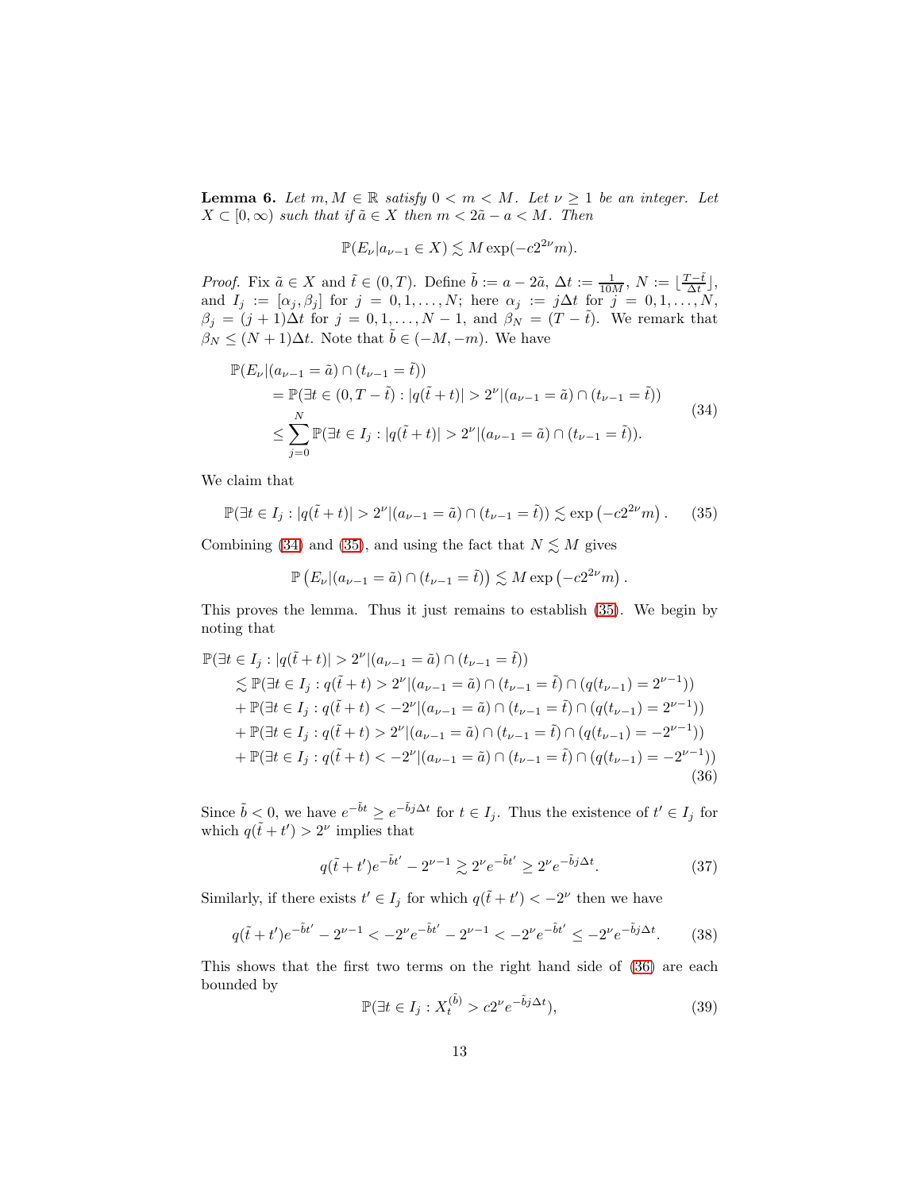**Lemma 6.** *Let $m, M \in \mathbb{R}$ satisfy $0 < m < M$. Let $\nu \geq 1$ be an integer. Let $X \subset [0, \infty)$ such that if $\tilde{a} \in X$ then $m < 2\tilde{a} - a < M$. Then*

$$\mathbb{P}(E_\nu | a_{\nu-1} \in X) \lesssim M \exp(-c 2^{2\nu} m).$$

*Proof.* Fix $\tilde{a} \in X$ and $\tilde{t} \in (0, T)$. Define $\tilde{b} := a - 2\tilde{a}$, $\Delta t := \frac{1}{10M}$, $N := \lfloor \frac{T - \tilde{t}}{\Delta t} \rfloor$, and $I_j := [\alpha_j, \beta_j]$ for $j = 0, 1, \ldots, N$; here $\alpha_j := j\Delta t$ for $j = 0, 1, \ldots, N$, $\beta_j = (j+1)\Delta t$ for $j = 0, 1, \ldots, N-1$, and $\beta_N = (T - \tilde{t})$. We remark that $\beta_N \leq (N+1)\Delta t$. Note that $\tilde{b} \in (-M, -m)$. We have

$$\begin{aligned}
&\mathbb{P}(E_\nu | (a_{\nu-1} = \tilde{a}) \cap (t_{\nu-1} = \tilde{t})) \\
&\quad = \mathbb{P}(\exists t \in (0, T - \tilde{t}) : |q(\tilde{t} + t)| > 2^\nu | (a_{\nu-1} = \tilde{a}) \cap (t_{\nu-1} = \tilde{t})) \\
&\quad \leq \sum_{j=0}^{N} \mathbb{P}(\exists t \in I_j : |q(\tilde{t} + t)| > 2^\nu | (a_{\nu-1} = \tilde{a}) \cap (t_{\nu-1} = \tilde{t})).
\end{aligned} \tag{34}$$

We claim that

$$\mathbb{P}(\exists t \in I_j : |q(\tilde{t} + t)| > 2^\nu | (a_{\nu-1} = \tilde{a}) \cap (t_{\nu-1} = \tilde{t})) \lesssim \exp\left(-c 2^{2\nu} m\right). \tag{35}$$

Combining (34) and (35), and using the fact that $N \lesssim M$ gives

$$\mathbb{P}\left(E_\nu | (a_{\nu-1} = \tilde{a}) \cap (t_{\nu-1} = \tilde{t})\right) \lesssim M \exp\left(-c 2^{2\nu} m\right).$$

This proves the lemma. Thus it just remains to establish (35). We begin by noting that

$$\begin{aligned}
&\mathbb{P}(\exists t \in I_j : |q(\tilde{t} + t)| > 2^\nu | (a_{\nu-1} = \tilde{a}) \cap (t_{\nu-1} = \tilde{t})) \\
&\quad \lesssim \mathbb{P}(\exists t \in I_j : q(\tilde{t} + t) > 2^\nu | (a_{\nu-1} = \tilde{a}) \cap (t_{\nu-1} = \tilde{t}) \cap (q(t_{\nu-1}) = 2^{\nu-1})) \\
&\quad + \mathbb{P}(\exists t \in I_j : q(\tilde{t} + t) < -2^\nu | (a_{\nu-1} = \tilde{a}) \cap (t_{\nu-1} = \tilde{t}) \cap (q(t_{\nu-1}) = 2^{\nu-1})) \\
&\quad + \mathbb{P}(\exists t \in I_j : q(\tilde{t} + t) > 2^\nu | (a_{\nu-1} = \tilde{a}) \cap (t_{\nu-1} = \tilde{t}) \cap (q(t_{\nu-1}) = -2^{\nu-1})) \\
&\quad + \mathbb{P}(\exists t \in I_j : q(\tilde{t} + t) < -2^\nu | (a_{\nu-1} = \tilde{a}) \cap (t_{\nu-1} = \tilde{t}) \cap (q(t_{\nu-1}) = -2^{\nu-1}))
\end{aligned} \tag{36}$$

Since $\tilde{b} < 0$, we have $e^{-\tilde{b}t} \geq e^{-\tilde{b}j\Delta t}$ for $t \in I_j$. Thus the existence of $t' \in I_j$ for which $q(\tilde{t} + t') > 2^\nu$ implies that

$$q(\tilde{t} + t') e^{-\tilde{b}t'} - 2^{\nu-1} \gtrsim 2^\nu e^{-\tilde{b}t'} \geq 2^\nu e^{-\tilde{b}j\Delta t}. \tag{37}$$

Similarly, if there exists $t' \in I_j$ for which $q(\tilde{t} + t') < -2^\nu$ then we have

$$q(\tilde{t} + t') e^{-\tilde{b}t'} - 2^{\nu-1} < -2^\nu e^{-\tilde{b}t'} - 2^{\nu-1} < -2^\nu e^{-\tilde{b}t'} \leq -2^\nu e^{-\tilde{b}j\Delta t}. \tag{38}$$

This shows that the first two terms on the right hand side of (36) are each bounded by

$$\mathbb{P}(\exists t \in I_j : X_t^{(\tilde{b})} > c 2^\nu e^{-\tilde{b}j\Delta t}), \tag{39}$$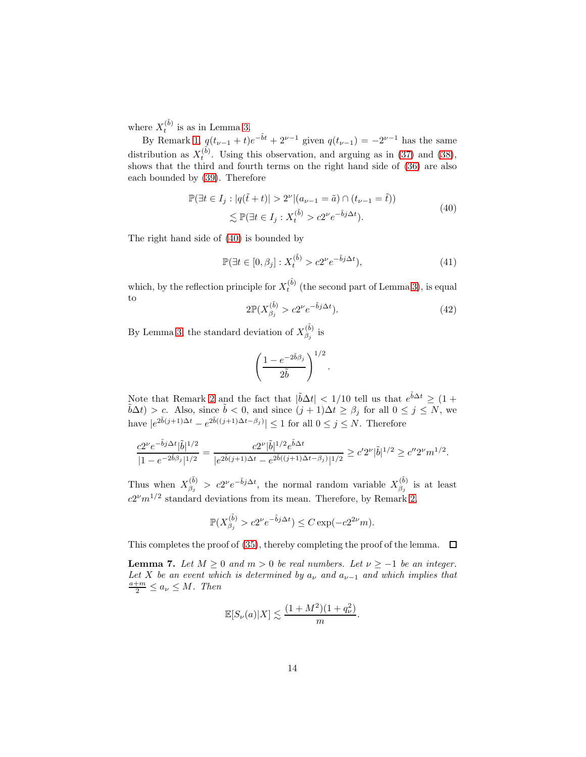where $X_t^{(\tilde{b})}$ is as in Lemma 3.

By Remark 1, $q(t_{\nu-1}+t)e^{-\tilde{b}t} + 2^{\nu-1}$ given $q(t_{\nu-1}) = -2^{\nu-1}$ has the same distribution as $X_t^{(\tilde{b})}$. Using this observation, and arguing as in (37) and (38), shows that the third and fourth terms on the right hand side of (36) are also each bounded by (39). Therefore

$$
\begin{aligned}
&\mathbb{P}(\exists t \in I_j : |q(\tilde{t}+t)| > 2^\nu | (a_{\nu-1} = \tilde{a}) \cap (t_{\nu-1} = \tilde{t})) \\
&\qquad \lesssim \mathbb{P}(\exists t \in I_j : X_t^{(\tilde{b})} > c 2^\nu e^{-\tilde{b} j \Delta t}).
\end{aligned}
\tag{40}
$$

The right hand side of (40) is bounded by

$$
\mathbb{P}(\exists t \in [0, \beta_j] : X_t^{(\tilde{b})} > c 2^\nu e^{-\tilde{b} j \Delta t}),
\tag{41}
$$

which, by the reflection principle for $X_t^{(\tilde{b})}$ (the second part of Lemma 3), is equal to

$$
2\mathbb{P}(X_{\beta_j}^{(\tilde{b})} > c 2^\nu e^{-\tilde{b} j \Delta t}).
\tag{42}
$$

By Lemma 3, the standard deviation of $X_{\beta_j}^{(\tilde{b})}$ is

$$
\left( \frac{1 - e^{-2\tilde{b}\beta_j}}{2\tilde{b}} \right)^{1/2}.
$$

Note that Remark 2 and the fact that $|\tilde{b}\Delta t| < 1/10$ tell us that $e^{\tilde{b}\Delta t} \geq (1 + \tilde{b}\Delta t) > c$. Also, since $\tilde{b} < 0$, and since $(j+1)\Delta t \geq \beta_j$ for all $0 \leq j \leq N$, we have $|e^{2\tilde{b}(j+1)\Delta t} - e^{2\tilde{b}((j+1)\Delta t - \beta_j)}| \leq 1$ for all $0 \leq j \leq N$. Therefore

$$
\frac{c 2^\nu e^{-\tilde{b} j \Delta t} |\tilde{b}|^{1/2}}{|1 - e^{-2\tilde{b}\beta_j}|^{1/2}} = \frac{c 2^\nu |\tilde{b}|^{1/2} e^{\tilde{b}\Delta t}}{|e^{2\tilde{b}(j+1)\Delta t} - e^{2\tilde{b}((j+1)\Delta t - \beta_j)}|^{1/2}} \geq c' 2^\nu |\tilde{b}|^{1/2} \geq c'' 2^\nu m^{1/2}.
$$

Thus when $X_{\beta_j}^{(\tilde{b})} > c 2^\nu e^{-\tilde{b} j \Delta t}$, the normal random variable $X_{\beta_j}^{(\tilde{b})}$ is at least $c 2^\nu m^{1/2}$ standard deviations from its mean. Therefore, by Remark 2,

$$
\mathbb{P}(X_{\beta_j}^{(\tilde{b})} > c 2^\nu e^{-\tilde{b} j \Delta t}) \leq C \exp(-c 2^{2\nu} m).
$$

This completes the proof of (35), thereby completing the proof of the lemma. $\square$

**Lemma 7.** *Let $M \geq 0$ and $m > 0$ be real numbers. Let $\nu \geq -1$ be an integer. Let $X$ be an event which is determined by $a_\nu$ and $a_{\nu-1}$ and which implies that $\frac{a+m}{2} \leq a_\nu \leq M$. Then*

$$
\mathbb{E}[S_\nu(a) | X] \lesssim \frac{(1 + M^2)(1 + q_\nu^2)}{m}.
$$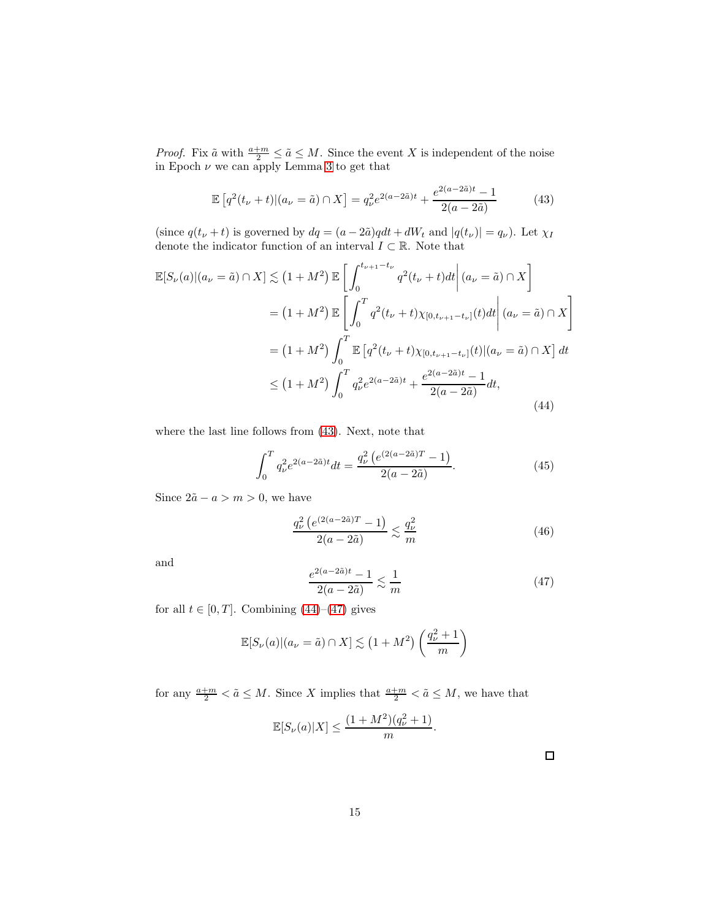*Proof.* Fix $\tilde{a}$ with $\frac{a+m}{2} \le \tilde{a} \le M$. Since the event $X$ is independent of the noise in Epoch $\nu$ we can apply Lemma 3 to get that

$$\mathbb{E}\left[q^2(t_\nu + t)|(a_\nu = \tilde{a}) \cap X\right] = q_\nu^2 e^{2(a-2\tilde{a})t} + \frac{e^{2(a-2\tilde{a})t} - 1}{2(a-2\tilde{a})} \tag{43}$$

(since $q(t_\nu + t)$ is governed by $dq = (a - 2\tilde{a})qdt + dW_t$ and $|q(t_\nu)| = q_\nu$). Let $\chi_I$ denote the indicator function of an interval $I \subset \mathbb{R}$. Note that

$$\begin{aligned}
\mathbb{E}[S_\nu(a)|(a_\nu = \tilde{a}) \cap X] &\lesssim \left(1 + M^2\right) \mathbb{E}\left[\int_0^{t_{\nu+1}-t_\nu} q^2(t_\nu + t)dt \,\middle|\, (a_\nu = \tilde{a}) \cap X\right] \\
&= \left(1 + M^2\right) \mathbb{E}\left[\int_0^T q^2(t_\nu + t)\chi_{[0,t_{\nu+1}-t_\nu]}(t)dt \,\middle|\, (a_\nu = \tilde{a}) \cap X\right] \\
&= \left(1 + M^2\right) \int_0^T \mathbb{E}\left[q^2(t_\nu + t)\chi_{[0,t_{\nu+1}-t_\nu]}(t)|(a_\nu = \tilde{a}) \cap X\right] dt \\
&\le \left(1 + M^2\right) \int_0^T q_\nu^2 e^{2(a-2\tilde{a})t} + \frac{e^{2(a-2\tilde{a})t} - 1}{2(a-2\tilde{a})} dt,
\end{aligned} \tag{44}$$

where the last line follows from (43). Next, note that

$$\int_0^T q_\nu^2 e^{2(a-2\tilde{a})t} dt = \frac{q_\nu^2 \left(e^{(2(a-2\tilde{a})T} - 1\right)}{2(a-2\tilde{a})}. \tag{45}$$

Since $2\tilde{a} - a > m > 0$, we have

$$\frac{q_\nu^2 \left(e^{(2(a-2\tilde{a})T} - 1\right)}{2(a-2\tilde{a})} \lesssim \frac{q_\nu^2}{m} \tag{46}$$

and

$$\frac{e^{2(a-2\tilde{a})t} - 1}{2(a-2\tilde{a})} \lesssim \frac{1}{m} \tag{47}$$

for all $t \in [0, T]$. Combining (44)–(47) gives

$$\mathbb{E}[S_\nu(a)|(a_\nu = \tilde{a}) \cap X] \lesssim \left(1 + M^2\right) \left(\frac{q_\nu^2 + 1}{m}\right)$$

for any $\frac{a+m}{2} < \tilde{a} \le M$. Since $X$ implies that $\frac{a+m}{2} < \tilde{a} \le M$, we have that

$$\mathbb{E}[S_\nu(a)|X] \le \frac{(1 + M^2)(q_\nu^2 + 1)}{m}.$$

□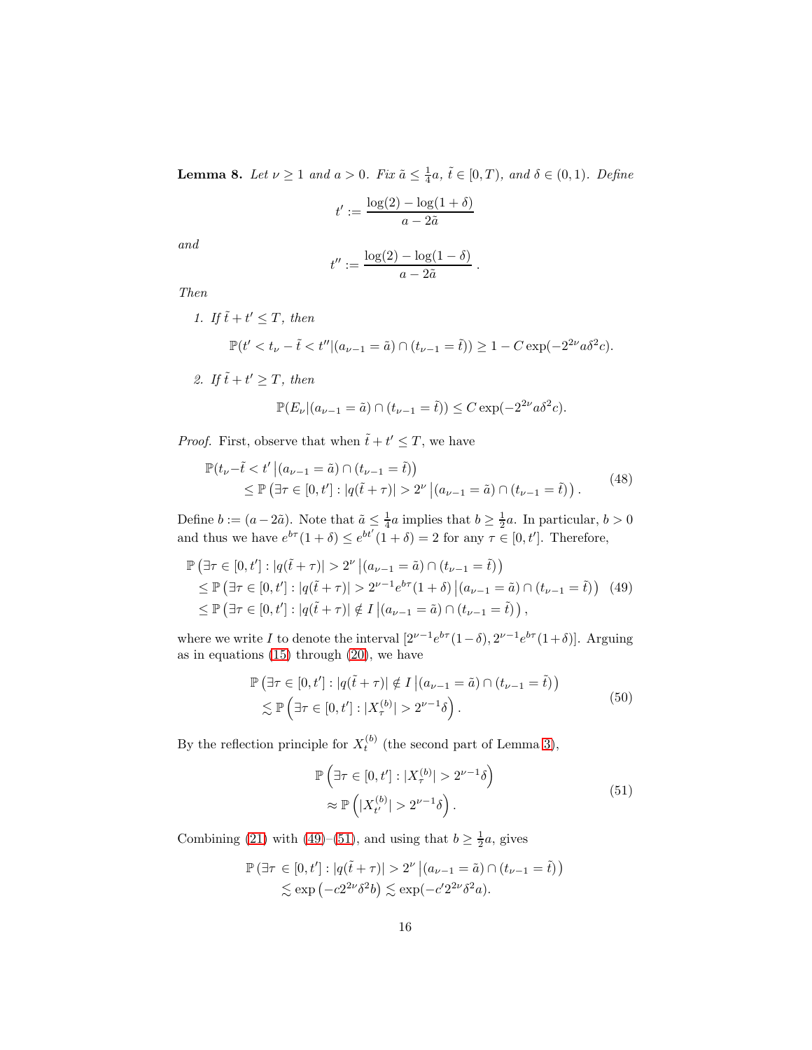**Lemma 8.** *Let $\nu \geq 1$ and $a > 0$. Fix $\tilde{a} \leq \frac{1}{4}a$, $\tilde{t} \in [0, T)$, and $\delta \in (0,1)$. Define*

$$t' := \frac{\log(2) - \log(1+\delta)}{a - 2\tilde{a}}$$

*and*

$$t'' := \frac{\log(2) - \log(1-\delta)}{a - 2\tilde{a}}.$$

*Then*

1. *If $\tilde{t} + t' \leq T$, then*

$$\mathbb{P}(t' < t_\nu - \tilde{t} < t'' | (a_{\nu-1} = \tilde{a}) \cap (t_{\nu-1} = \tilde{t})) \geq 1 - C\exp(-2^{2\nu} a \delta^2 c).$$

2. *If $\tilde{t} + t' \geq T$, then*

$$\mathbb{P}(E_\nu | (a_{\nu-1} = \tilde{a}) \cap (t_{\nu-1} = \tilde{t})) \leq C\exp(-2^{2\nu} a \delta^2 c).$$

*Proof.* First, observe that when $\tilde{t} + t' \leq T$, we have

$$\begin{aligned}
&\mathbb{P}(t_\nu - \tilde{t} < t' \,|(a_{\nu-1} = \tilde{a}) \cap (t_{\nu-1} = \tilde{t})) \\
&\quad \leq \mathbb{P}\left(\exists \tau \in [0, t'] : |q(\tilde{t} + \tau)| > 2^\nu \,|(a_{\nu-1} = \tilde{a}) \cap (t_{\nu-1} = \tilde{t})\right).
\end{aligned} \tag{48}$$

Define $b := (a - 2\tilde{a})$. Note that $\tilde{a} \leq \frac{1}{4}a$ implies that $b \geq \frac{1}{2}a$. In particular, $b > 0$ and thus we have $e^{b\tau}(1+\delta) \leq e^{bt'}(1+\delta) = 2$ for any $\tau \in [0, t']$. Therefore,

$$\begin{aligned}
&\mathbb{P}\left(\exists \tau \in [0, t'] : |q(\tilde{t} + \tau)| > 2^\nu \,|(a_{\nu-1} = \tilde{a}) \cap (t_{\nu-1} = \tilde{t})\right) \\
&\quad \leq \mathbb{P}\left(\exists \tau \in [0, t'] : |q(\tilde{t} + \tau)| > 2^{\nu-1} e^{b\tau}(1+\delta) \,|(a_{\nu-1} = \tilde{a}) \cap (t_{\nu-1} = \tilde{t})\right) \\
&\quad \leq \mathbb{P}\left(\exists \tau \in [0, t'] : |q(\tilde{t} + \tau)| \notin I \,|(a_{\nu-1} = \tilde{a}) \cap (t_{\nu-1} = \tilde{t})\right),
\end{aligned} \tag{49}$$

where we write $I$ to denote the interval $[2^{\nu-1}e^{b\tau}(1-\delta), 2^{\nu-1}e^{b\tau}(1+\delta)]$. Arguing as in equations (15) through (20), we have

$$\begin{aligned}
&\mathbb{P}\left(\exists \tau \in [0, t'] : |q(\tilde{t} + \tau)| \notin I \,|(a_{\nu-1} = \tilde{a}) \cap (t_{\nu-1} = \tilde{t})\right) \\
&\quad \lesssim \mathbb{P}\left(\exists \tau \in [0, t'] : |X_\tau^{(b)}| > 2^{\nu-1}\delta\right).
\end{aligned} \tag{50}$$

By the reflection principle for $X_t^{(b)}$ (the second part of Lemma 3),

$$\begin{aligned}
&\mathbb{P}\left(\exists \tau \in [0, t'] : |X_\tau^{(b)}| > 2^{\nu-1}\delta\right) \\
&\quad \approx \mathbb{P}\left(|X_{t'}^{(b)}| > 2^{\nu-1}\delta\right).
\end{aligned} \tag{51}$$

Combining (21) with (49)–(51), and using that $b \geq \frac{1}{2}a$, gives

$$\begin{aligned}
&\mathbb{P}\left(\exists \tau \in [0, t'] : |q(\tilde{t} + \tau)| > 2^\nu \,|(a_{\nu-1} = \tilde{a}) \cap (t_{\nu-1} = \tilde{t})\right) \\
&\quad \lesssim \exp\left(-c 2^{2\nu} \delta^2 b\right) \lesssim \exp(-c' 2^{2\nu} \delta^2 a).
\end{aligned}$$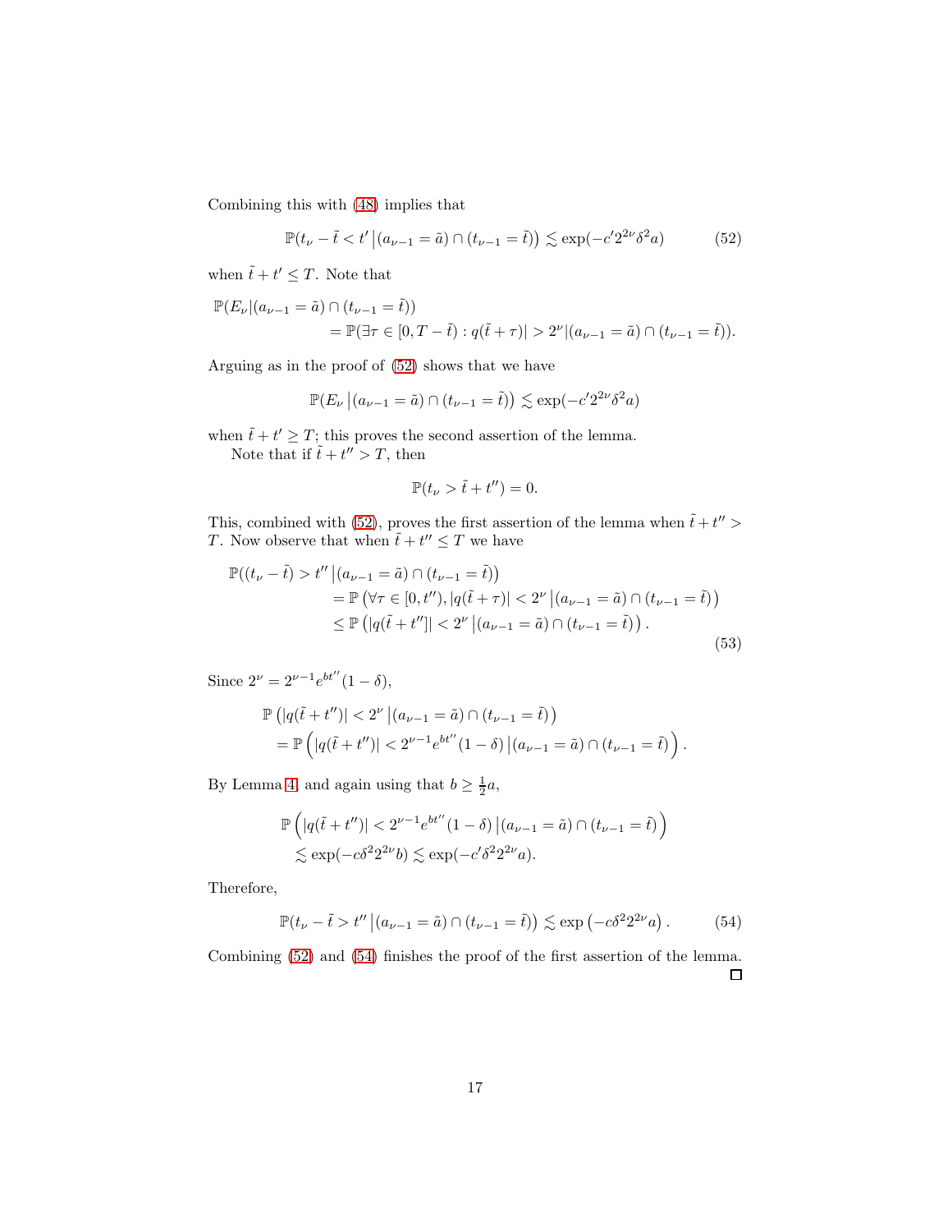Combining this with (48) implies that

$$\mathbb{P}(t_\nu - \tilde{t} < t' \,|(a_{\nu-1} = \tilde{a}) \cap (t_{\nu-1} = \tilde{t})) \lesssim \exp(-c' 2^{2\nu} \delta^2 a) \tag{52}$$

when $\tilde{t} + t' \leq T$. Note that

$$\begin{aligned}\mathbb{P}(E_\nu | (a_{\nu-1} = \tilde{a}) \cap (t_{\nu-1} = \tilde{t})) \\ = \mathbb{P}(\exists \tau \in [0, T - \tilde{t}) : q(\tilde{t} + \tau)| > 2^\nu | (a_{\nu-1} = \tilde{a}) \cap (t_{\nu-1} = \tilde{t})).\end{aligned}$$

Arguing as in the proof of (52) shows that we have

$$\mathbb{P}(E_\nu \,|(a_{\nu-1} = \tilde{a}) \cap (t_{\nu-1} = \tilde{t})) \lesssim \exp(-c' 2^{2\nu} \delta^2 a)$$

when $\tilde{t} + t' \geq T$; this proves the second assertion of the lemma.

Note that if $\tilde{t} + t'' > T$, then

$$\mathbb{P}(t_\nu > \tilde{t} + t'') = 0.$$

This, combined with (52), proves the first assertion of the lemma when $\tilde{t} + t'' > T$. Now observe that when $\tilde{t} + t'' \leq T$ we have

$$\begin{aligned}\mathbb{P}((t_\nu - \tilde{t}) > t'' \,|(a_{\nu-1} = \tilde{a}) \cap (t_{\nu-1} = \tilde{t})) \\ = \mathbb{P}\left(\forall \tau \in [0, t''), |q(\tilde{t} + \tau)| < 2^\nu \,|(a_{\nu-1} = \tilde{a}) \cap (t_{\nu-1} = \tilde{t})\right) \\ \leq \mathbb{P}\left(|q(\tilde{t} + t'']| < 2^\nu \,|(a_{\nu-1} = \tilde{a}) \cap (t_{\nu-1} = \tilde{t})\right).\end{aligned} \tag{53}$$

Since $2^\nu = 2^{\nu-1} e^{bt''}(1 - \delta)$,

$$\begin{aligned}\mathbb{P}\left(|q(\tilde{t} + t'')| < 2^\nu \,|(a_{\nu-1} = \tilde{a}) \cap (t_{\nu-1} = \tilde{t})\right) \\ = \mathbb{P}\left(|q(\tilde{t} + t'')| < 2^{\nu-1} e^{bt''}(1 - \delta) \,|(a_{\nu-1} = \tilde{a}) \cap (t_{\nu-1} = \tilde{t})\right).\end{aligned}$$

By Lemma 4, and again using that $b \geq \frac{1}{2} a$,

$$\begin{aligned}\mathbb{P}\left(|q(\tilde{t} + t'')| < 2^{\nu-1} e^{bt''}(1 - \delta) \,|(a_{\nu-1} = \tilde{a}) \cap (t_{\nu-1} = \tilde{t})\right) \\ \lesssim \exp(-c\delta^2 2^{2\nu} b) \lesssim \exp(-c'\delta^2 2^{2\nu} a).\end{aligned}$$

Therefore,

$$\mathbb{P}(t_\nu - \tilde{t} > t'' \,|(a_{\nu-1} = \tilde{a}) \cap (t_{\nu-1} = \tilde{t})) \lesssim \exp\left(-c\delta^2 2^{2\nu} a\right). \tag{54}$$

Combining (52) and (54) finishes the proof of the first assertion of the lemma. $\square$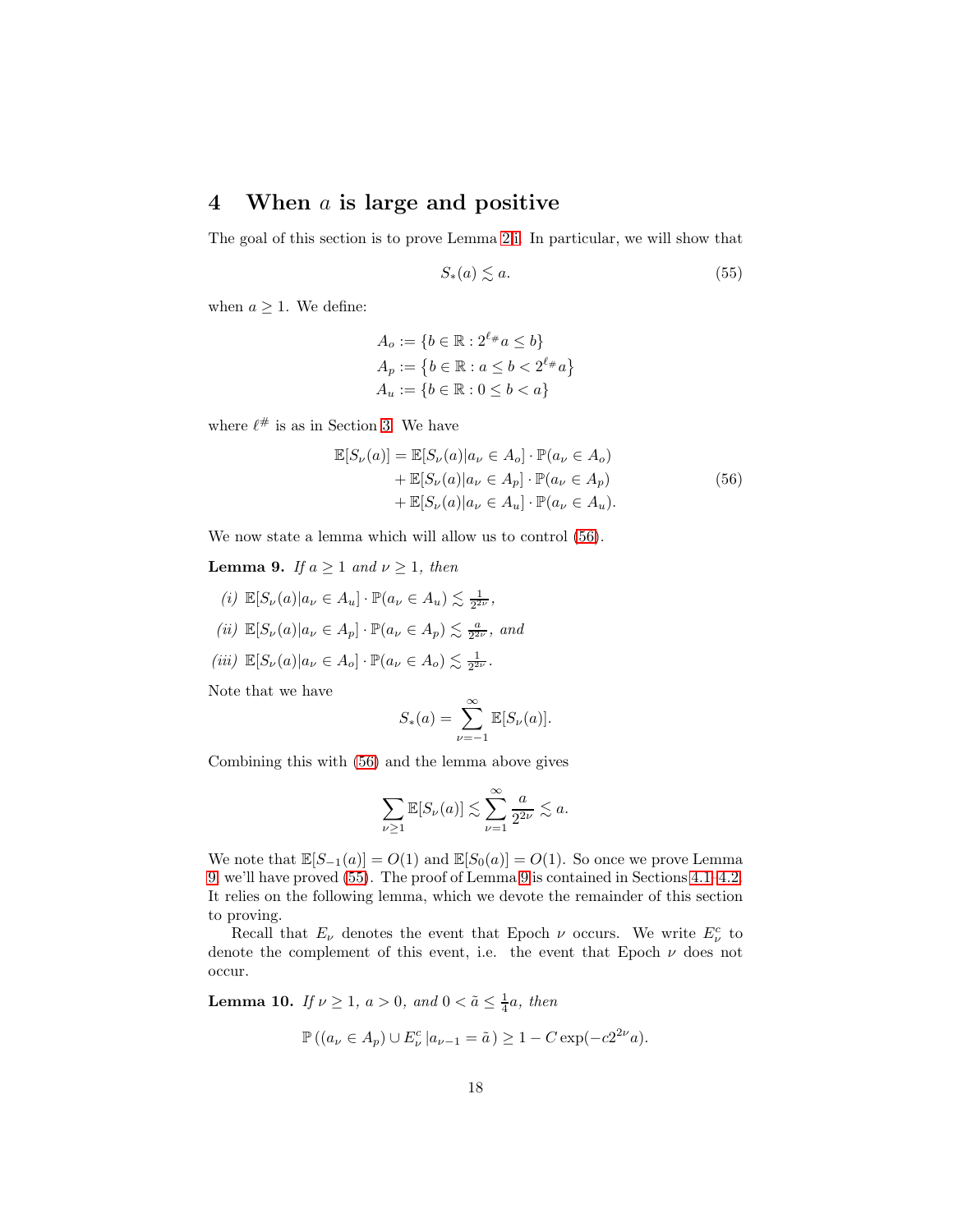## 4 When $a$ is large and positive

The goal of this section is to prove Lemma 2.i. In particular, we will show that

$$S_*(a) \lesssim a. \tag{55}$$

when $a \geq 1$. We define:

$$\begin{aligned}
A_o &:= \{b \in \mathbb{R} : 2^{\ell_\#} a \leq b\} \\
A_p &:= \left\{b \in \mathbb{R} : a \leq b < 2^{\ell_\#} a\right\} \\
A_u &:= \{b \in \mathbb{R} : 0 \leq b < a\}
\end{aligned}$$

where $\ell^\#$ is as in Section 3. We have

$$\begin{aligned}
\mathbb{E}[S_\nu(a)] = \; & \mathbb{E}[S_\nu(a) | a_\nu \in A_o] \cdot \mathbb{P}(a_\nu \in A_o) \\
& + \mathbb{E}[S_\nu(a) | a_\nu \in A_p] \cdot \mathbb{P}(a_\nu \in A_p) \\
& + \mathbb{E}[S_\nu(a) | a_\nu \in A_u] \cdot \mathbb{P}(a_\nu \in A_u).
\end{aligned} \tag{56}$$

We now state a lemma which will allow us to control (56).

**Lemma 9.** *If $a \geq 1$ and $\nu \geq 1$, then*

*(i)* $\mathbb{E}[S_\nu(a) | a_\nu \in A_u] \cdot \mathbb{P}(a_\nu \in A_u) \lesssim \frac{1}{2^{2\nu}}$,

*(ii)* $\mathbb{E}[S_\nu(a) | a_\nu \in A_p] \cdot \mathbb{P}(a_\nu \in A_p) \lesssim \frac{a}{2^{2\nu}}$, *and*

*(iii)* $\mathbb{E}[S_\nu(a) | a_\nu \in A_o] \cdot \mathbb{P}(a_\nu \in A_o) \lesssim \frac{1}{2^{2\nu}}$.

Note that we have

$$S_*(a) = \sum_{\nu=-1}^{\infty} \mathbb{E}[S_\nu(a)].$$

Combining this with (56) and the lemma above gives

$$\sum_{\nu \geq 1} \mathbb{E}[S_\nu(a)] \lesssim \sum_{\nu=1}^{\infty} \frac{a}{2^{2\nu}} \lesssim a.$$

We note that $\mathbb{E}[S_{-1}(a)] = O(1)$ and $\mathbb{E}[S_0(a)] = O(1)$. So once we prove Lemma 9, we'll have proved (55). The proof of Lemma 9 is contained in Sections 4.1–4.2. It relies on the following lemma, which we devote the remainder of this section to proving.

Recall that $E_\nu$ denotes the event that Epoch $\nu$ occurs. We write $E_\nu^c$ to denote the complement of this event, i.e. the event that Epoch $\nu$ does not occur.

**Lemma 10.** *If $\nu \geq 1$, $a > 0$, and $0 < \tilde{a} \leq \frac{1}{4}a$, then*

$$\mathbb{P}\left((a_\nu \in A_p) \cup E_\nu^c \,|\, a_{\nu-1} = \tilde{a}\,\right) \geq 1 - C\exp(-c2^{2\nu}a).$$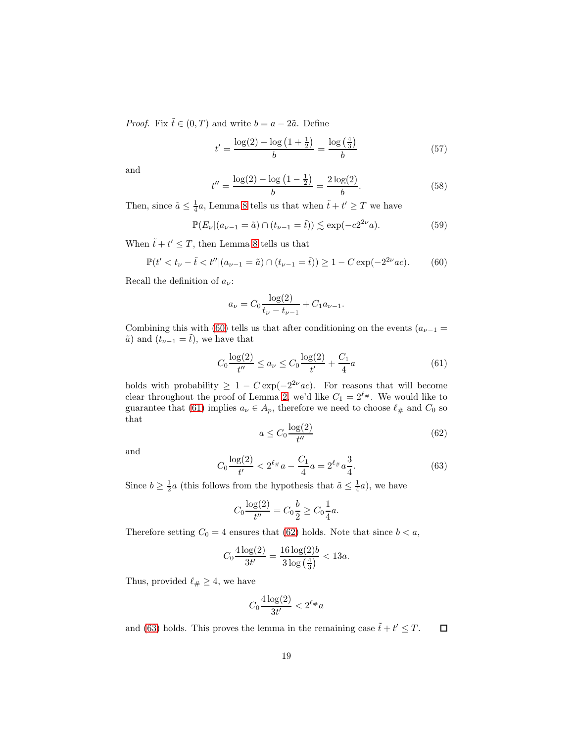*Proof.* Fix $\tilde{t} \in (0, T)$ and write $b = a - 2\tilde{a}$. Define

$$t' = \frac{\log(2) - \log\left(1 + \frac{1}{2}\right)}{b} = \frac{\log\left(\frac{4}{3}\right)}{b} \tag{57}$$

and

$$t'' = \frac{\log(2) - \log\left(1 - \frac{1}{2}\right)}{b} = \frac{2\log(2)}{b}. \tag{58}$$

Then, since $\tilde{a} \leq \frac{1}{4}a$, Lemma 8 tells us that when $\tilde{t} + t' \geq T$ we have

$$\mathbb{P}(E_\nu | (a_{\nu-1} = \tilde{a}) \cap (t_{\nu-1} = \tilde{t})) \lesssim \exp(-c2^{2\nu}a). \tag{59}$$

When $\tilde{t} + t' \leq T$, then Lemma 8 tells us that

$$\mathbb{P}(t' < t_\nu - \tilde{t} < t'' | (a_{\nu-1} = \tilde{a}) \cap (t_{\nu-1} = \tilde{t})) \geq 1 - C\exp(-2^{2\nu}ac). \tag{60}$$

Recall the definition of $a_\nu$:

$$a_\nu = C_0 \frac{\log(2)}{t_\nu - t_{\nu-1}} + C_1 a_{\nu-1}.$$

Combining this with (60) tells us that after conditioning on the events $(a_{\nu-1} = \tilde{a})$ and $(t_{\nu-1} = \tilde{t})$, we have that

$$C_0 \frac{\log(2)}{t''} \leq a_\nu \leq C_0 \frac{\log(2)}{t'} + \frac{C_1}{4}a \tag{61}$$

holds with probability $\geq 1 - C\exp(-2^{2\nu}ac)$. For reasons that will become clear throughout the proof of Lemma 2, we'd like $C_1 = 2^{\ell_\#}$. We would like to guarantee that (61) implies $a_\nu \in A_p$, therefore we need to choose $\ell_\#$ and $C_0$ so that

$$a \leq C_0 \frac{\log(2)}{t''} \tag{62}$$

and

$$C_0 \frac{\log(2)}{t'} < 2^{\ell_\#}a - \frac{C_1}{4}a = 2^{\ell_\#}a\frac{3}{4}. \tag{63}$$

Since $b \geq \frac{1}{2}a$ (this follows from the hypothesis that $\tilde{a} \leq \frac{1}{4}a$), we have

$$C_0 \frac{\log(2)}{t''} = C_0 \frac{b}{2} \geq C_0 \frac{1}{4}a.$$

Therefore setting $C_0 = 4$ ensures that (62) holds. Note that since $b < a$,

$$C_0 \frac{4\log(2)}{3t'} = \frac{16\log(2)b}{3\log\left(\frac{4}{3}\right)} < 13a.$$

Thus, provided $\ell_\# \geq 4$, we have

$$C_0 \frac{4\log(2)}{3t'} < 2^{\ell_\#}a$$

and (63) holds. This proves the lemma in the remaining case $\tilde{t} + t' \leq T$. $\square$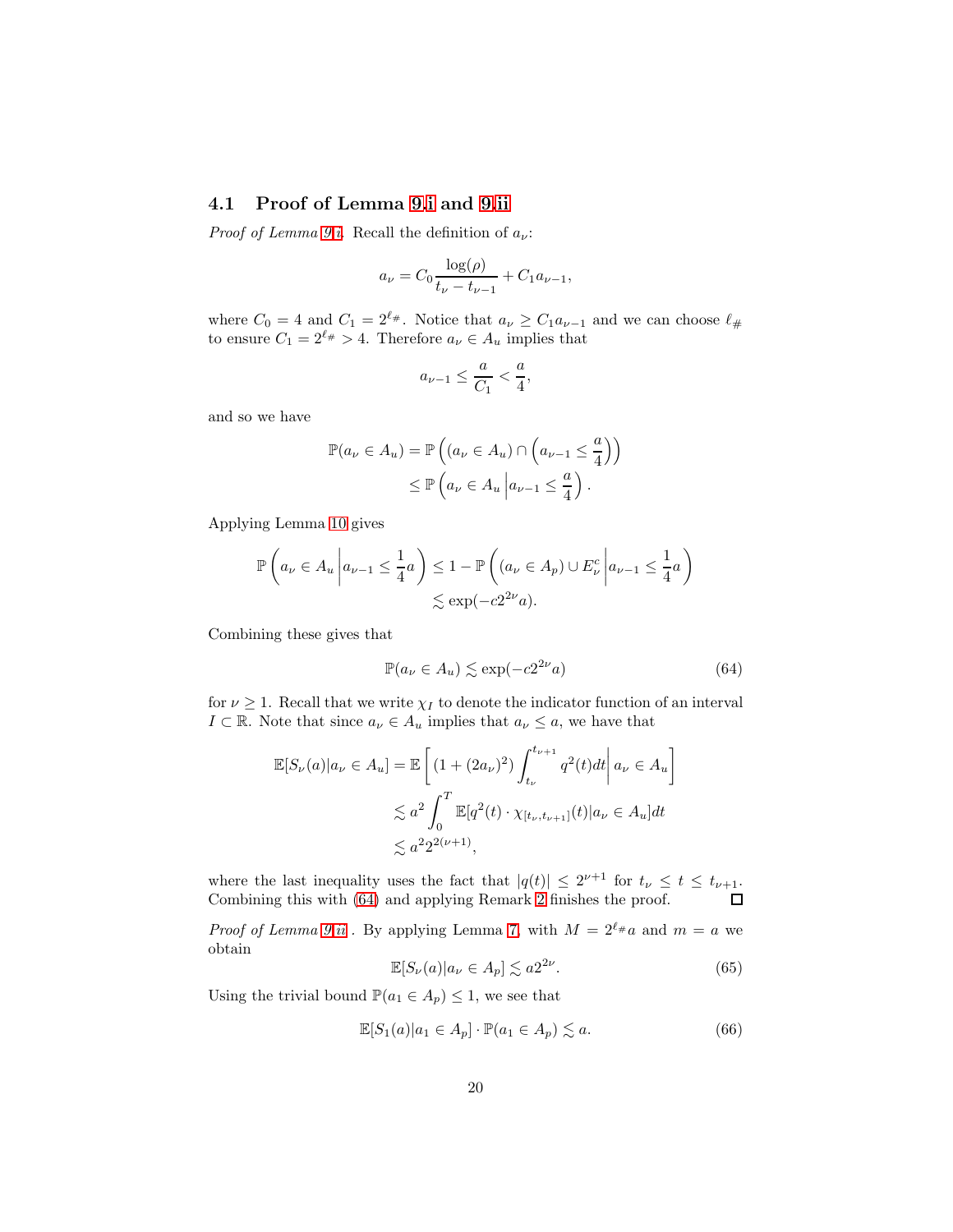### 4.1 Proof of Lemma 9.i and 9.ii

*Proof of Lemma 9.i.* Recall the definition of $a_\nu$:

$$a_\nu = C_0 \frac{\log(\rho)}{t_\nu - t_{\nu-1}} + C_1 a_{\nu-1},$$

where $C_0 = 4$ and $C_1 = 2^{\ell_\#}$. Notice that $a_\nu \geq C_1 a_{\nu-1}$ and we can choose $\ell_\#$ to ensure $C_1 = 2^{\ell_\#} > 4$. Therefore $a_\nu \in A_u$ implies that

$$a_{\nu-1} \leq \frac{a}{C_1} < \frac{a}{4},$$

and so we have

$$\begin{aligned}
\mathbb{P}(a_\nu \in A_u) &= \mathbb{P}\left((a_\nu \in A_u) \cap \left(a_{\nu-1} \leq \frac{a}{4}\right)\right) \\
&\leq \mathbb{P}\left(a_\nu \in A_u \,\middle|\, a_{\nu-1} \leq \frac{a}{4}\right).
\end{aligned}$$

Applying Lemma 10 gives

$$\begin{aligned}
\mathbb{P}\left(a_\nu \in A_u \,\middle|\, a_{\nu-1} \leq \frac{1}{4}a\right) &\leq 1 - \mathbb{P}\left((a_\nu \in A_p) \cup E_\nu^c \,\middle|\, a_{\nu-1} \leq \frac{1}{4}a\right) \\
&\lesssim \exp(-c 2^{2\nu} a).
\end{aligned}$$

Combining these gives that

$$\mathbb{P}(a_\nu \in A_u) \lesssim \exp(-c 2^{2\nu} a) \tag{64}$$

for $\nu \geq 1$. Recall that we write $\chi_I$ to denote the indicator function of an interval $I \subset \mathbb{R}$. Note that since $a_\nu \in A_u$ implies that $a_\nu \leq a$, we have that

$$\begin{aligned}
\mathbb{E}[S_\nu(a) | a_\nu \in A_u] &= \mathbb{E}\left[ (1 + (2a_\nu)^2) \int_{t_\nu}^{t_{\nu+1}} q^2(t) dt \,\middle|\, a_\nu \in A_u \right] \\
&\lesssim a^2 \int_0^T \mathbb{E}[q^2(t) \cdot \chi_{[t_\nu, t_{\nu+1}]}(t) | a_\nu \in A_u] dt \\
&\lesssim a^2 2^{2(\nu+1)},
\end{aligned}$$

where the last inequality uses the fact that $|q(t)| \leq 2^{\nu+1}$ for $t_\nu \leq t \leq t_{\nu+1}$. Combining this with (64) and applying Remark 2 finishes the proof. ∎

*Proof of Lemma 9.ii.* By applying Lemma 7, with $M = 2^{\ell_\#} a$ and $m = a$ we obtain

$$\mathbb{E}[S_\nu(a) | a_\nu \in A_p] \lesssim a 2^{2\nu}. \tag{65}$$

Using the trivial bound $\mathbb{P}(a_1 \in A_p) \leq 1$, we see that

$$\mathbb{E}[S_1(a) | a_1 \in A_p] \cdot \mathbb{P}(a_1 \in A_p) \lesssim a. \tag{66}$$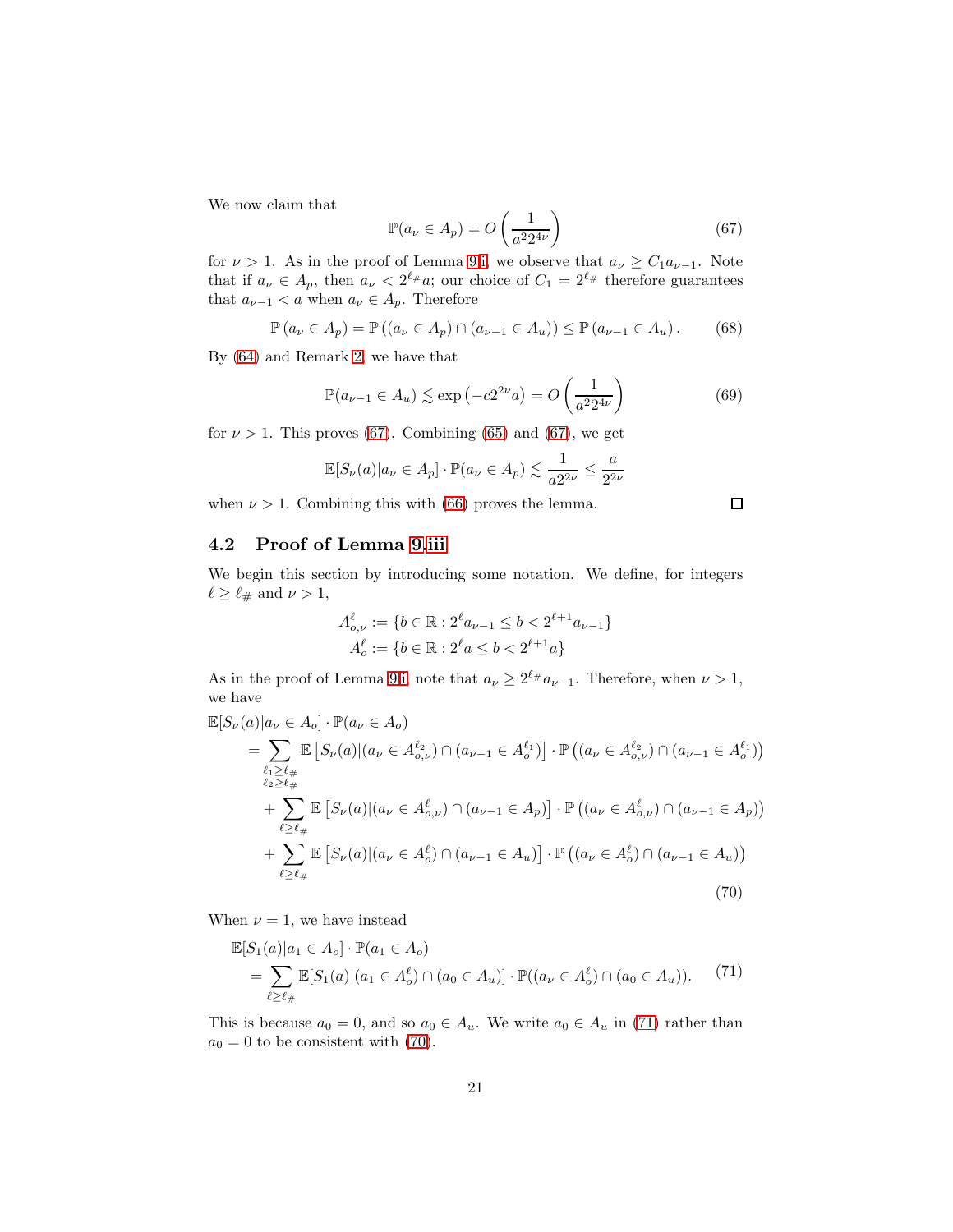We now claim that

$$\mathbb{P}(a_\nu \in A_p) = O\left(\frac{1}{a^2 2^{4\nu}}\right) \tag{67}$$

for $\nu > 1$. As in the proof of Lemma 9.i, we observe that $a_\nu \geq C_1 a_{\nu-1}$. Note that if $a_\nu \in A_p$, then $a_\nu < 2^{\ell_\#} a$; our choice of $C_1 = 2^{\ell_\#}$ therefore guarantees that $a_{\nu-1} < a$ when $a_\nu \in A_p$. Therefore

$$\mathbb{P}\left(a_\nu \in A_p\right) = \mathbb{P}\left((a_\nu \in A_p) \cap (a_{\nu-1} \in A_u)\right) \leq \mathbb{P}\left(a_{\nu-1} \in A_u\right). \tag{68}$$

By (64) and Remark 2, we have that

$$\mathbb{P}(a_{\nu-1} \in A_u) \lesssim \exp\left(-c 2^{2\nu} a\right) = O\left(\frac{1}{a^2 2^{4\nu}}\right) \tag{69}$$

for $\nu > 1$. This proves (67). Combining (65) and (67), we get

$$\mathbb{E}[S_\nu(a) | a_\nu \in A_p] \cdot \mathbb{P}(a_\nu \in A_p) \lesssim \frac{1}{a 2^{2\nu}} \leq \frac{a}{2^{2\nu}}$$

when $\nu > 1$. Combining this with (66) proves the lemma. □

## 4.2 Proof of Lemma 9.iii

We begin this section by introducing some notation. We define, for integers $\ell \geq \ell_\#$ and $\nu > 1$,

$$A^\ell_{o,\nu} := \{b \in \mathbb{R} : 2^\ell a_{\nu-1} \leq b < 2^{\ell+1} a_{\nu-1}\}$$
$$A^\ell_o := \{b \in \mathbb{R} : 2^\ell a \leq b < 2^{\ell+1} a\}$$

As in the proof of Lemma 9.i, note that $a_\nu \geq 2^{\ell_\#} a_{\nu-1}$. Therefore, when $\nu > 1$, we have

$$\begin{aligned}
&\mathbb{E}[S_\nu(a) | a_\nu \in A_o] \cdot \mathbb{P}(a_\nu \in A_o) \\
&\quad = \sum_{\substack{\ell_1 \geq \ell_\# \\ \ell_2 \geq \ell_\#}} \mathbb{E}\left[S_\nu(a) | (a_\nu \in A^{\ell_2}_{o,\nu}) \cap (a_{\nu-1} \in A^{\ell_1}_o)\right] \cdot \mathbb{P}\left((a_\nu \in A^{\ell_2}_{o,\nu}) \cap (a_{\nu-1} \in A^{\ell_1}_o)\right) \\
&\qquad + \sum_{\ell \geq \ell_\#} \mathbb{E}\left[S_\nu(a) | (a_\nu \in A^\ell_{o,\nu}) \cap (a_{\nu-1} \in A_p)\right] \cdot \mathbb{P}\left((a_\nu \in A^\ell_{o,\nu}) \cap (a_{\nu-1} \in A_p)\right) \\
&\qquad + \sum_{\ell \geq \ell_\#} \mathbb{E}\left[S_\nu(a) | (a_\nu \in A^\ell_o) \cap (a_{\nu-1} \in A_u)\right] \cdot \mathbb{P}\left((a_\nu \in A^\ell_o) \cap (a_{\nu-1} \in A_u)\right)
\end{aligned} \tag{70}$$

When $\nu = 1$, we have instead

$$\begin{aligned}
&\mathbb{E}[S_1(a) | a_1 \in A_o] \cdot \mathbb{P}(a_1 \in A_o) \\
&\quad = \sum_{\ell \geq \ell_\#} \mathbb{E}[S_1(a) | (a_1 \in A^\ell_o) \cap (a_0 \in A_u)] \cdot \mathbb{P}((a_\nu \in A^\ell_o) \cap (a_0 \in A_u)).
\end{aligned} \tag{71}$$

This is because $a_0 = 0$, and so $a_0 \in A_u$. We write $a_0 \in A_u$ in (71) rather than $a_0 = 0$ to be consistent with (70).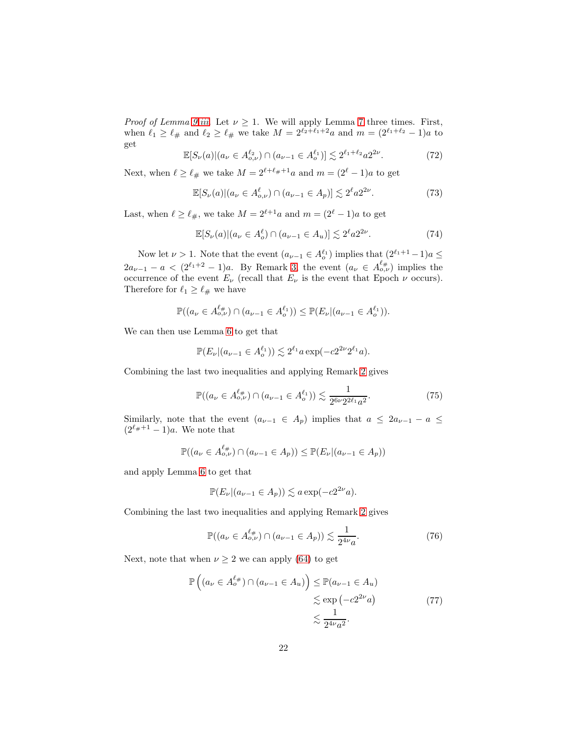*Proof of Lemma 9 iii.* Let $\nu \geq 1$. We will apply Lemma 7 three times. First, when $\ell_1 \geq \ell_\#$ and $\ell_2 \geq \ell_\#$ we take $M = 2^{\ell_2+\ell_1+2}a$ and $m = (2^{\ell_1+\ell_2} - 1)a$ to get

$$\mathbb{E}[S_\nu(a)|(a_\nu \in A_{o,\nu}^{\ell_2}) \cap (a_{\nu-1} \in A_o^{\ell_1})] \lesssim 2^{\ell_1+\ell_2} a 2^{2\nu}. \tag{72}$$

Next, when $\ell \geq \ell_\#$ we take $M = 2^{\ell+\ell_\#+1}a$ and $m = (2^\ell - 1)a$ to get

$$\mathbb{E}[S_\nu(a)|(a_\nu \in A_{o,\nu}^{\ell}) \cap (a_{\nu-1} \in A_p)] \lesssim 2^\ell a 2^{2\nu}. \tag{73}$$

Last, when $\ell \geq \ell_\#$, we take $M = 2^{\ell+1}a$ and $m = (2^\ell - 1)a$ to get

$$\mathbb{E}[S_\nu(a)|(a_\nu \in A_o^{\ell}) \cap (a_{\nu-1} \in A_u)] \lesssim 2^\ell a 2^{2\nu}. \tag{74}$$

Now let $\nu > 1$. Note that the event $(a_{\nu-1} \in A_o^{\ell_1})$ implies that $(2^{\ell_1+1} - 1)a \leq 2a_{\nu-1} - a < (2^{\ell_1+2} - 1)a$. By Remark 3, the event $(a_\nu \in A_{o,\nu}^{\ell_\#})$ implies the occurrence of the event $E_\nu$ (recall that $E_\nu$ is the event that Epoch $\nu$ occurs). Therefore for $\ell_1 \geq \ell_\#$ we have

$$\mathbb{P}((a_\nu \in A_{o,\nu}^{\ell_\#}) \cap (a_{\nu-1} \in A_o^{\ell_1})) \leq \mathbb{P}(E_\nu|(a_{\nu-1} \in A_o^{\ell_1})).$$

We can then use Lemma 6 to get that

$$\mathbb{P}(E_\nu|(a_{\nu-1} \in A_o^{\ell_1})) \lesssim 2^{\ell_1} a \exp(-c 2^{2\nu} 2^{\ell_1} a).$$

Combining the last two inequalities and applying Remark 2 gives

$$\mathbb{P}((a_\nu \in A_{o,\nu}^{\ell_\#}) \cap (a_{\nu-1} \in A_o^{\ell_1})) \lesssim \frac{1}{2^{6\nu} 2^{2\ell_1} a^2}. \tag{75}$$

Similarly, note that the event $(a_{\nu-1} \in A_p)$ implies that $a \leq 2a_{\nu-1} - a \leq (2^{\ell_\#+1} - 1)a$. We note that

$$\mathbb{P}((a_\nu \in A_{o,\nu}^{\ell_\#}) \cap (a_{\nu-1} \in A_p)) \leq \mathbb{P}(E_\nu|(a_{\nu-1} \in A_p))$$

and apply Lemma 6 to get that

$$\mathbb{P}(E_\nu|(a_{\nu-1} \in A_p)) \lesssim a \exp(-c 2^{2\nu} a).$$

Combining the last two inequalities and applying Remark 2 gives

$$\mathbb{P}((a_\nu \in A_{o,\nu}^{\ell_\#}) \cap (a_{\nu-1} \in A_p)) \lesssim \frac{1}{2^{4\nu} a}. \tag{76}$$

Next, note that when $\nu \geq 2$ we can apply (64) to get

$$\begin{aligned}
\mathbb{P}\left((a_\nu \in A_o^{\ell_\#}) \cap (a_{\nu-1} \in A_u)\right) &\leq \mathbb{P}(a_{\nu-1} \in A_u) \\
&\lesssim \exp\left(-c 2^{2\nu} a\right) \\
&\lesssim \frac{1}{2^{4\nu} a^2}.
\end{aligned} \tag{77}$$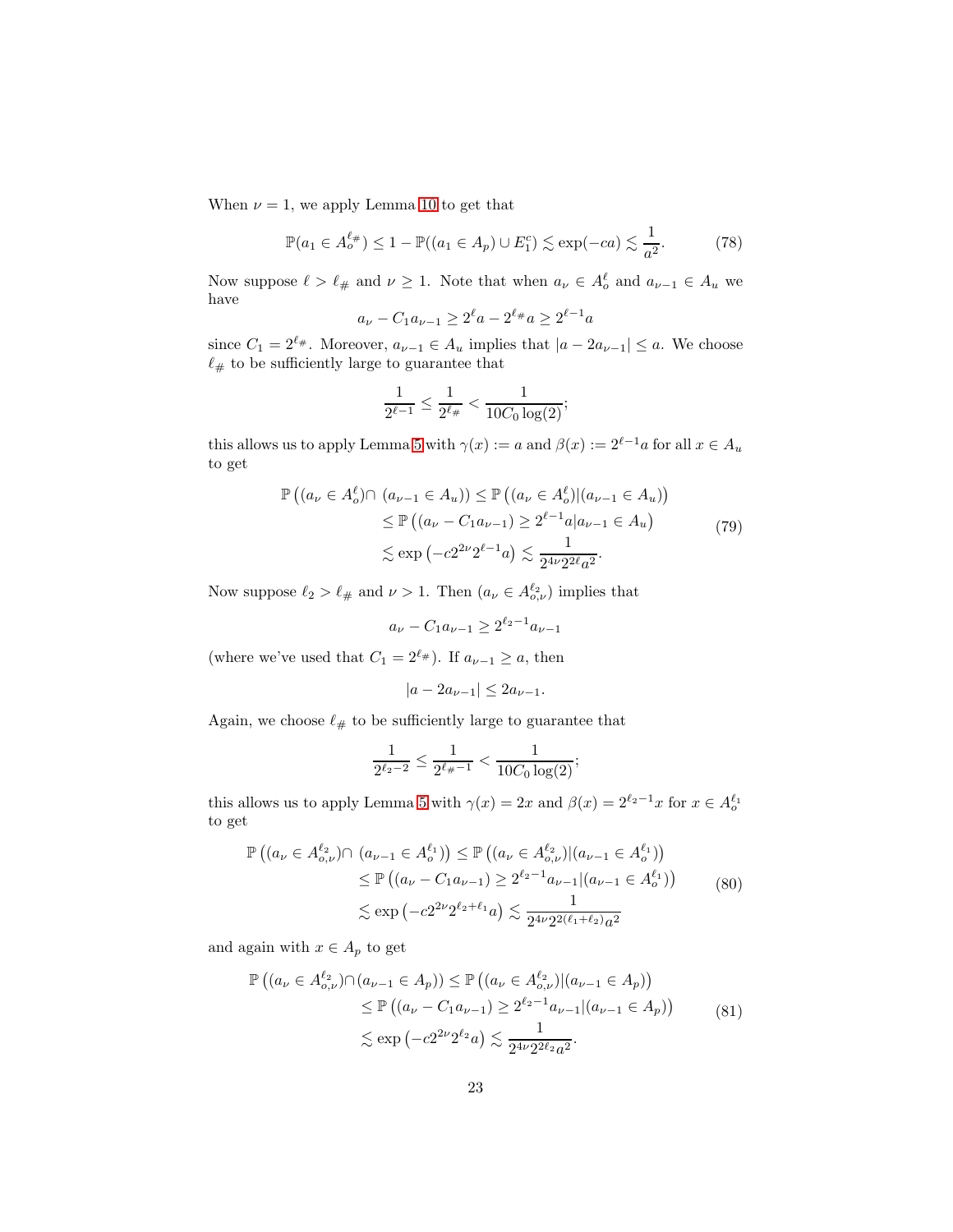When $\nu = 1$, we apply Lemma 10 to get that

$$\mathbb{P}(a_1 \in A_o^{\ell_\#}) \leq 1 - \mathbb{P}((a_1 \in A_p) \cup E_1^c) \lesssim \exp(-ca) \lesssim \frac{1}{a^2}. \tag{78}$$

Now suppose $\ell > \ell_\#$ and $\nu \geq 1$. Note that when $a_\nu \in A_o^\ell$ and $a_{\nu-1} \in A_u$ we have

$$a_\nu - C_1 a_{\nu-1} \geq 2^\ell a - 2^{\ell_\#} a \geq 2^{\ell-1} a$$

since $C_1 = 2^{\ell_\#}$. Moreover, $a_{\nu-1} \in A_u$ implies that $|a - 2a_{\nu-1}| \leq a$. We choose $\ell_\#$ to be sufficiently large to guarantee that

$$\frac{1}{2^{\ell-1}} \leq \frac{1}{2^{\ell_\#}} < \frac{1}{10C_0 \log(2)};$$

this allows us to apply Lemma 5 with $\gamma(x) := a$ and $\beta(x) := 2^{\ell-1}a$ for all $x \in A_u$ to get

$$\begin{aligned}
\mathbb{P}\left((a_\nu \in A_o^\ell) \cap (a_{\nu-1} \in A_u)\right) &\leq \mathbb{P}\left((a_\nu \in A_o^\ell) | (a_{\nu-1} \in A_u)\right) \\
&\leq \mathbb{P}\left((a_\nu - C_1 a_{\nu-1}) \geq 2^{\ell-1} a | a_{\nu-1} \in A_u\right) \\
&\lesssim \exp\left(-c 2^{2\nu} 2^{\ell-1} a\right) \lesssim \frac{1}{2^{4\nu} 2^{2\ell} a^2}.
\end{aligned} \tag{79}$$

Now suppose $\ell_2 > \ell_\#$ and $\nu > 1$. Then $(a_\nu \in A_{o,\nu}^{\ell_2})$ implies that

$$a_\nu - C_1 a_{\nu-1} \geq 2^{\ell_2 - 1} a_{\nu-1}$$

(where we've used that $C_1 = 2^{\ell_\#}$). If $a_{\nu-1} \geq a$, then

$$|a - 2a_{\nu-1}| \leq 2a_{\nu-1}.$$

Again, we choose $\ell_\#$ to be sufficiently large to guarantee that

$$\frac{1}{2^{\ell_2 - 2}} \leq \frac{1}{2^{\ell_\# - 1}} < \frac{1}{10C_0 \log(2)};$$

this allows us to apply Lemma 5 with $\gamma(x) = 2x$ and $\beta(x) = 2^{\ell_2 - 1}x$ for $x \in A_o^{\ell_1}$ to get

$$\begin{aligned}
\mathbb{P}\left((a_\nu \in A_{o,\nu}^{\ell_2}) \cap (a_{\nu-1} \in A_o^{\ell_1})\right) &\leq \mathbb{P}\left((a_\nu \in A_{o,\nu}^{\ell_2}) | (a_{\nu-1} \in A_o^{\ell_1})\right) \\
&\leq \mathbb{P}\left((a_\nu - C_1 a_{\nu-1}) \geq 2^{\ell_2 - 1} a_{\nu-1} | (a_{\nu-1} \in A_o^{\ell_1})\right) \\
&\lesssim \exp\left(-c 2^{2\nu} 2^{\ell_2 + \ell_1} a\right) \lesssim \frac{1}{2^{4\nu} 2^{2(\ell_1 + \ell_2)} a^2}
\end{aligned} \tag{80}$$

and again with $x \in A_p$ to get

$$\begin{aligned}
\mathbb{P}\left((a_\nu \in A_{o,\nu}^{\ell_2}) \cap (a_{\nu-1} \in A_p)\right) &\leq \mathbb{P}\left((a_\nu \in A_{o,\nu}^{\ell_2}) | (a_{\nu-1} \in A_p)\right) \\
&\leq \mathbb{P}\left((a_\nu - C_1 a_{\nu-1}) \geq 2^{\ell_2 - 1} a_{\nu-1} | (a_{\nu-1} \in A_p)\right) \\
&\lesssim \exp\left(-c 2^{2\nu} 2^{\ell_2} a\right) \lesssim \frac{1}{2^{4\nu} 2^{2\ell_2} a^2}.
\end{aligned} \tag{81}$$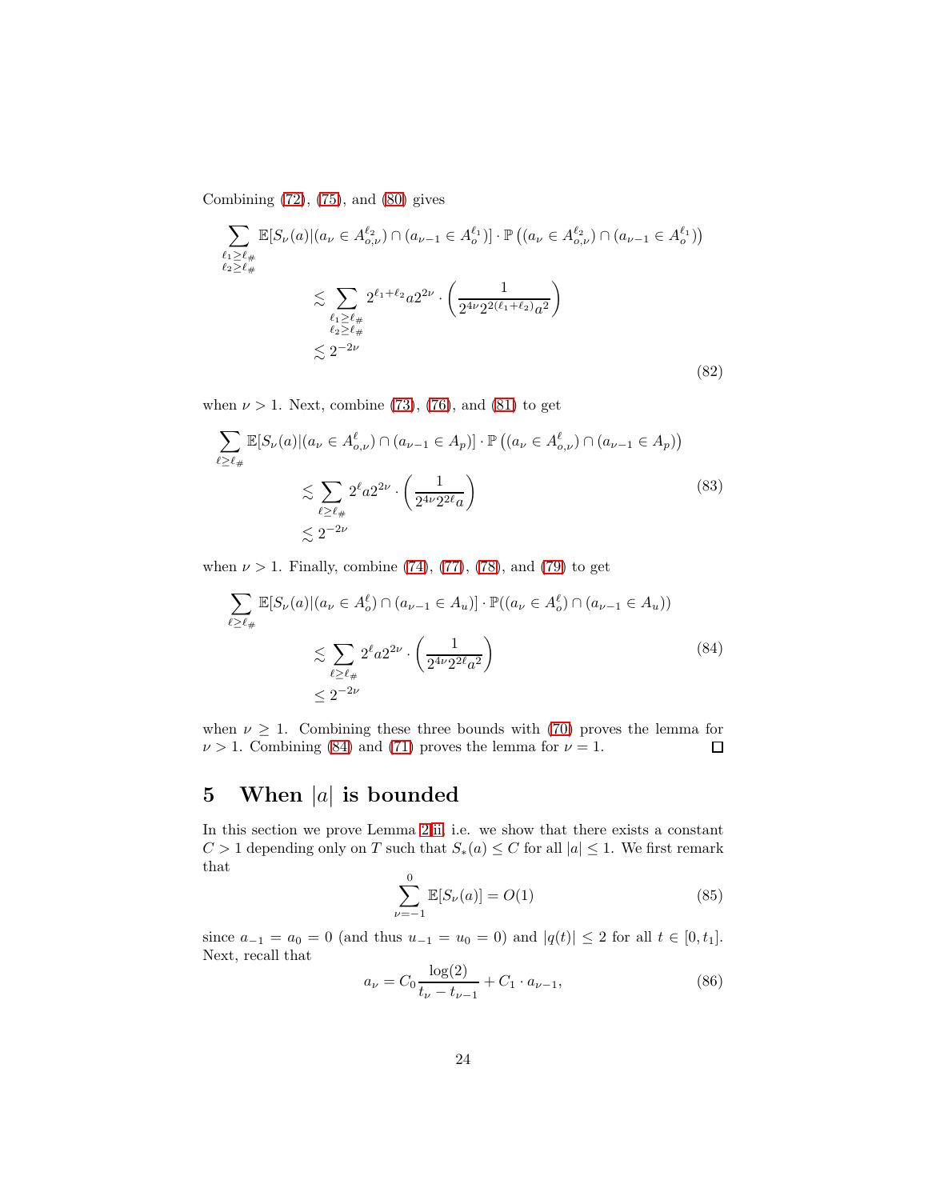Combining (72), (75), and (80) gives

$$
\begin{aligned}
\sum_{\substack{\ell_1 \geq \ell_\# \\ \ell_2 \geq \ell_\#}} \mathbb{E}[S_\nu(a) | (a_\nu \in A_{o,\nu}^{\ell_2}) \cap (a_{\nu-1} \in A_o^{\ell_1})] \cdot \mathbb{P}\left((a_\nu \in A_{o,\nu}^{\ell_2}) \cap (a_{\nu-1} \in A_o^{\ell_1})\right) \\
\lesssim \sum_{\substack{\ell_1 \geq \ell_\# \\ \ell_2 \geq \ell_\#}} 2^{\ell_1+\ell_2} a 2^{2\nu} \cdot \left( \frac{1}{2^{4\nu} 2^{2(\ell_1+\ell_2)} a^2} \right) \\
\lesssim 2^{-2\nu}
\end{aligned}
\tag{82}
$$

when $\nu > 1$. Next, combine (73), (76), and (81) to get

$$
\begin{aligned}
\sum_{\ell \geq \ell_\#} \mathbb{E}[S_\nu(a) | (a_\nu \in A_{o,\nu}^{\ell}) \cap (a_{\nu-1} \in A_p)] \cdot \mathbb{P}\left((a_\nu \in A_{o,\nu}^{\ell}) \cap (a_{\nu-1} \in A_p)\right) \\
\lesssim \sum_{\ell \geq \ell_\#} 2^{\ell} a 2^{2\nu} \cdot \left( \frac{1}{2^{4\nu} 2^{2\ell} a} \right) \\
\lesssim 2^{-2\nu}
\end{aligned}
\tag{83}
$$

when $\nu > 1$. Finally, combine (74), (77), (78), and (79) to get

$$
\begin{aligned}
\sum_{\ell \geq \ell_\#} \mathbb{E}[S_\nu(a) | (a_\nu \in A_{o}^{\ell}) \cap (a_{\nu-1} \in A_u)] \cdot \mathbb{P}((a_\nu \in A_{o}^{\ell}) \cap (a_{\nu-1} \in A_u)) \\
\lesssim \sum_{\ell \geq \ell_\#} 2^{\ell} a 2^{2\nu} \cdot \left( \frac{1}{2^{4\nu} 2^{2\ell} a^2} \right) \\
\leq 2^{-2\nu}
\end{aligned}
\tag{84}
$$

when $\nu \geq 1$. Combining these three bounds with (70) proves the lemma for $\nu > 1$. Combining (84) and (71) proves the lemma for $\nu = 1$. □

# 5 When $|a|$ is bounded

In this section we prove Lemma 2ii, i.e. we show that there exists a constant $C > 1$ depending only on $T$ such that $S_*(a) \leq C$ for all $|a| \leq 1$. We first remark that

$$
\sum_{\nu=-1}^{0} \mathbb{E}[S_\nu(a)] = O(1) \tag{85}
$$

since $a_{-1} = a_0 = 0$ (and thus $u_{-1} = u_0 = 0$) and $|q(t)| \leq 2$ for all $t \in [0, t_1]$. Next, recall that

$$
a_\nu = C_0 \frac{\log(2)}{t_\nu - t_{\nu-1}} + C_1 \cdot a_{\nu-1}, \tag{86}
$$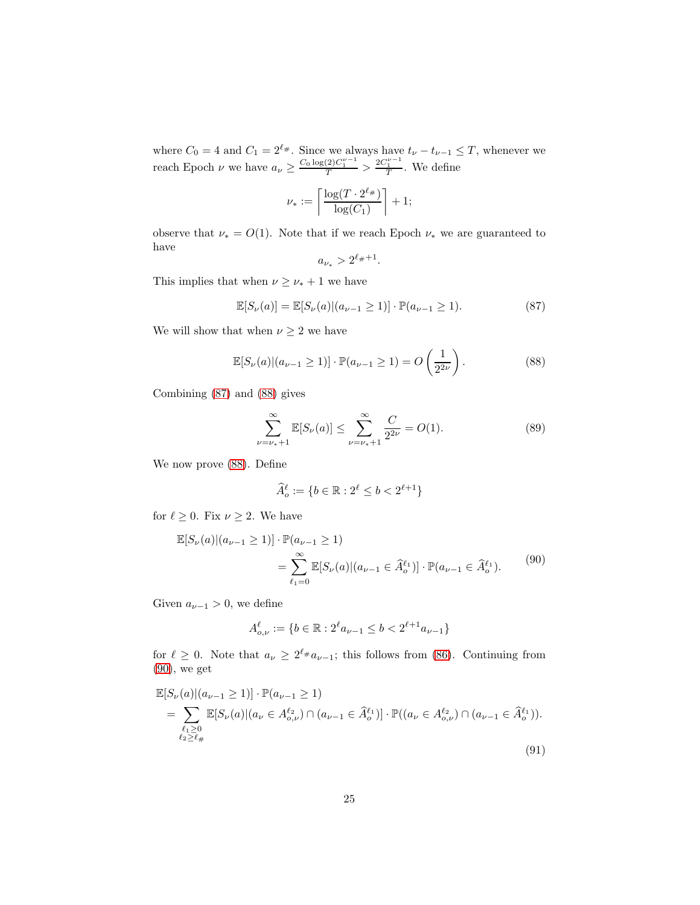where $C_0 = 4$ and $C_1 = 2^{\ell_\#}$. Since we always have $t_\nu - t_{\nu-1} \leq T$, whenever we reach Epoch $\nu$ we have $a_\nu \geq \frac{C_0 \log(2) C_1^{\nu-1}}{T} > \frac{2C_1^{\nu-1}}{T}$. We define

$$\nu_* := \left\lceil \frac{\log(T \cdot 2^{\ell_\#})}{\log(C_1)} \right\rceil + 1;$$

observe that $\nu_* = O(1)$. Note that if we reach Epoch $\nu_*$ we are guaranteed to have

$$a_{\nu_*} > 2^{\ell_\# + 1}.$$

This implies that when $\nu \geq \nu_* + 1$ we have

$$\mathbb{E}[S_\nu(a)] = \mathbb{E}[S_\nu(a)|(a_{\nu-1} \geq 1)] \cdot \mathbb{P}(a_{\nu-1} \geq 1). \tag{87}$$

We will show that when $\nu \geq 2$ we have

$$\mathbb{E}[S_\nu(a)|(a_{\nu-1} \geq 1)] \cdot \mathbb{P}(a_{\nu-1} \geq 1) = O\left(\frac{1}{2^{2\nu}}\right). \tag{88}$$

Combining (87) and (88) gives

$$\sum_{\nu=\nu_*+1}^{\infty} \mathbb{E}[S_\nu(a)] \leq \sum_{\nu=\nu_*+1}^{\infty} \frac{C}{2^{2\nu}} = O(1). \tag{89}$$

We now prove (88). Define

$$\widehat{A}_o^\ell := \{b \in \mathbb{R} : 2^\ell \leq b < 2^{\ell+1}\}$$

for $\ell \geq 0$. Fix $\nu \geq 2$. We have

$$\begin{aligned} &\mathbb{E}[S_\nu(a)|(a_{\nu-1} \geq 1)] \cdot \mathbb{P}(a_{\nu-1} \geq 1) \\ &\qquad\qquad = \sum_{\ell_1=0}^{\infty} \mathbb{E}[S_\nu(a)|(a_{\nu-1} \in \widehat{A}_o^{\ell_1})] \cdot \mathbb{P}(a_{\nu-1} \in \widehat{A}_o^{\ell_1}). \end{aligned} \tag{90}$$

Given $a_{\nu-1} > 0$, we define

$$A_{o,\nu}^\ell := \{b \in \mathbb{R} : 2^\ell a_{\nu-1} \leq b < 2^{\ell+1} a_{\nu-1}\}$$

for $\ell \geq 0$. Note that $a_\nu \geq 2^{\ell_\#} a_{\nu-1}$; this follows from (86). Continuing from (90), we get

$$\begin{aligned} &\mathbb{E}[S_\nu(a)|(a_{\nu-1} \geq 1)] \cdot \mathbb{P}(a_{\nu-1} \geq 1) \\ &= \sum_{\substack{\ell_1 \geq 0 \\ \ell_2 \geq \ell_\#}} \mathbb{E}[S_\nu(a)|(a_\nu \in A_{o,\nu}^{\ell_2}) \cap (a_{\nu-1} \in \widehat{A}_o^{\ell_1})] \cdot \mathbb{P}((a_\nu \in A_{o,\nu}^{\ell_2}) \cap (a_{\nu-1} \in \widehat{A}_o^{\ell_1})). \end{aligned} \tag{91}$$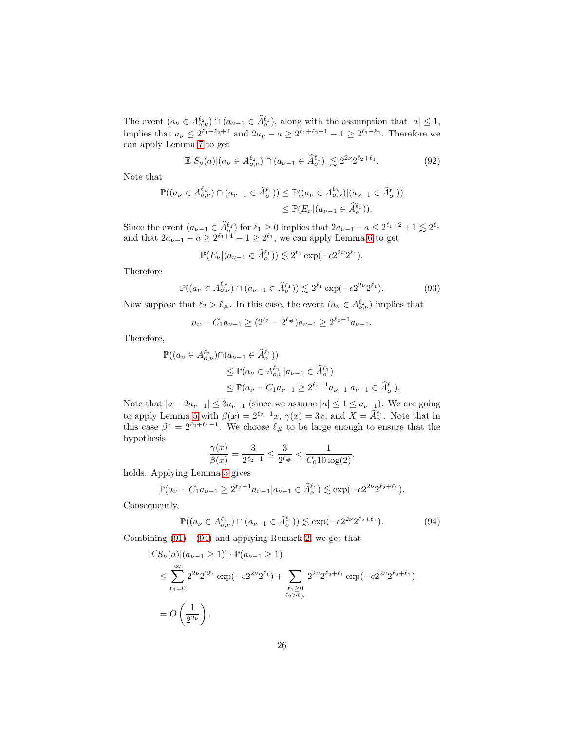The event $(a_\nu \in A^{\ell_2}_{o,\nu}) \cap (a_{\nu-1} \in \widehat{A}^{\ell_1}_o)$, along with the assumption that $|a| \le 1$, implies that $a_\nu \le 2^{\ell_1+\ell_2+2}$ and $2a_\nu - a \ge 2^{\ell_1+\ell_2+1} - 1 \ge 2^{\ell_1+\ell_2}$. Therefore we can apply Lemma 7 to get

$$\mathbb{E}[S_\nu(a)|(a_\nu \in A^{\ell_2}_{o,\nu}) \cap (a_{\nu-1} \in \widehat{A}^{\ell_1}_o)] \lesssim 2^{2\nu} 2^{\ell_2+\ell_1}. \tag{92}$$

Note that

$$\begin{aligned}
\mathbb{P}((a_\nu \in A^{\ell_\#}_{o,\nu}) \cap (a_{\nu-1} \in \widehat{A}^{\ell_1}_o)) &\le \mathbb{P}((a_\nu \in A^{\ell_\#}_{o,\nu})|(a_{\nu-1} \in \widehat{A}^{\ell_1}_o)) \\
&\le \mathbb{P}(E_\nu|(a_{\nu-1} \in \widehat{A}^{\ell_1}_o)).
\end{aligned}$$

Since the event $(a_{\nu-1} \in \widehat{A}^{\ell_1}_o)$ for $\ell_1 \ge 0$ implies that $2a_{\nu-1} - a \le 2^{\ell_1+2} + 1 \lesssim 2^{\ell_1}$ and that $2a_{\nu-1} - a \ge 2^{\ell_1+1} - 1 \ge 2^{\ell_1}$, we can apply Lemma 6 to get

$$\mathbb{P}(E_\nu|(a_{\nu-1} \in \widehat{A}^{\ell_1}_o)) \lesssim 2^{\ell_1} \exp(-c2^{2\nu}2^{\ell_1}).$$

Therefore

$$\mathbb{P}((a_\nu \in A^{\ell_\#}_{o,\nu}) \cap (a_{\nu-1} \in \widehat{A}^{\ell_1}_o)) \lesssim 2^{\ell_1} \exp(-c2^{2\nu}2^{\ell_1}). \tag{93}$$

Now suppose that $\ell_2 > \ell_\#$. In this case, the event $(a_\nu \in A^{\ell_2}_{o,\nu})$ implies that

$$a_\nu - C_1 a_{\nu-1} \ge (2^{\ell_2} - 2^{\ell_\#})a_{\nu-1} \ge 2^{\ell_2-1}a_{\nu-1}.$$

Therefore,

$$\begin{aligned}
\mathbb{P}((a_\nu \in A^{\ell_2}_{o,\nu}) &\cap (a_{\nu-1} \in \widehat{A}^{\ell_1}_o)) \\
&\le \mathbb{P}(a_\nu \in A^{\ell_2}_{o,\nu}|a_{\nu-1} \in \widehat{A}^{\ell_1}_o) \\
&\le \mathbb{P}(a_\nu - C_1 a_{\nu-1} \ge 2^{\ell_2-1}a_{\nu-1}|a_{\nu-1} \in \widehat{A}^{\ell_1}_o).
\end{aligned}$$

Note that $|a - 2a_{\nu-1}| \le 3a_{\nu-1}$ (since we assume $|a| \le 1 \le a_{\nu-1}$). We are going to apply Lemma 5 with $\beta(x) = 2^{\ell_2-1}x$, $\gamma(x) = 3x$, and $X = \widehat{A}^{\ell_1}_o$. Note that in this case $\beta^* = 2^{\ell_2+\ell_1-1}$. We choose $\ell_\#$ to be large enough to ensure that the hypothesis

$$\frac{\gamma(x)}{\beta(x)} = \frac{3}{2^{\ell_2-1}} \le \frac{3}{2^{\ell_\#}} < \frac{1}{C_0 10 \log(2)}.$$

holds. Applying Lemma 5 gives

$$\mathbb{P}(a_\nu - C_1 a_{\nu-1} \ge 2^{\ell_2-1}a_{\nu-1}|a_{\nu-1} \in \widehat{A}^{\ell_1}_o) \lesssim \exp(-c2^{2\nu}2^{\ell_2+\ell_1}).$$

Consequently,

$$\mathbb{P}((a_\nu \in A^{\ell_2}_{o,\nu}) \cap (a_{\nu-1} \in \widehat{A}^{\ell_1}_o)) \lesssim \exp(-c2^{2\nu}2^{\ell_2+\ell_1}). \tag{94}$$

Combining (91) - (94) and applying Remark 2, we get that

$$\begin{aligned}
\mathbb{E}[S_\nu(a)&|(a_{\nu-1} \ge 1)] \cdot \mathbb{P}(a_{\nu-1} \ge 1) \\
&\le \sum_{\ell_1=0}^{\infty} 2^{2\nu}2^{2\ell_1}\exp(-c2^{2\nu}2^{\ell_1}) + \sum_{\substack{\ell_1 \ge 0 \\ \ell_2 > \ell_\#}} 2^{2\nu}2^{\ell_2+\ell_1}\exp(-c2^{2\nu}2^{\ell_2+\ell_1}) \\
&= O\left(\frac{1}{2^{2\nu}}\right).
\end{aligned}$$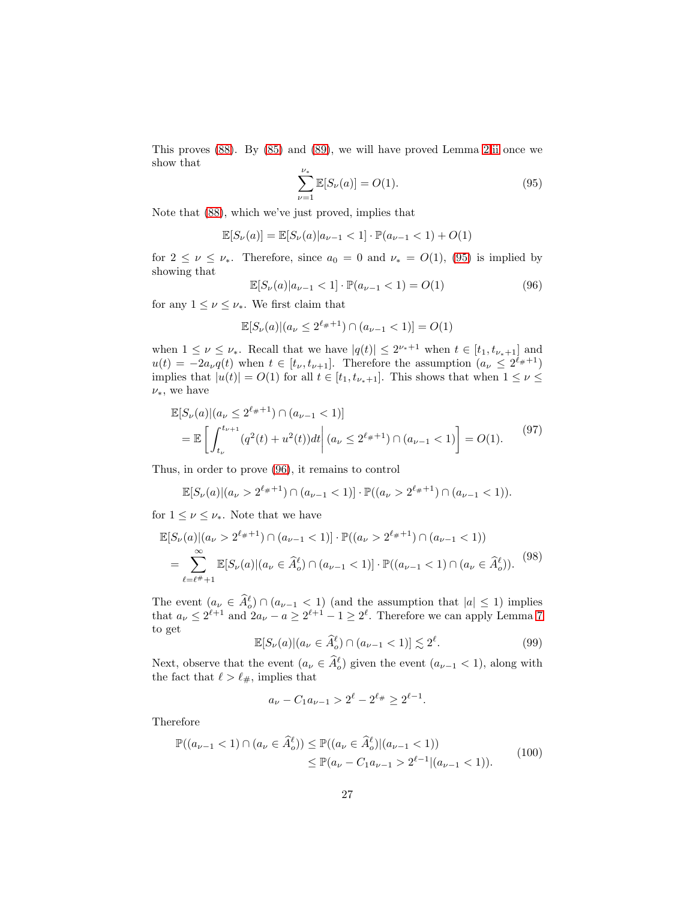This proves (88). By (85) and (89), we will have proved Lemma 2 ii once we show that

$$\sum_{\nu=1}^{\nu_*} \mathbb{E}[S_\nu(a)] = O(1). \tag{95}$$

Note that (88), which we've just proved, implies that

$$\mathbb{E}[S_\nu(a)] = \mathbb{E}[S_\nu(a)|a_{\nu-1} < 1] \cdot \mathbb{P}(a_{\nu-1} < 1) + O(1)$$

for $2 \leq \nu \leq \nu_*$. Therefore, since $a_0 = 0$ and $\nu_* = O(1)$, (95) is implied by showing that

$$\mathbb{E}[S_\nu(a)|a_{\nu-1} < 1] \cdot \mathbb{P}(a_{\nu-1} < 1) = O(1) \tag{96}$$

for any $1 \leq \nu \leq \nu_*$. We first claim that

$$\mathbb{E}[S_\nu(a)|(a_\nu \leq 2^{\ell_\# + 1}) \cap (a_{\nu-1} < 1)] = O(1)$$

when $1 \leq \nu \leq \nu_*$. Recall that we have $|q(t)| \leq 2^{\nu_* + 1}$ when $t \in [t_1, t_{\nu_*+1}]$ and $u(t) = -2a_\nu q(t)$ when $t \in [t_\nu, t_{\nu+1}]$. Therefore the assumption $(a_\nu \leq 2^{\ell_\# + 1})$ implies that $|u(t)| = O(1)$ for all $t \in [t_1, t_{\nu_*+1}]$. This shows that when $1 \leq \nu \leq \nu_*$, we have

$$\begin{aligned}
&\mathbb{E}[S_\nu(a)|(a_\nu \leq 2^{\ell_\# + 1}) \cap (a_{\nu-1} < 1)] \\
&= \mathbb{E}\left[ \int_{t_\nu}^{t_{\nu+1}} (q^2(t) + u^2(t)) dt \,\middle|\, (a_\nu \leq 2^{\ell_\# + 1}) \cap (a_{\nu-1} < 1) \right] = O(1).
\end{aligned} \tag{97}$$

Thus, in order to prove (96), it remains to control

$$\mathbb{E}[S_\nu(a)|(a_\nu > 2^{\ell_\# + 1}) \cap (a_{\nu-1} < 1)] \cdot \mathbb{P}((a_\nu > 2^{\ell_\# + 1}) \cap (a_{\nu-1} < 1)).$$

for $1 \leq \nu \leq \nu_*$. Note that we have

$$\begin{aligned}
&\mathbb{E}[S_\nu(a)|(a_\nu > 2^{\ell_\# + 1}) \cap (a_{\nu-1} < 1)] \cdot \mathbb{P}((a_\nu > 2^{\ell_\# + 1}) \cap (a_{\nu-1} < 1)) \\
&= \sum_{\ell = \ell^\# + 1}^{\infty} \mathbb{E}[S_\nu(a)|(a_\nu \in \widehat{A}_o^\ell) \cap (a_{\nu-1} < 1)] \cdot \mathbb{P}((a_{\nu-1} < 1) \cap (a_\nu \in \widehat{A}_o^\ell)).
\end{aligned} \tag{98}$$

The event $(a_\nu \in \widehat{A}_o^\ell) \cap (a_{\nu-1} < 1)$ (and the assumption that $|a| \leq 1$) implies that $a_\nu \leq 2^{\ell+1}$ and $2a_\nu - a \geq 2^{\ell+1} - 1 \geq 2^\ell$. Therefore we can apply Lemma 7 to get

$$\mathbb{E}[S_\nu(a)|(a_\nu \in \widehat{A}_o^\ell) \cap (a_{\nu-1} < 1)] \lesssim 2^\ell. \tag{99}$$

Next, observe that the event $(a_\nu \in \widehat{A}_o^\ell)$ given the event $(a_{\nu-1} < 1)$, along with the fact that $\ell > \ell_\#$, implies that

$$a_\nu - C_1 a_{\nu-1} > 2^\ell - 2^{\ell_\#} \geq 2^{\ell-1}.$$

Therefore

$$\begin{aligned}
\mathbb{P}((a_{\nu-1} < 1) \cap (a_\nu \in \widehat{A}_o^\ell)) &\leq \mathbb{P}((a_\nu \in \widehat{A}_o^\ell)|(a_{\nu-1} < 1)) \\
&\leq \mathbb{P}(a_\nu - C_1 a_{\nu-1} > 2^{\ell-1}|(a_{\nu-1} < 1)).
\end{aligned} \tag{100}$$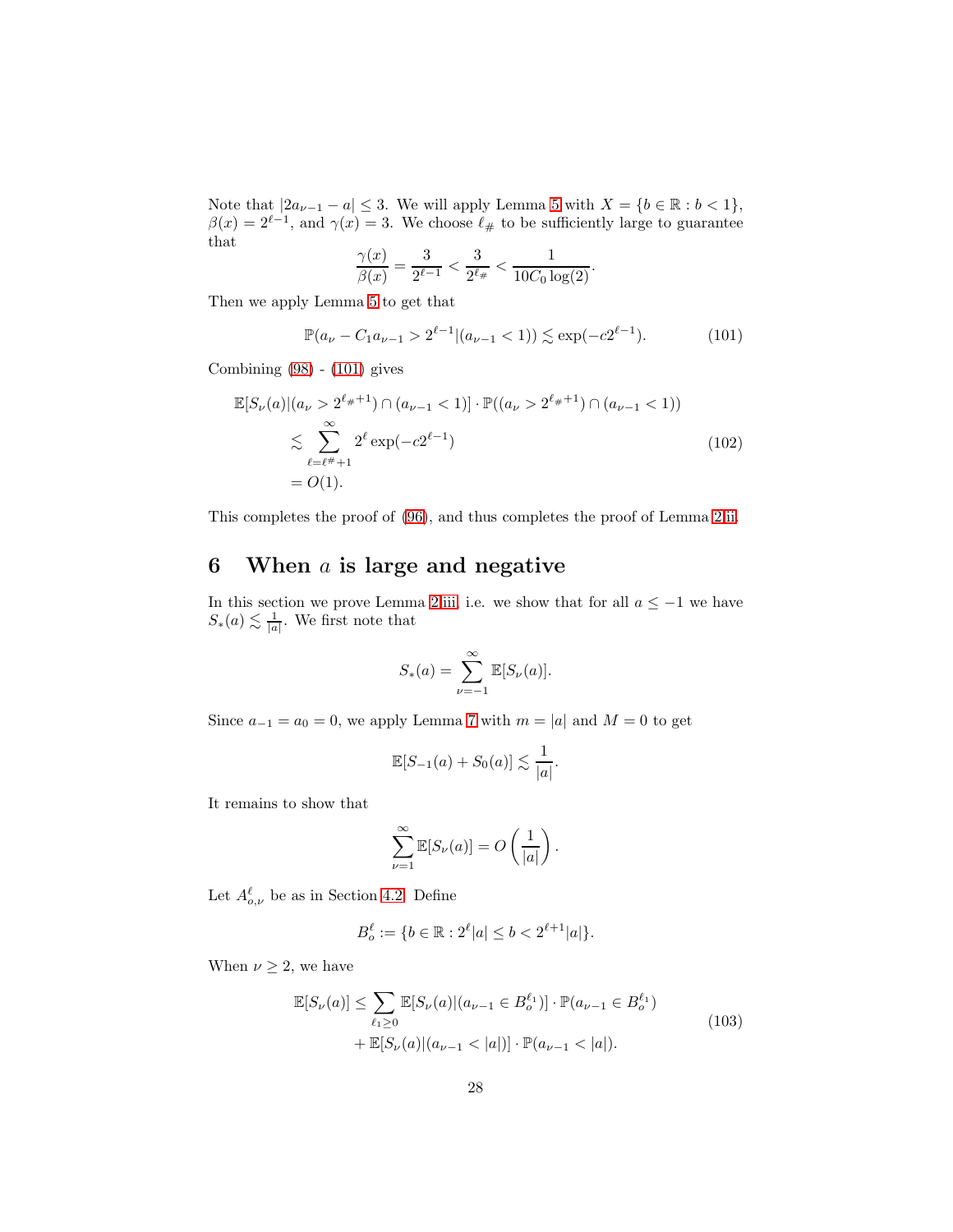Note that $|2a_{\nu-1} - a| \le 3$. We will apply Lemma 5 with $X = \{b \in \mathbb{R} : b < 1\}$, $\beta(x) = 2^{\ell-1}$, and $\gamma(x) = 3$. We choose $\ell_\#$ to be sufficiently large to guarantee that

$$\frac{\gamma(x)}{\beta(x)} = \frac{3}{2^{\ell-1}} < \frac{3}{2^{\ell_\#}} < \frac{1}{10C_0 \log(2)}.$$

Then we apply Lemma 5 to get that

$$\mathbb{P}(a_\nu - C_1 a_{\nu-1} > 2^{\ell-1} | (a_{\nu-1} < 1)) \lesssim \exp(-c2^{\ell-1}). \tag{101}$$

Combining (98) - (101) gives

$$\begin{aligned}
&\mathbb{E}[S_\nu(a) | (a_\nu > 2^{\ell_\#+1}) \cap (a_{\nu-1} < 1)] \cdot \mathbb{P}((a_\nu > 2^{\ell_\#+1}) \cap (a_{\nu-1} < 1)) \\
&\lesssim \sum_{\ell=\ell^\#+1}^{\infty} 2^\ell \exp(-c2^{\ell-1}) \\
&= O(1).
\end{aligned} \tag{102}$$

This completes the proof of (96), and thus completes the proof of Lemma 2.ii.

# 6 When $a$ is large and negative

In this section we prove Lemma 2.iii, i.e. we show that for all $a \le -1$ we have $S_*(a) \lesssim \frac{1}{|a|}$. We first note that

$$S_*(a) = \sum_{\nu=-1}^{\infty} \mathbb{E}[S_\nu(a)].$$

Since $a_{-1} = a_0 = 0$, we apply Lemma 7 with $m = |a|$ and $M = 0$ to get

$$\mathbb{E}[S_{-1}(a) + S_0(a)] \lesssim \frac{1}{|a|}.$$

It remains to show that

$$\sum_{\nu=1}^{\infty} \mathbb{E}[S_\nu(a)] = O\left(\frac{1}{|a|}\right).$$

Let $A^\ell_{o,\nu}$ be as in Section 4.2. Define

$$B^\ell_o := \{b \in \mathbb{R} : 2^\ell |a| \le b < 2^{\ell+1}|a|\}.$$

When $\nu \ge 2$, we have

$$\begin{aligned}
\mathbb{E}[S_\nu(a)] \le &\sum_{\ell_1 \ge 0} \mathbb{E}[S_\nu(a) | (a_{\nu-1} \in B^{\ell_1}_o)] \cdot \mathbb{P}(a_{\nu-1} \in B^{\ell_1}_o) \\
&+ \mathbb{E}[S_\nu(a) | (a_{\nu-1} < |a|)] \cdot \mathbb{P}(a_{\nu-1} < |a|).
\end{aligned} \tag{103}$$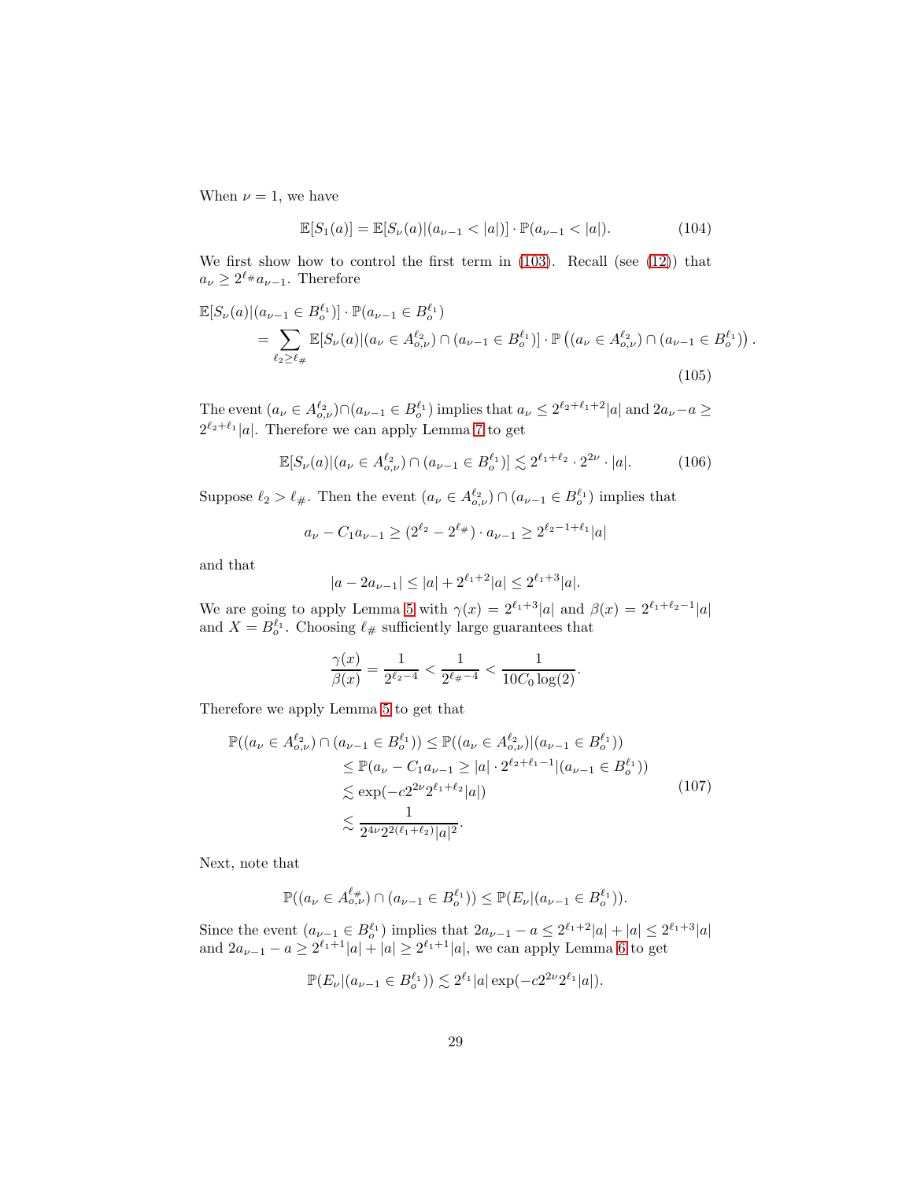When $\nu = 1$, we have

$$\mathbb{E}[S_1(a)] = \mathbb{E}[S_\nu(a)|(a_{\nu-1} < |a|)] \cdot \mathbb{P}(a_{\nu-1} < |a|). \tag{104}$$

We first show how to control the first term in (103). Recall (see (12)) that $a_\nu \geq 2^{\ell_\#} a_{\nu-1}$. Therefore

$$\begin{aligned}
&\mathbb{E}[S_\nu(a)|(a_{\nu-1} \in B_o^{\ell_1})] \cdot \mathbb{P}(a_{\nu-1} \in B_o^{\ell_1}) \\
&\quad = \sum_{\ell_2 \geq \ell_\#} \mathbb{E}[S_\nu(a)|(a_\nu \in A_{o,\nu}^{\ell_2}) \cap (a_{\nu-1} \in B_o^{\ell_1})] \cdot \mathbb{P}\left((a_\nu \in A_{o,\nu}^{\ell_2}) \cap (a_{\nu-1} \in B_o^{\ell_1})\right).
\end{aligned} \tag{105}$$

The event $(a_\nu \in A_{o,\nu}^{\ell_2}) \cap (a_{\nu-1} \in B_o^{\ell_1})$ implies that $a_\nu \leq 2^{\ell_2+\ell_1+2}|a|$ and $2a_\nu - a \geq 2^{\ell_2+\ell_1}|a|$. Therefore we can apply Lemma 7 to get

$$\mathbb{E}[S_\nu(a)|(a_\nu \in A_{o,\nu}^{\ell_2}) \cap (a_{\nu-1} \in B_o^{\ell_1})] \lesssim 2^{\ell_1+\ell_2} \cdot 2^{2\nu} \cdot |a|. \tag{106}$$

Suppose $\ell_2 > \ell_\#$. Then the event $(a_\nu \in A_{o,\nu}^{\ell_2}) \cap (a_{\nu-1} \in B_o^{\ell_1})$ implies that

$$a_\nu - C_1 a_{\nu-1} \geq (2^{\ell_2} - 2^{\ell_\#}) \cdot a_{\nu-1} \geq 2^{\ell_2-1+\ell_1}|a|$$

and that

$$|a - 2a_{\nu-1}| \leq |a| + 2^{\ell_1+2}|a| \leq 2^{\ell_1+3}|a|.$$

We are going to apply Lemma 5 with $\gamma(x) = 2^{\ell_1+3}|a|$ and $\beta(x) = 2^{\ell_1+\ell_2-1}|a|$ and $X = B_o^{\ell_1}$. Choosing $\ell_\#$ sufficiently large guarantees that

$$\frac{\gamma(x)}{\beta(x)} = \frac{1}{2^{\ell_2-4}} < \frac{1}{2^{\ell_\#-4}} < \frac{1}{10C_0\log(2)}.$$

Therefore we apply Lemma 5 to get that

$$\begin{aligned}
\mathbb{P}((a_\nu \in A_{o,\nu}^{\ell_2}) \cap (a_{\nu-1} \in B_o^{\ell_1})) &\leq \mathbb{P}((a_\nu \in A_{o,\nu}^{\ell_2})|(a_{\nu-1} \in B_o^{\ell_1})) \\
&\leq \mathbb{P}(a_\nu - C_1 a_{\nu-1} \geq |a| \cdot 2^{\ell_2+\ell_1-1}|(a_{\nu-1} \in B_o^{\ell_1})) \\
&\lesssim \exp(-c2^{2\nu}2^{\ell_1+\ell_2}|a|) \\
&\lesssim \frac{1}{2^{4\nu}2^{2(\ell_1+\ell_2)}|a|^2}.
\end{aligned} \tag{107}$$

Next, note that

$$\mathbb{P}((a_\nu \in A_{o,\nu}^{\ell_\#}) \cap (a_{\nu-1} \in B_o^{\ell_1})) \leq \mathbb{P}(E_\nu|(a_{\nu-1} \in B_o^{\ell_1})).$$

Since the event $(a_{\nu-1} \in B_o^{\ell_1})$ implies that $2a_{\nu-1} - a \leq 2^{\ell_1+2}|a| + |a| \leq 2^{\ell_1+3}|a|$ and $2a_{\nu-1} - a \geq 2^{\ell_1+1}|a| + |a| \geq 2^{\ell_1+1}|a|$, we can apply Lemma 6 to get

$$\mathbb{P}(E_\nu|(a_{\nu-1} \in B_o^{\ell_1})) \lesssim 2^{\ell_1}|a| \exp(-c2^{2\nu}2^{\ell_1}|a|).$$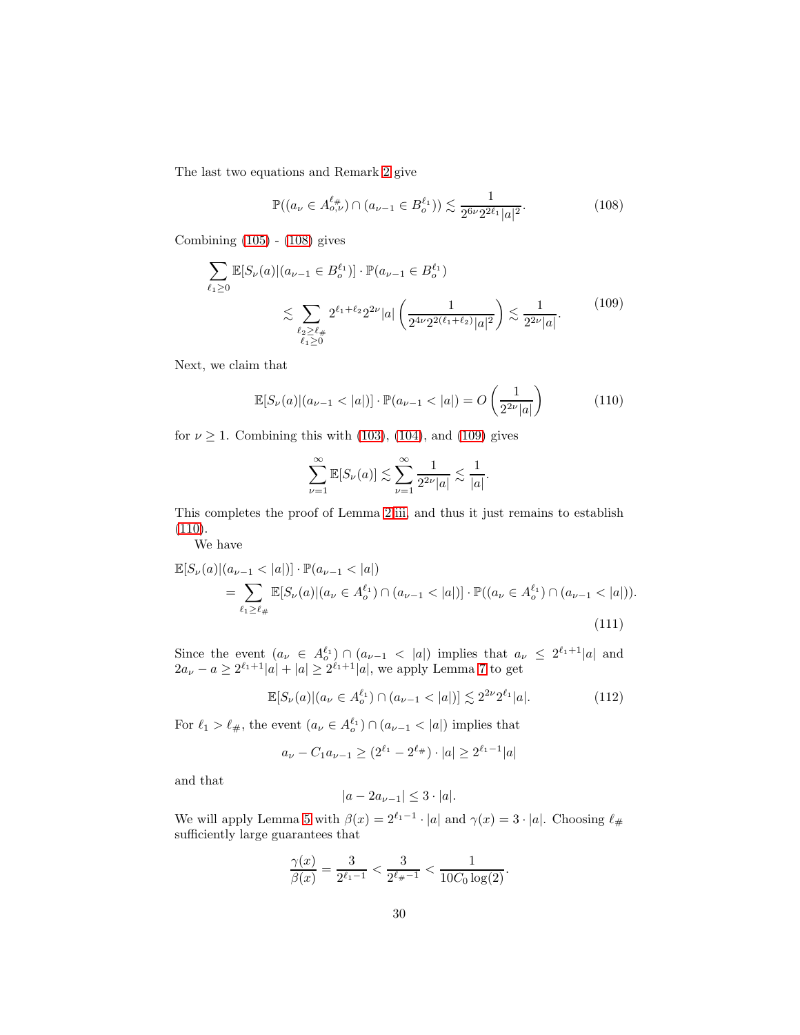The last two equations and Remark 2 give

$$\mathbb{P}((a_\nu \in A_{o,\nu}^{\ell_\#}) \cap (a_{\nu-1} \in B_o^{\ell_1})) \lesssim \frac{1}{2^{6\nu} 2^{2\ell_1} |a|^2}. \tag{108}$$

Combining (105) - (108) gives

$$\begin{aligned} \sum_{\ell_1 \geq 0} \mathbb{E}[S_\nu(a) | (a_{\nu-1} \in B_o^{\ell_1})] \cdot \mathbb{P}(a_{\nu-1} \in B_o^{\ell_1}) \\ \lesssim \sum_{\substack{\ell_2 \geq \ell_\# \\ \ell_1 \geq 0}} 2^{\ell_1+\ell_2} 2^{2\nu} |a| \left( \frac{1}{2^{4\nu} 2^{2(\ell_1+\ell_2)} |a|^2} \right) \lesssim \frac{1}{2^{2\nu}|a|}. \end{aligned} \tag{109}$$

Next, we claim that

$$\mathbb{E}[S_\nu(a) | (a_{\nu-1} < |a|)] \cdot \mathbb{P}(a_{\nu-1} < |a|) = O\left( \frac{1}{2^{2\nu}|a|} \right) \tag{110}$$

for $\nu \geq 1$. Combining this with (103), (104), and (109) gives

$$\sum_{\nu=1}^{\infty} \mathbb{E}[S_\nu(a)] \lesssim \sum_{\nu=1}^{\infty} \frac{1}{2^{2\nu}|a|} \lesssim \frac{1}{|a|}.$$

This completes the proof of Lemma 2 iii, and thus it just remains to establish (110).

We have

$$\begin{aligned} &\mathbb{E}[S_\nu(a) | (a_{\nu-1} < |a|)] \cdot \mathbb{P}(a_{\nu-1} < |a|) \\ &\quad = \sum_{\ell_1 \geq \ell_\#} \mathbb{E}[S_\nu(a) | (a_\nu \in A_o^{\ell_1}) \cap (a_{\nu-1} < |a|)] \cdot \mathbb{P}((a_\nu \in A_o^{\ell_1}) \cap (a_{\nu-1} < |a|)). \end{aligned} \tag{111}$$

Since the event $(a_\nu \in A_o^{\ell_1}) \cap (a_{\nu-1} < |a|)$ implies that $a_\nu \leq 2^{\ell_1+1}|a|$ and $2a_\nu - a \geq 2^{\ell_1+1}|a| + |a| \geq 2^{\ell_1+1}|a|$, we apply Lemma 7 to get

$$\mathbb{E}[S_\nu(a) | (a_\nu \in A_o^{\ell_1}) \cap (a_{\nu-1} < |a|)] \lesssim 2^{2\nu} 2^{\ell_1} |a|. \tag{112}$$

For $\ell_1 > \ell_\#$, the event $(a_\nu \in A_o^{\ell_1}) \cap (a_{\nu-1} < |a|)$ implies that

$$a_\nu - C_1 a_{\nu-1} \geq (2^{\ell_1} - 2^{\ell_\#}) \cdot |a| \geq 2^{\ell_1 - 1}|a|$$

and that

$$|a - 2a_{\nu-1}| \leq 3 \cdot |a|.$$

We will apply Lemma 5 with $\beta(x) = 2^{\ell_1-1} \cdot |a|$ and $\gamma(x) = 3 \cdot |a|$. Choosing $\ell_\#$ sufficiently large guarantees that

$$\frac{\gamma(x)}{\beta(x)} = \frac{3}{2^{\ell_1-1}} < \frac{3}{2^{\ell_\#-1}} < \frac{1}{10C_0 \log(2)}.$$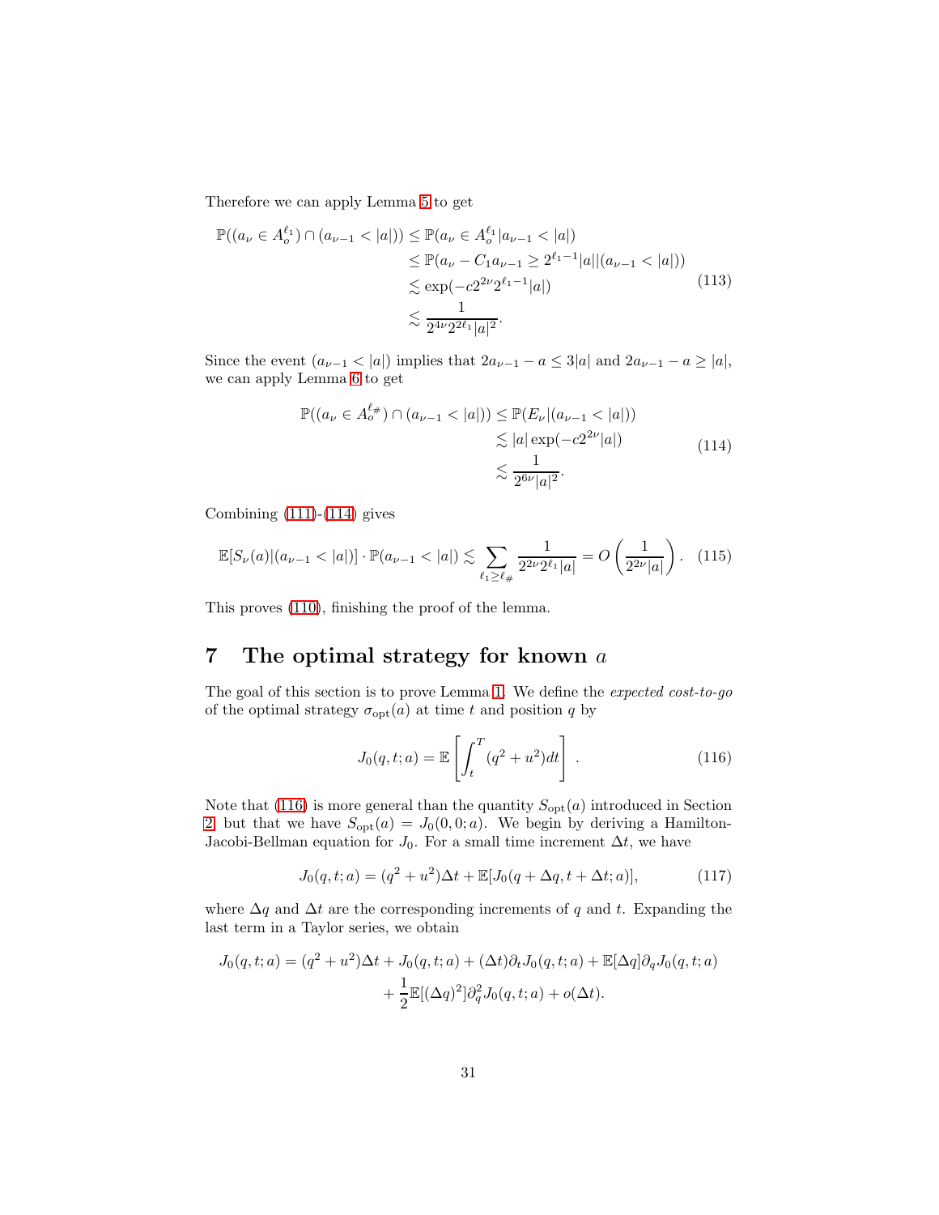Therefore we can apply Lemma 5 to get

$$
\begin{aligned}
\mathbb{P}((a_\nu \in A_o^{\ell_1}) \cap (a_{\nu-1} < |a|)) &\leq \mathbb{P}(a_\nu \in A_o^{\ell_1} | a_{\nu-1} < |a|) \\
&\leq \mathbb{P}(a_\nu - C_1 a_{\nu-1} \geq 2^{\ell_1 - 1}|a| | (a_{\nu-1} < |a|)) \\
&\lesssim \exp(-c 2^{2\nu} 2^{\ell_1 - 1}|a|) \\
&\lesssim \frac{1}{2^{4\nu} 2^{2\ell_1} |a|^2}.
\end{aligned} \tag{113}
$$

Since the event $(a_{\nu-1} < |a|)$ implies that $2a_{\nu-1} - a \leq 3|a|$ and $2a_{\nu-1} - a \geq |a|$, we can apply Lemma 6 to get

$$
\begin{aligned}
\mathbb{P}((a_\nu \in A_o^{\ell_\#}) \cap (a_{\nu-1} < |a|)) &\leq \mathbb{P}(E_\nu | (a_{\nu-1} < |a|)) \\
&\lesssim |a| \exp(-c 2^{2\nu}|a|) \\
&\lesssim \frac{1}{2^{6\nu}|a|^2}.
\end{aligned} \tag{114}
$$

Combining (111)-(114) gives

$$
\mathbb{E}[S_\nu(a) | (a_{\nu-1} < |a|)] \cdot \mathbb{P}(a_{\nu-1} < |a|) \lesssim \sum_{\ell_1 \geq \ell_\#} \frac{1}{2^{2\nu} 2^{\ell_1} |a|} = O\left(\frac{1}{2^{2\nu}|a|}\right). \tag{115}
$$

This proves (110), finishing the proof of the lemma.

# 7 The optimal strategy for known $a$

The goal of this section is to prove Lemma 1. We define the *expected cost-to-go* of the optimal strategy $\sigma_{\text{opt}}(a)$ at time $t$ and position $q$ by

$$
J_0(q, t; a) = \mathbb{E}\left[\int_t^T (q^2 + u^2) dt\right]. \tag{116}
$$

Note that (116) is more general than the quantity $S_{\text{opt}}(a)$ introduced in Section 2, but that we have $S_{\text{opt}}(a) = J_0(0, 0; a)$. We begin by deriving a Hamilton-Jacobi-Bellman equation for $J_0$. For a small time increment $\Delta t$, we have

$$
J_0(q, t; a) = (q^2 + u^2)\Delta t + \mathbb{E}[J_0(q + \Delta q, t + \Delta t; a)], \tag{117}
$$

where $\Delta q$ and $\Delta t$ are the corresponding increments of $q$ and $t$. Expanding the last term in a Taylor series, we obtain

$$
\begin{aligned}
J_0(q, t; a) = (q^2 + u^2)\Delta t + J_0(q, t; a) + (\Delta t)\partial_t J_0(q, t; a) + \mathbb{E}[\Delta q]\partial_q J_0(q, t; a) \\
+ \frac{1}{2}\mathbb{E}[(\Delta q)^2]\partial_q^2 J_0(q, t; a) + o(\Delta t).
\end{aligned}
$$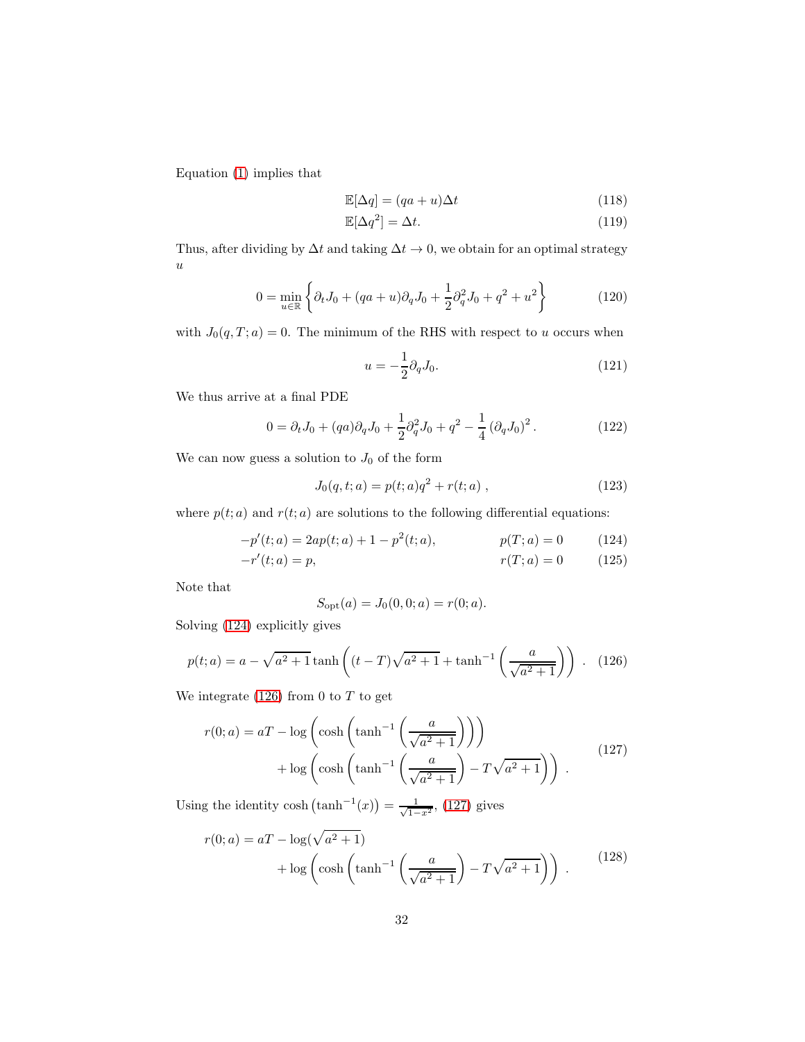Equation (1) implies that

$$\mathbb{E}[\Delta q] = (qa + u)\Delta t \tag{118}$$

$$\mathbb{E}[\Delta q^2] = \Delta t. \tag{119}$$

Thus, after dividing by $\Delta t$ and taking $\Delta t \to 0$, we obtain for an optimal strategy $u$

$$0 = \min_{u \in \mathbb{R}} \left\{ \partial_t J_0 + (qa + u)\partial_q J_0 + \frac{1}{2}\partial_q^2 J_0 + q^2 + u^2 \right\} \tag{120}$$

with $J_0(q, T; a) = 0$. The minimum of the RHS with respect to $u$ occurs when

$$u = -\frac{1}{2}\partial_q J_0. \tag{121}$$

We thus arrive at a final PDE

$$0 = \partial_t J_0 + (qa)\partial_q J_0 + \frac{1}{2}\partial_q^2 J_0 + q^2 - \frac{1}{4}\left(\partial_q J_0\right)^2. \tag{122}$$

We can now guess a solution to $J_0$ of the form

$$J_0(q, t; a) = p(t; a)q^2 + r(t; a)\ , \tag{123}$$

where $p(t; a)$ and $r(t; a)$ are solutions to the following differential equations:

$$-p'(t; a) = 2ap(t; a) + 1 - p^2(t; a), \qquad p(T; a) = 0 \tag{124}$$

$$-r'(t; a) = p, \qquad r(T; a) = 0 \tag{125}$$

Note that

$$S_{\text{opt}}(a) = J_0(0, 0; a) = r(0; a).$$

Solving (124) explicitly gives

$$p(t; a) = a - \sqrt{a^2 + 1}\tanh\left((t - T)\sqrt{a^2 + 1} + \tanh^{-1}\left(\frac{a}{\sqrt{a^2 + 1}}\right)\right)\ . \tag{126}$$

We integrate (126) from 0 to $T$ to get

$$\begin{aligned} r(0; a) = aT &- \log\left(\cosh\left(\tanh^{-1}\left(\frac{a}{\sqrt{a^2 + 1}}\right)\right)\right) \\ &+ \log\left(\cosh\left(\tanh^{-1}\left(\frac{a}{\sqrt{a^2 + 1}}\right) - T\sqrt{a^2 + 1}\right)\right)\ . \end{aligned} \tag{127}$$

Using the identity $\cosh\left(\tanh^{-1}(x)\right) = \frac{1}{\sqrt{1 - x^2}}$, (127) gives

$$\begin{aligned} r(0; a) = aT &- \log(\sqrt{a^2 + 1}) \\ &+ \log\left(\cosh\left(\tanh^{-1}\left(\frac{a}{\sqrt{a^2 + 1}}\right) - T\sqrt{a^2 + 1}\right)\right)\ . \end{aligned} \tag{128}$$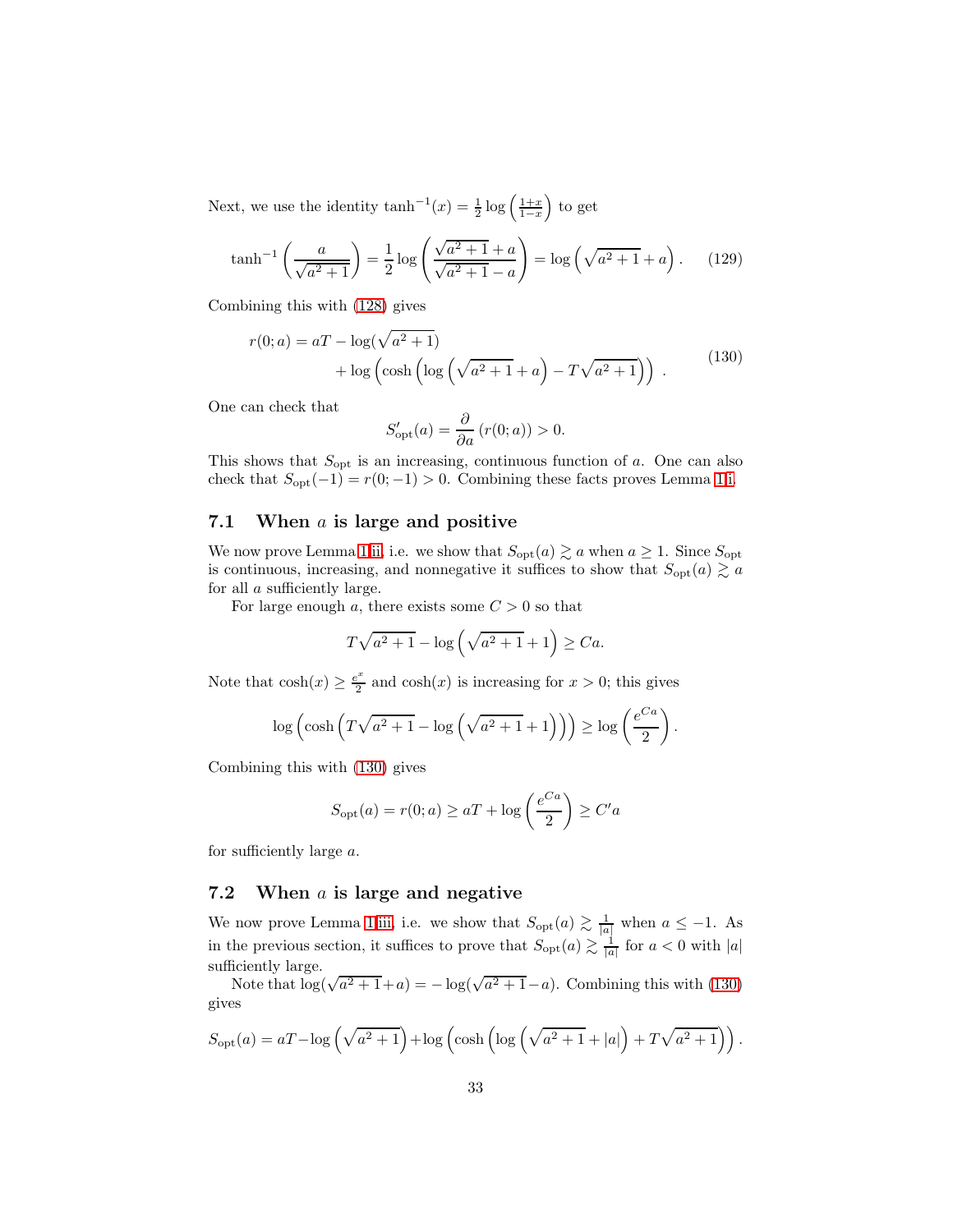Next, we use the identity $\tanh^{-1}(x) = \frac{1}{2}\log\left(\frac{1+x}{1-x}\right)$ to get

$$\tanh^{-1}\left(\frac{a}{\sqrt{a^2+1}}\right) = \frac{1}{2}\log\left(\frac{\sqrt{a^2+1}+a}{\sqrt{a^2+1}-a}\right) = \log\left(\sqrt{a^2+1}+a\right). \tag{129}$$

Combining this with (128) gives

$$\begin{aligned} r(0;a) = aT &- \log(\sqrt{a^2+1}) \\ &+ \log\left(\cosh\left(\log\left(\sqrt{a^2+1}+a\right) - T\sqrt{a^2+1}\right)\right) \ . \end{aligned} \tag{130}$$

One can check that

$$S_{\text{opt}}'(a) = \frac{\partial}{\partial a}\left(r(0;a)\right) > 0.$$

This shows that $S_{\text{opt}}$ is an increasing, continuous function of $a$. One can also check that $S_{\text{opt}}(-1) = r(0;-1) > 0$. Combining these facts proves Lemma 1.i.

## 7.1 When $a$ is large and positive

We now prove Lemma 1.ii, i.e. we show that $S_{\text{opt}}(a) \gtrsim a$ when $a \geq 1$. Since $S_{\text{opt}}$ is continuous, increasing, and nonnegative it suffices to show that $S_{\text{opt}}(a) \gtrsim a$ for all $a$ sufficiently large.

For large enough $a$, there exists some $C > 0$ so that

$$T\sqrt{a^2+1} - \log\left(\sqrt{a^2+1}+1\right) \geq Ca.$$

Note that $\cosh(x) \geq \frac{e^x}{2}$ and $\cosh(x)$ is increasing for $x > 0$; this gives

$$\log\left(\cosh\left(T\sqrt{a^2+1} - \log\left(\sqrt{a^2+1}+1\right)\right)\right) \geq \log\left(\frac{e^{Ca}}{2}\right).$$

Combining this with (130) gives

$$S_{\text{opt}}(a) = r(0;a) \geq aT + \log\left(\frac{e^{Ca}}{2}\right) \geq C'a$$

for sufficiently large $a$.

## 7.2 When $a$ is large and negative

We now prove Lemma 1.iii, i.e. we show that $S_{\text{opt}}(a) \gtrsim \frac{1}{|a|}$ when $a \leq -1$. As in the previous section, it suffices to prove that $S_{\text{opt}}(a) \gtrsim \frac{1}{|a|}$ for $a < 0$ with $|a|$ sufficiently large.

Note that $\log(\sqrt{a^2+1}+a) = -\log(\sqrt{a^2+1}-a)$. Combining this with (130) gives

$$S_{\text{opt}}(a) = aT - \log\left(\sqrt{a^2+1}\right) + \log\left(\cosh\left(\log\left(\sqrt{a^2+1}+|a|\right) + T\sqrt{a^2+1}\right)\right).$$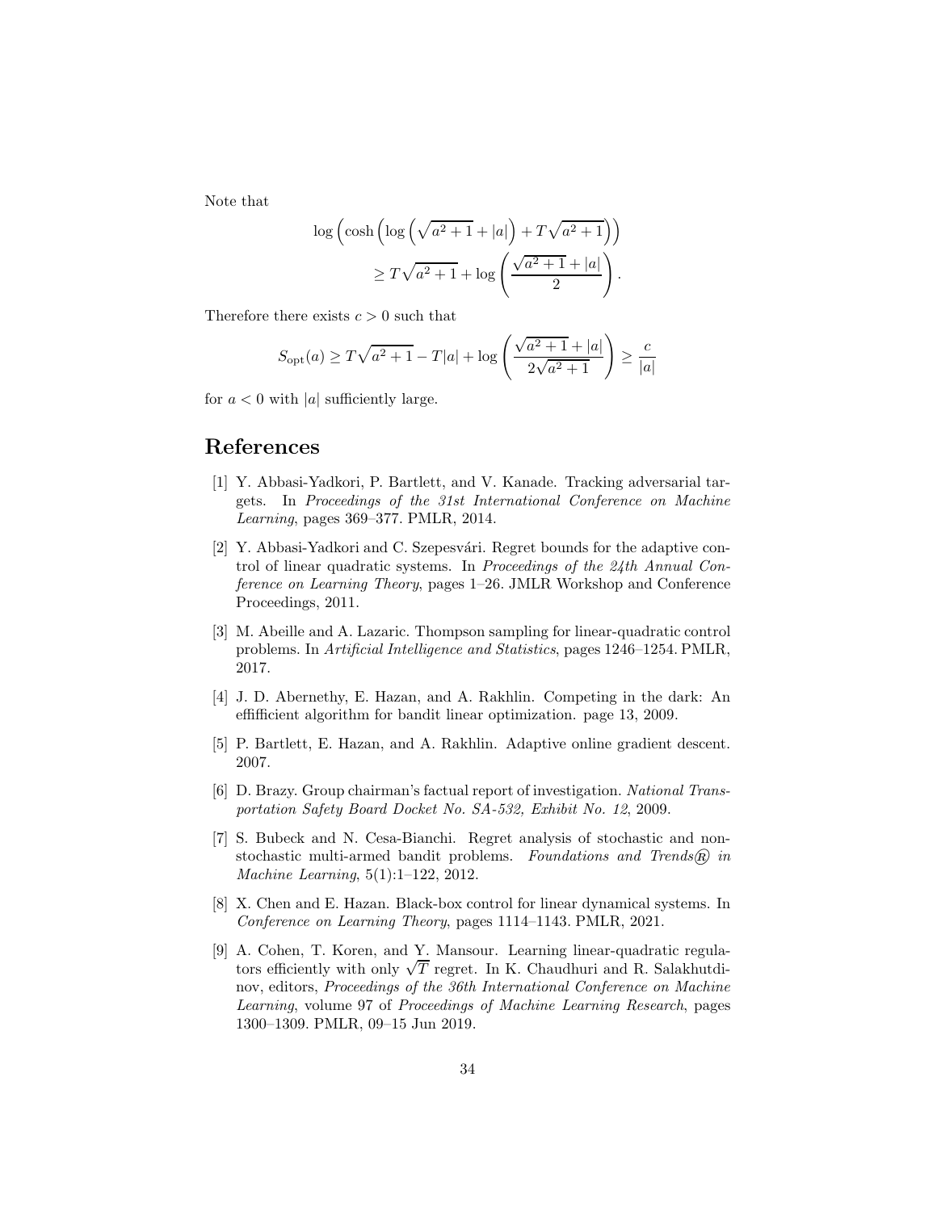Note that

$$\log\left(\cosh\left(\log\left(\sqrt{a^2+1}+|a|\right)+T\sqrt{a^2+1}\right)\right)$$
$$\geq T\sqrt{a^2+1}+\log\left(\frac{\sqrt{a^2+1}+|a|}{2}\right).$$

Therefore there exists $c > 0$ such that

$$S_{\text{opt}}(a) \geq T\sqrt{a^2+1} - T|a| + \log\left(\frac{\sqrt{a^2+1}+|a|}{2\sqrt{a^2+1}}\right) \geq \frac{c}{|a|}$$

for $a < 0$ with $|a|$ sufficiently large.

# References

[1] Y. Abbasi-Yadkori, P. Bartlett, and V. Kanade. Tracking adversarial targets. In *Proceedings of the 31st International Conference on Machine Learning*, pages 369–377. PMLR, 2014.

[2] Y. Abbasi-Yadkori and C. Szepesvári. Regret bounds for the adaptive control of linear quadratic systems. In *Proceedings of the 24th Annual Conference on Learning Theory*, pages 1–26. JMLR Workshop and Conference Proceedings, 2011.

[3] M. Abeille and A. Lazaric. Thompson sampling for linear-quadratic control problems. In *Artificial Intelligence and Statistics*, pages 1246–1254. PMLR, 2017.

[4] J. D. Abernethy, E. Hazan, and A. Rakhlin. Competing in the dark: An effifficient algorithm for bandit linear optimization. page 13, 2009.

[5] P. Bartlett, E. Hazan, and A. Rakhlin. Adaptive online gradient descent. 2007.

[6] D. Brazy. Group chairman's factual report of investigation. *National Transportation Safety Board Docket No. SA-532, Exhibit No. 12*, 2009.

[7] S. Bubeck and N. Cesa-Bianchi. Regret analysis of stochastic and nonstochastic multi-armed bandit problems. *Foundations and Trends® in Machine Learning*, 5(1):1–122, 2012.

[8] X. Chen and E. Hazan. Black-box control for linear dynamical systems. In *Conference on Learning Theory*, pages 1114–1143. PMLR, 2021.

[9] A. Cohen, T. Koren, and Y. Mansour. Learning linear-quadratic regulators efficiently with only $\sqrt{T}$ regret. In K. Chaudhuri and R. Salakhutdinov, editors, *Proceedings of the 36th International Conference on Machine Learning*, volume 97 of *Proceedings of Machine Learning Research*, pages 1300–1309. PMLR, 09–15 Jun 2019.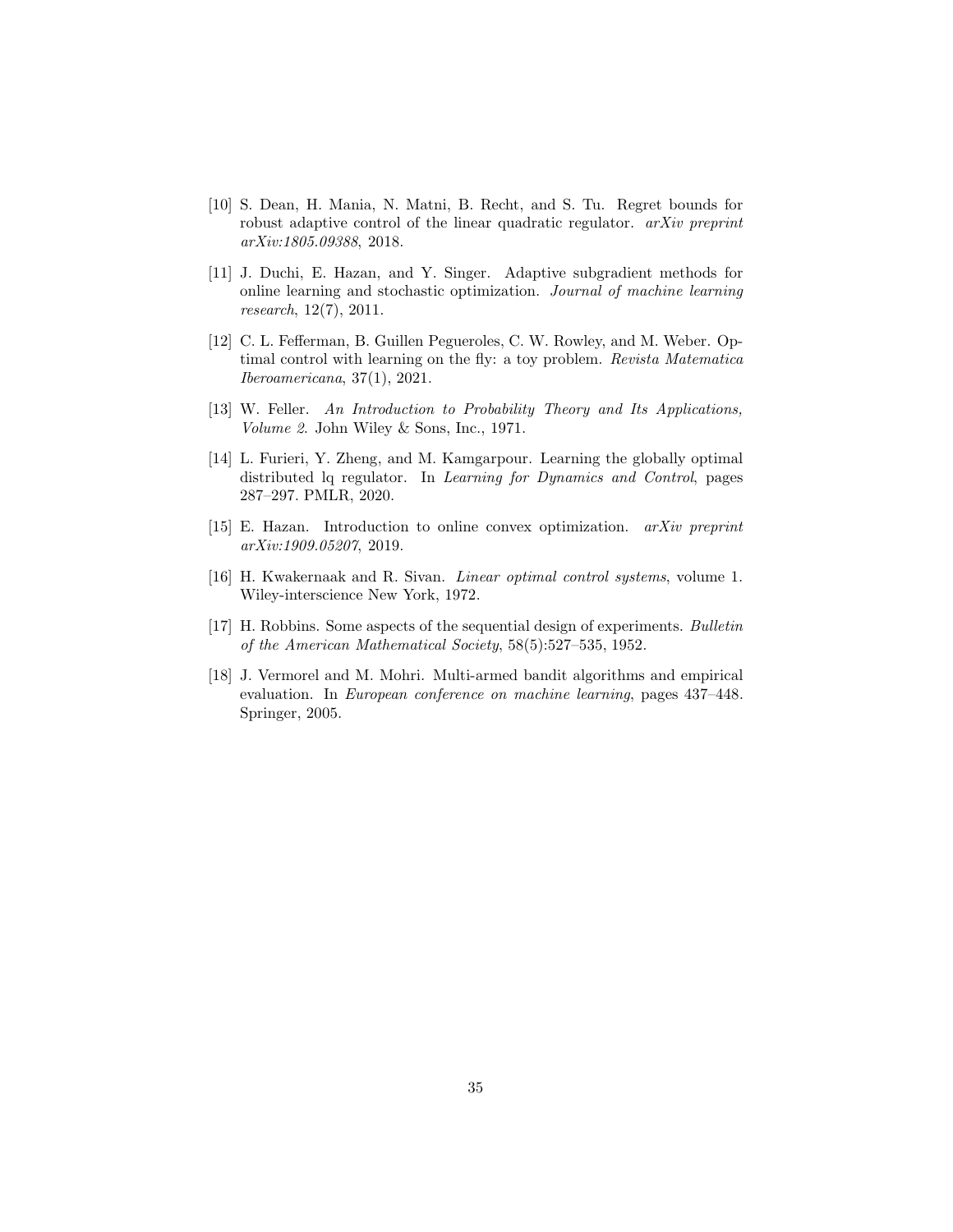[10] S. Dean, H. Mania, N. Matni, B. Recht, and S. Tu. Regret bounds for robust adaptive control of the linear quadratic regulator. *arXiv preprint arXiv:1805.09388*, 2018.

[11] J. Duchi, E. Hazan, and Y. Singer. Adaptive subgradient methods for online learning and stochastic optimization. *Journal of machine learning research*, 12(7), 2011.

[12] C. L. Fefferman, B. Guillen Pegueroles, C. W. Rowley, and M. Weber. Optimal control with learning on the fly: a toy problem. *Revista Matematica Iberoamericana*, 37(1), 2021.

[13] W. Feller. *An Introduction to Probability Theory and Its Applications, Volume 2*. John Wiley & Sons, Inc., 1971.

[14] L. Furieri, Y. Zheng, and M. Kamgarpour. Learning the globally optimal distributed lq regulator. In *Learning for Dynamics and Control*, pages 287–297. PMLR, 2020.

[15] E. Hazan. Introduction to online convex optimization. *arXiv preprint arXiv:1909.05207*, 2019.

[16] H. Kwakernaak and R. Sivan. *Linear optimal control systems*, volume 1. Wiley-interscience New York, 1972.

[17] H. Robbins. Some aspects of the sequential design of experiments. *Bulletin of the American Mathematical Society*, 58(5):527–535, 1952.

[18] J. Vermorel and M. Mohri. Multi-armed bandit algorithms and empirical evaluation. In *European conference on machine learning*, pages 437–448. Springer, 2005.